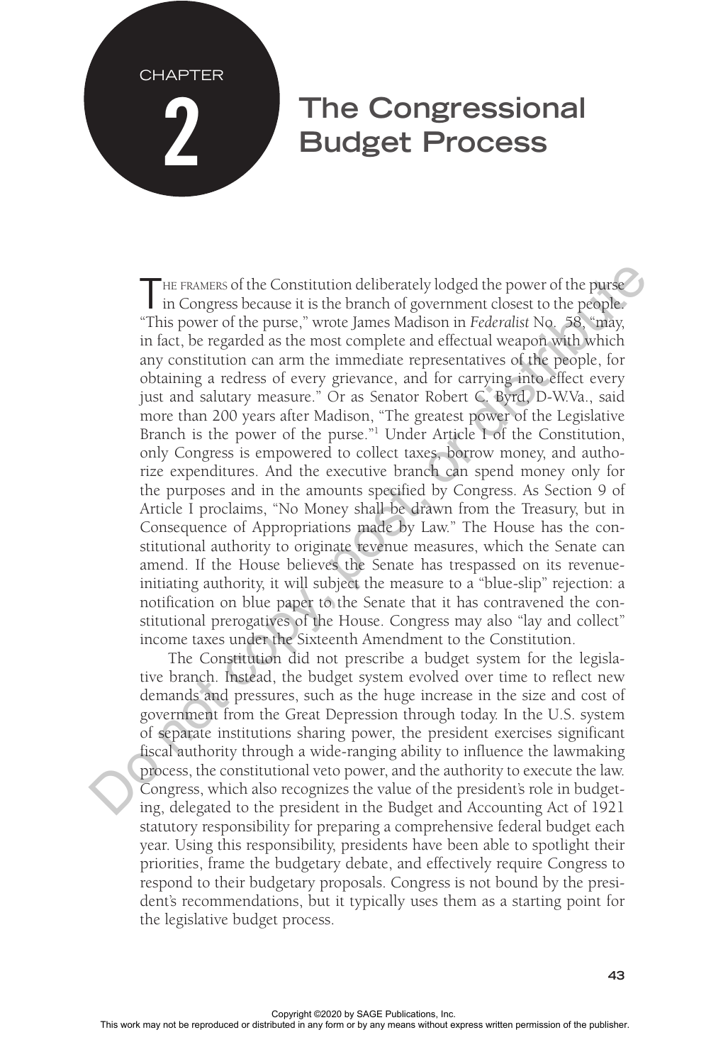CHAPTER 2

# The Congressional Budget Process

THE FRAMERS of the Constitution deliberately lodged the power of the purse in Congress because it is the branch of government closest to the people. "This power of the purse," wrote James Madison in *Federalist* No. 58, "may, in fact, be regarded as the most complete and effectual weapon with which any constitution can arm the immediate representatives of the people, for obtaining a redress of every grievance, and for carrying into effect every just and salutary measure." Or as Senator Robert C. Byrd, D-W.Va., said more than 200 years after Madison, "The greatest power of the Legislative Branch is the power of the purse."[1] Under Article I of the Constitution, only Congress is empowered to collect taxes, borrow money, and authorize expenditures. And the executive branch can spend money only for the purposes and in the amounts specified by Congress. As Section 9 of Article I proclaims, "No Money shall be drawn from the Treasury, but in Consequence of Appropriations made by Law." The House has the constitutional authority to originate revenue measures, which the Senate can amend. If the House believes the Senate has trespassed on its revenue-initiating authority, it will subject the measure to a "blue-slip" rejection: a notification on blue paper to the Senate that it has contravened the constitutional prerogatives of the House. Congress may also "lay and collect" income taxes under the Sixteenth Amendment to the Constitution.

The Constitution did not prescribe a budget system for the legislative branch. Instead, the budget system evolved over time to reflect new demands and pressures, such as the huge increase in the size and cost of government from the Great Depression through today. In the U.S. system of separate institutions sharing power, the president exercises significant fiscal authority through a wide-ranging ability to influence the lawmaking process, the constitutional veto power, and the authority to execute the law. Congress, which also recognizes the value of the president's role in budgeting, delegated to the president in the Budget and Accounting Act of 1921 statutory responsibility for preparing a comprehensive federal budget each year. Using this responsibility, presidents have been able to spotlight their priorities, frame the budgetary debate, and effectively require Congress to respond to their budgetary proposals. Congress is not bound by the president's recommendations, but it typically uses them as a starting point for the legislative budget process.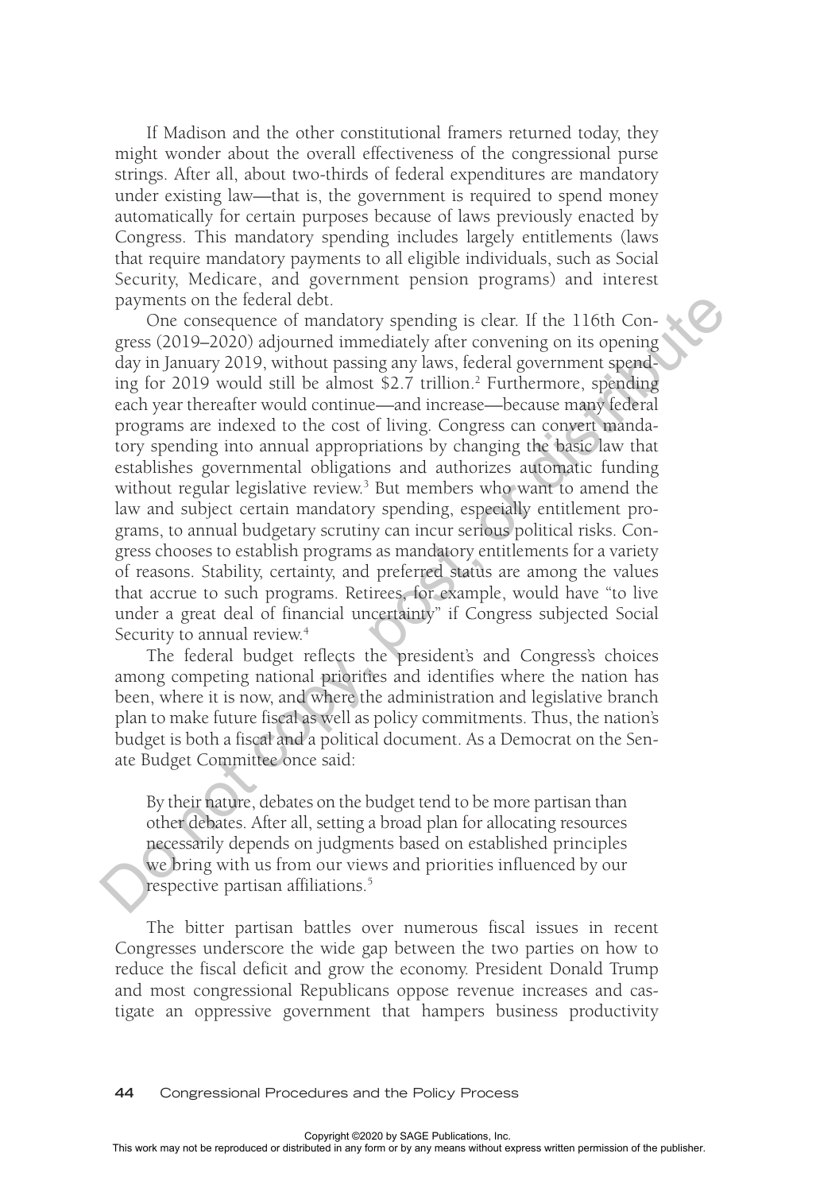If Madison and the other constitutional framers returned today, they might wonder about the overall effectiveness of the congressional purse strings. After all, about two-thirds of federal expenditures are mandatory under existing law—that is, the government is required to spend money automatically for certain purposes because of laws previously enacted by Congress. This mandatory spending includes largely entitlements (laws that require mandatory payments to all eligible individuals, such as Social Security, Medicare, and government pension programs) and interest payments on the federal debt.

One consequence of mandatory spending is clear. If the 116th Congress (2019–2020) adjourned immediately after convening on its opening day in January 2019, without passing any laws, federal government spending for 2019 would still be almost $2.7 trillion.[2] Furthermore, spending each year thereafter would continue—and increase—because many federal programs are indexed to the cost of living. Congress can convert mandatory spending into annual appropriations by changing the basic law that establishes governmental obligations and authorizes automatic funding without regular legislative review.[3] But members who want to amend the law and subject certain mandatory spending, especially entitlement programs, to annual budgetary scrutiny can incur serious political risks. Congress chooses to establish programs as mandatory entitlements for a variety of reasons. Stability, certainty, and preferred status are among the values that accrue to such programs. Retirees, for example, would have "to live under a great deal of financial uncertainty" if Congress subjected Social Security to annual review.[4]

The federal budget reflects the president's and Congress's choices among competing national priorities and identifies where the nation has been, where it is now, and where the administration and legislative branch plan to make future fiscal as well as policy commitments. Thus, the nation's budget is both a fiscal and a political document. As a Democrat on the Senate Budget Committee once said:

> By their nature, debates on the budget tend to be more partisan than other debates. After all, setting a broad plan for allocating resources necessarily depends on judgments based on established principles we bring with us from our views and priorities influenced by our respective partisan affiliations.[5]

The bitter partisan battles over numerous fiscal issues in recent Congresses underscore the wide gap between the two parties on how to reduce the fiscal deficit and grow the economy. President Donald Trump and most congressional Republicans oppose revenue increases and castigate an oppressive government that hampers business productivity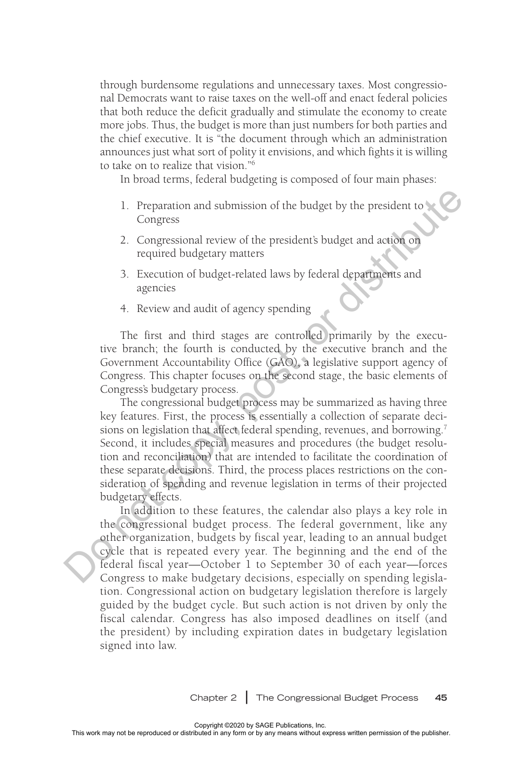through burdensome regulations and unnecessary taxes. Most congressional Democrats want to raise taxes on the well-off and enact federal policies that both reduce the deficit gradually and stimulate the economy to create more jobs. Thus, the budget is more than just numbers for both parties and the chief executive. It is "the document through which an administration announces just what sort of polity it envisions, and which fights it is willing to take on to realize that vision."[6]

In broad terms, federal budgeting is composed of four main phases:

1. Preparation and submission of the budget by the president to Congress
2. Congressional review of the president's budget and action on required budgetary matters
3. Execution of budget-related laws by federal departments and agencies
4. Review and audit of agency spending

The first and third stages are controlled primarily by the executive branch; the fourth is conducted by the executive branch and the Government Accountability Office (GAO), a legislative support agency of Congress. This chapter focuses on the second stage, the basic elements of Congress's budgetary process.

The congressional budget process may be summarized as having three key features. First, the process is essentially a collection of separate decisions on legislation that affect federal spending, revenues, and borrowing.[7] Second, it includes special measures and procedures (the budget resolution and reconciliation) that are intended to facilitate the coordination of these separate decisions. Third, the process places restrictions on the consideration of spending and revenue legislation in terms of their projected budgetary effects.

In addition to these features, the calendar also plays a key role in the congressional budget process. The federal government, like any other organization, budgets by fiscal year, leading to an annual budget cycle that is repeated every year. The beginning and the end of the federal fiscal year—October 1 to September 30 of each year—forces Congress to make budgetary decisions, especially on spending legislation. Congressional action on budgetary legislation therefore is largely guided by the budget cycle. But such action is not driven by only the fiscal calendar. Congress has also imposed deadlines on itself (and the president) by including expiration dates in budgetary legislation signed into law.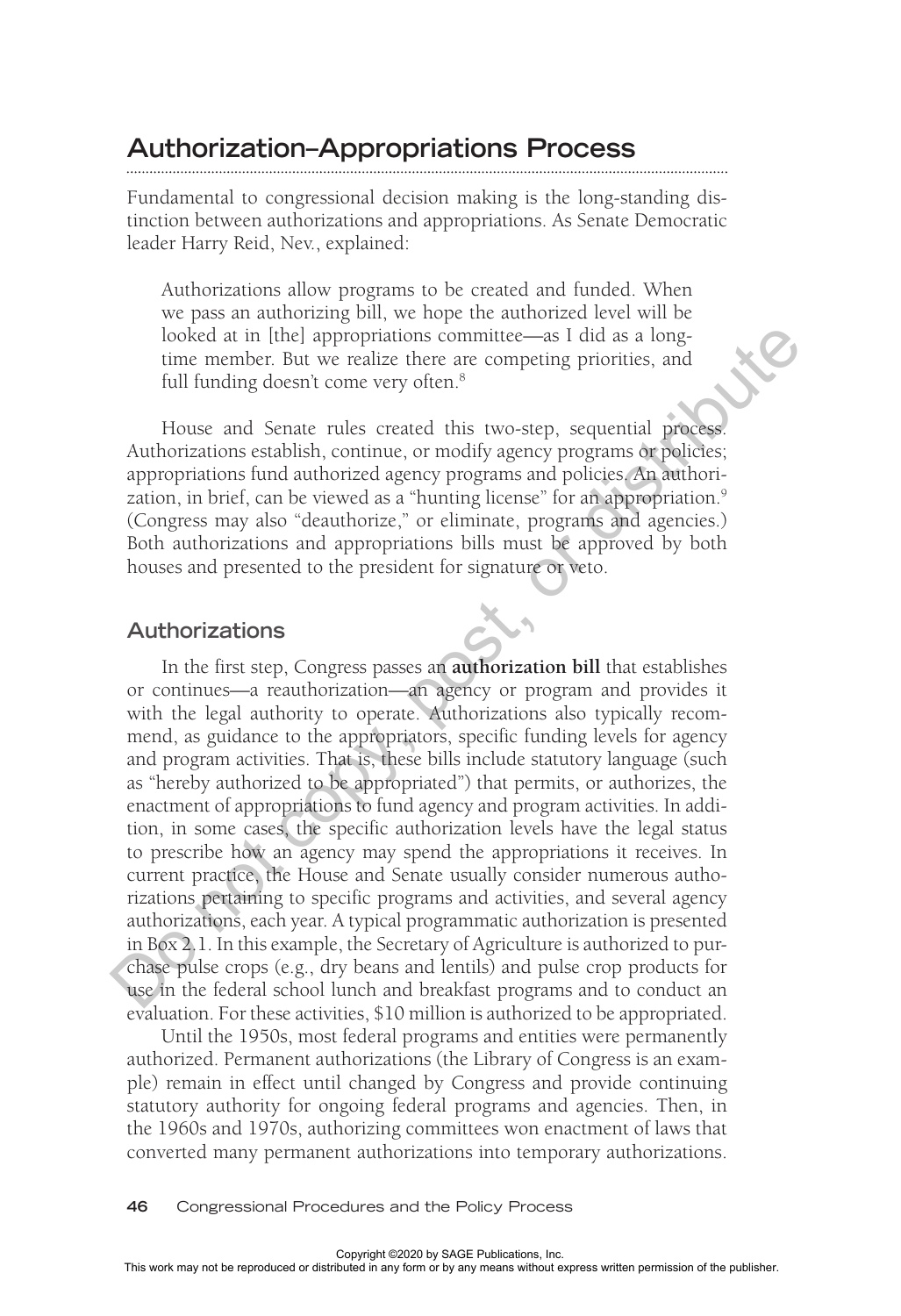## Authorization–Appropriations Process

Fundamental to congressional decision making is the long-standing distinction between authorizations and appropriations. As Senate Democratic leader Harry Reid, Nev., explained:

> Authorizations allow programs to be created and funded. When we pass an authorizing bill, we hope the authorized level will be looked at in [the] appropriations committee—as I did as a longtime member. But we realize there are competing priorities, and full funding doesn't come very often.[8]

House and Senate rules created this two-step, sequential process. Authorizations establish, continue, or modify agency programs or policies; appropriations fund authorized agency programs and policies. An authorization, in brief, can be viewed as a "hunting license" for an appropriation.[9] (Congress may also "deauthorize," or eliminate, programs and agencies.) Both authorizations and appropriations bills must be approved by both houses and presented to the president for signature or veto.

### Authorizations

In the first step, Congress passes an **authorization bill** that establishes or continues—a reauthorization—an agency or program and provides it with the legal authority to operate. Authorizations also typically recommend, as guidance to the appropriators, specific funding levels for agency and program activities. That is, these bills include statutory language (such as "hereby authorized to be appropriated") that permits, or authorizes, the enactment of appropriations to fund agency and program activities. In addition, in some cases, the specific authorization levels have the legal status to prescribe how an agency may spend the appropriations it receives. In current practice, the House and Senate usually consider numerous authorizations pertaining to specific programs and activities, and several agency authorizations, each year. A typical programmatic authorization is presented in Box 2.1. In this example, the Secretary of Agriculture is authorized to purchase pulse crops (e.g., dry beans and lentils) and pulse crop products for use in the federal school lunch and breakfast programs and to conduct an evaluation. For these activities, $10 million is authorized to be appropriated.

Until the 1950s, most federal programs and entities were permanently authorized. Permanent authorizations (the Library of Congress is an example) remain in effect until changed by Congress and provide continuing statutory authority for ongoing federal programs and agencies. Then, in the 1960s and 1970s, authorizing committees won enactment of laws that converted many permanent authorizations into temporary authorizations.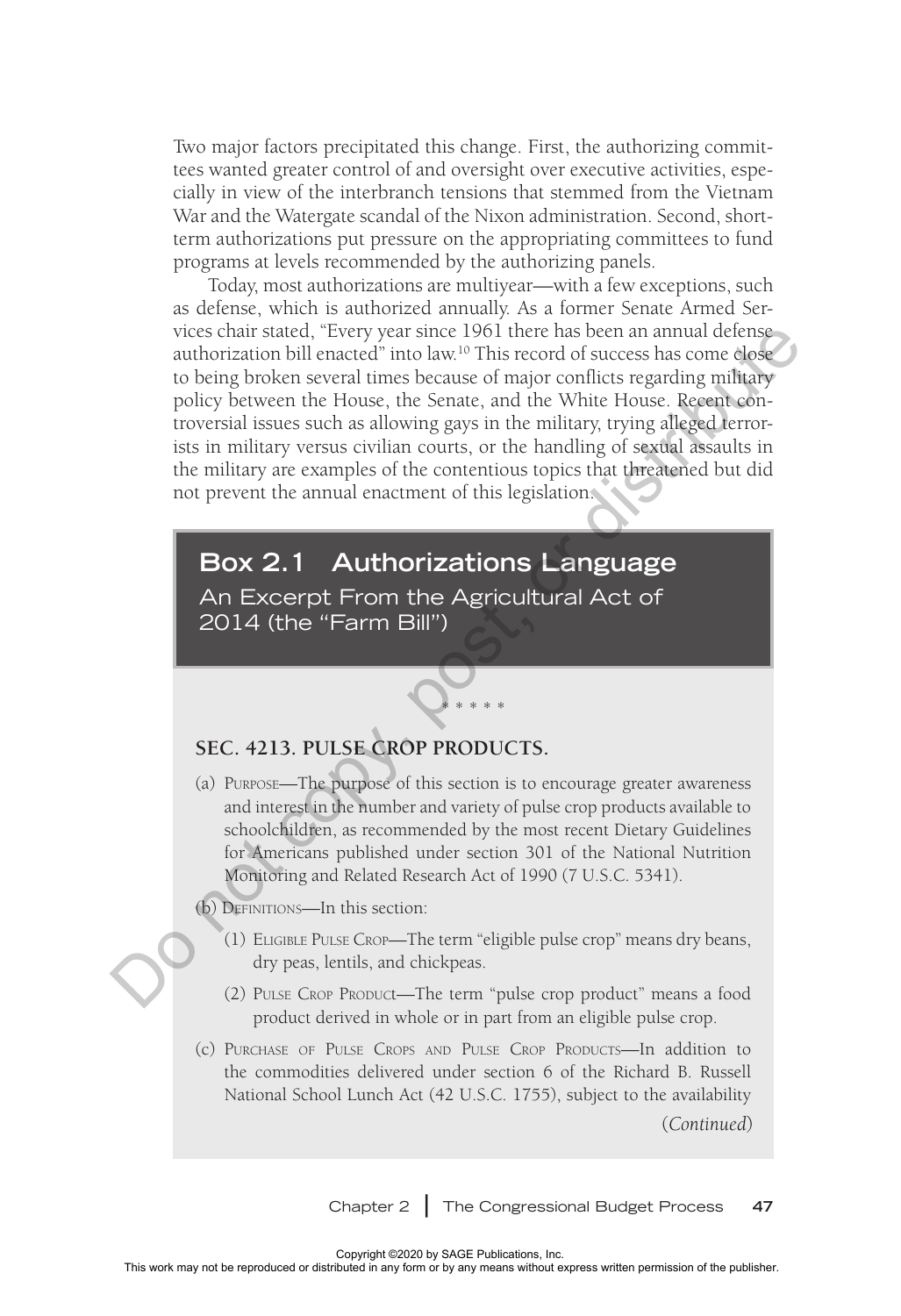Two major factors precipitated this change. First, the authorizing committees wanted greater control of and oversight over executive activities, especially in view of the interbranch tensions that stemmed from the Vietnam War and the Watergate scandal of the Nixon administration. Second, short-term authorizations put pressure on the appropriating committees to fund programs at levels recommended by the authorizing panels.

Today, most authorizations are multiyear—with a few exceptions, such as defense, which is authorized annually. As a former Senate Armed Services chair stated, "Every year since 1961 there has been an annual defense authorization bill enacted" into law.[10] This record of success has come close to being broken several times because of major conflicts regarding military policy between the House, the Senate, and the White House. Recent controversial issues such as allowing gays in the military, trying alleged terrorists in military versus civilian courts, or the handling of sexual assaults in the military are examples of the contentious topics that threatened but did not prevent the annual enactment of this legislation.

## Box 2.1 Authorizations Language

An Excerpt From the Agricultural Act of 2014 (the "Farm Bill")

\* \* \* \* \*

**SEC. 4213. PULSE CROP PRODUCTS.**

(a) Purpose—The purpose of this section is to encourage greater awareness and interest in the number and variety of pulse crop products available to schoolchildren, as recommended by the most recent Dietary Guidelines for Americans published under section 301 of the National Nutrition Monitoring and Related Research Act of 1990 (7 U.S.C. 5341).

(b) Definitions—In this section:

(1) Eligible Pulse Crop—The term "eligible pulse crop" means dry beans, dry peas, lentils, and chickpeas.

(2) Pulse Crop Product—The term "pulse crop product" means a food product derived in whole or in part from an eligible pulse crop.

(c) Purchase of Pulse Crops and Pulse Crop Products—In addition to the commodities delivered under section 6 of the Richard B. Russell National School Lunch Act (42 U.S.C. 1755), subject to the availability

(*Continued*)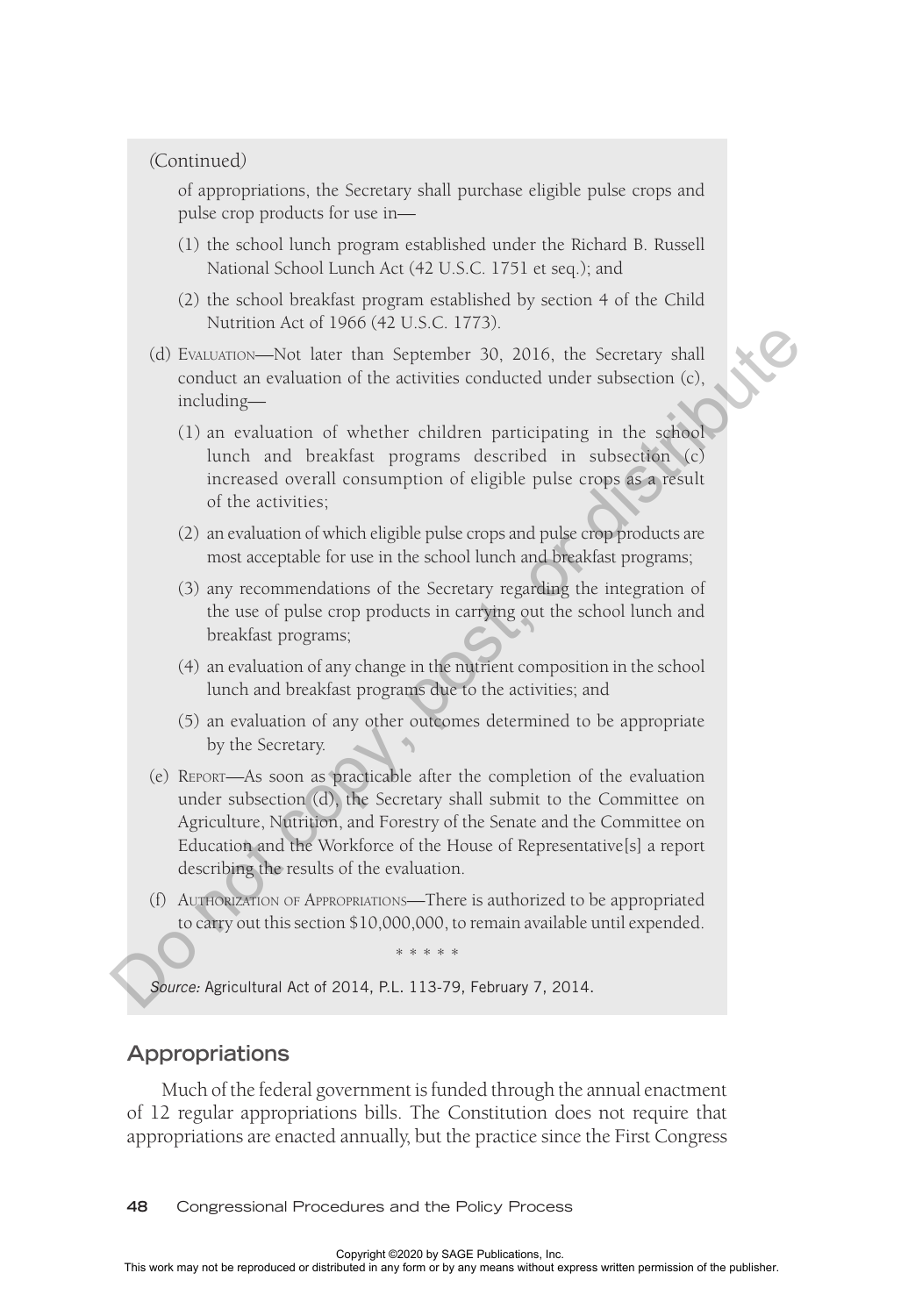*(Continued)*

of appropriations, the Secretary shall purchase eligible pulse crops and pulse crop products for use in—

(1) the school lunch program established under the Richard B. Russell National School Lunch Act (42 U.S.C. 1751 et seq.); and

(2) the school breakfast program established by section 4 of the Child Nutrition Act of 1966 (42 U.S.C. 1773).

(d) Evaluation—Not later than September 30, 2016, the Secretary shall conduct an evaluation of the activities conducted under subsection (c), including—

(1) an evaluation of whether children participating in the school lunch and breakfast programs described in subsection (c) increased overall consumption of eligible pulse crops as a result of the activities;

(2) an evaluation of which eligible pulse crops and pulse crop products are most acceptable for use in the school lunch and breakfast programs;

(3) any recommendations of the Secretary regarding the integration of the use of pulse crop products in carrying out the school lunch and breakfast programs;

(4) an evaluation of any change in the nutrient composition in the school lunch and breakfast programs due to the activities; and

(5) an evaluation of any other outcomes determined to be appropriate by the Secretary.

(e) Report—As soon as practicable after the completion of the evaluation under subsection (d), the Secretary shall submit to the Committee on Agriculture, Nutrition, and Forestry of the Senate and the Committee on Education and the Workforce of the House of Representative[s] a report describing the results of the evaluation.

(f) Authorization of Appropriations—There is authorized to be appropriated to carry out this section $10,000,000, to remain available until expended.

\* \* \* \* \*

*Source:* Agricultural Act of 2014, P.L. 113-79, February 7, 2014.

## Appropriations

Much of the federal government is funded through the annual enactment of 12 regular appropriations bills. The Constitution does not require that appropriations are enacted annually, but the practice since the First Congress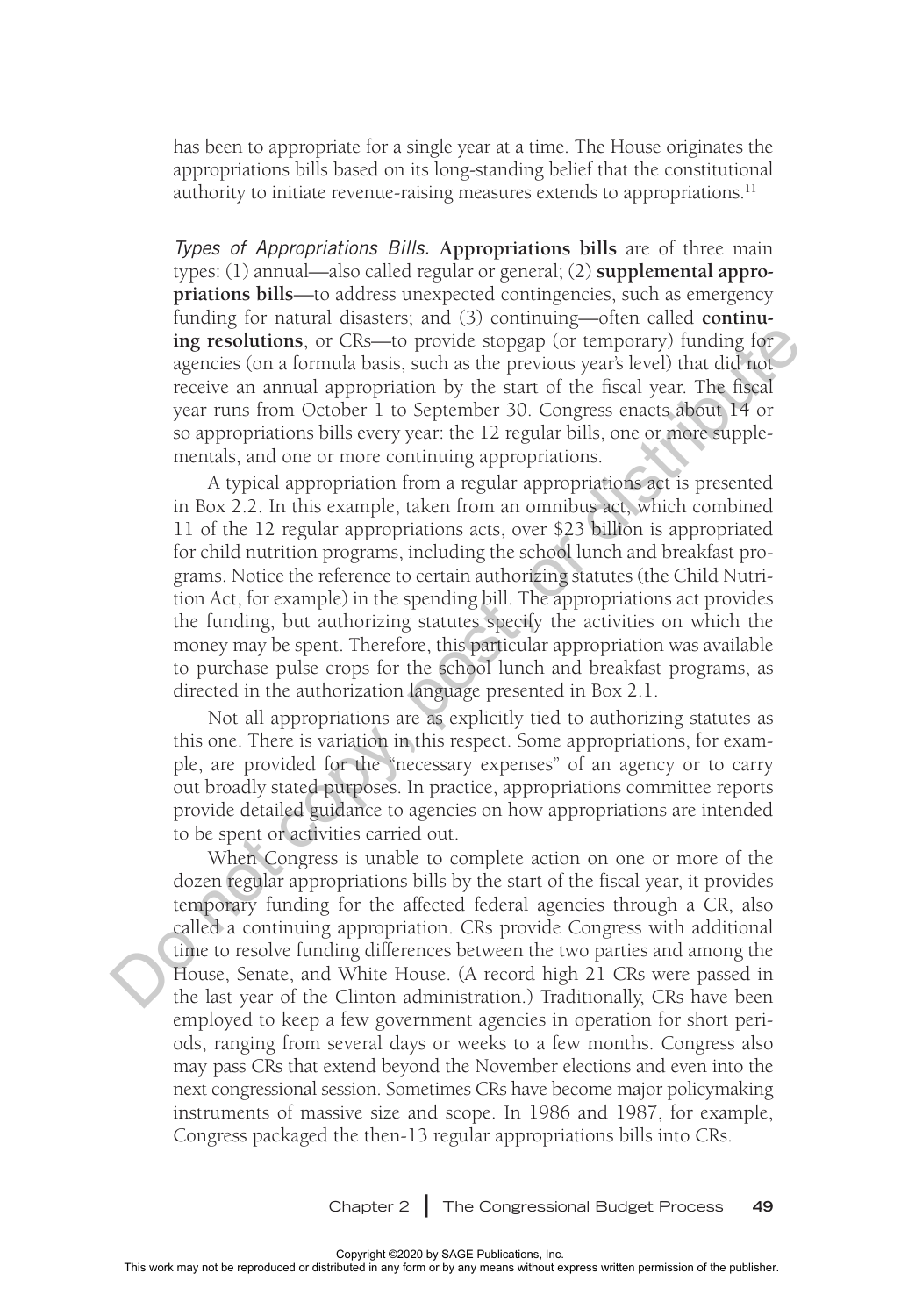has been to appropriate for a single year at a time. The House originates the appropriations bills based on its long-standing belief that the constitutional authority to initiate revenue-raising measures extends to appropriations.[11]

*Types of Appropriations Bills.* **Appropriations bills** are of three main types: (1) annual—also called regular or general; (2) **supplemental appropriations bills**—to address unexpected contingencies, such as emergency funding for natural disasters; and (3) continuing—often called **continuing resolutions**, or CRs—to provide stopgap (or temporary) funding for agencies (on a formula basis, such as the previous year's level) that did not receive an annual appropriation by the start of the fiscal year. The fiscal year runs from October 1 to September 30. Congress enacts about 14 or so appropriations bills every year: the 12 regular bills, one or more supplementals, and one or more continuing appropriations.

A typical appropriation from a regular appropriations act is presented in Box 2.2. In this example, taken from an omnibus act, which combined 11 of the 12 regular appropriations acts, over $23 billion is appropriated for child nutrition programs, including the school lunch and breakfast programs. Notice the reference to certain authorizing statutes (the Child Nutrition Act, for example) in the spending bill. The appropriations act provides the funding, but authorizing statutes specify the activities on which the money may be spent. Therefore, this particular appropriation was available to purchase pulse crops for the school lunch and breakfast programs, as directed in the authorization language presented in Box 2.1.

Not all appropriations are as explicitly tied to authorizing statutes as this one. There is variation in this respect. Some appropriations, for example, are provided for the "necessary expenses" of an agency or to carry out broadly stated purposes. In practice, appropriations committee reports provide detailed guidance to agencies on how appropriations are intended to be spent or activities carried out.

When Congress is unable to complete action on one or more of the dozen regular appropriations bills by the start of the fiscal year, it provides temporary funding for the affected federal agencies through a CR, also called a continuing appropriation. CRs provide Congress with additional time to resolve funding differences between the two parties and among the House, Senate, and White House. (A record high 21 CRs were passed in the last year of the Clinton administration.) Traditionally, CRs have been employed to keep a few government agencies in operation for short periods, ranging from several days or weeks to a few months. Congress also may pass CRs that extend beyond the November elections and even into the next congressional session. Sometimes CRs have become major policymaking instruments of massive size and scope. In 1986 and 1987, for example, Congress packaged the then-13 regular appropriations bills into CRs.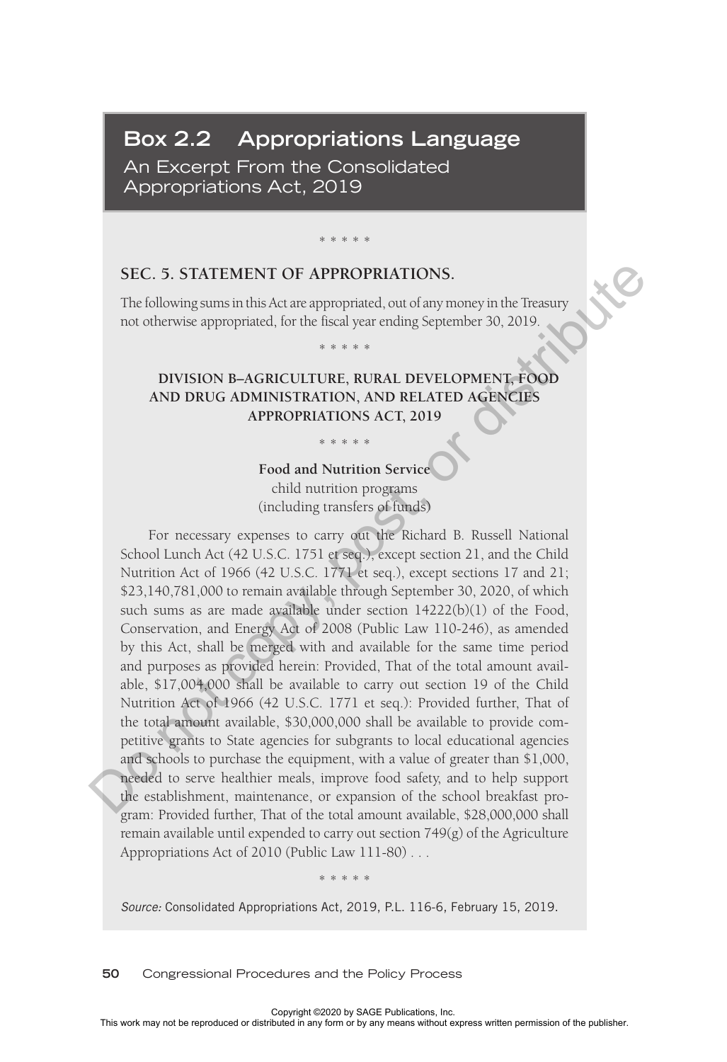## Box 2.2 Appropriations Language

An Excerpt From the Consolidated Appropriations Act, 2019

\* \* \* \* \*

### SEC. 5. STATEMENT OF APPROPRIATIONS.

The following sums in this Act are appropriated, out of any money in the Treasury not otherwise appropriated, for the fiscal year ending September 30, 2019.

\* \* \* \* \*

**DIVISION B–AGRICULTURE, RURAL DEVELOPMENT, FOOD AND DRUG ADMINISTRATION, AND RELATED AGENCIES APPROPRIATIONS ACT, 2019**

\* \* \* \* \*

**Food and Nutrition Service**
child nutrition programs
(including transfers of funds)

For necessary expenses to carry out the Richard B. Russell National School Lunch Act (42 U.S.C. 1751 et seq.), except section 21, and the Child Nutrition Act of 1966 (42 U.S.C. 1771 et seq.), except sections 17 and 21; $23,140,781,000 to remain available through September 30, 2020, of which such sums as are made available under section 14222(b)(1) of the Food, Conservation, and Energy Act of 2008 (Public Law 110-246), as amended by this Act, shall be merged with and available for the same time period and purposes as provided herein: Provided, That of the total amount available, $17,004,000 shall be available to carry out section 19 of the Child Nutrition Act of 1966 (42 U.S.C. 1771 et seq.): Provided further, That of the total amount available, $30,000,000 shall be available to provide competitive grants to State agencies for subgrants to local educational agencies and schools to purchase the equipment, with a value of greater than $1,000, needed to serve healthier meals, improve food safety, and to help support the establishment, maintenance, or expansion of the school breakfast program: Provided further, That of the total amount available, $28,000,000 shall remain available until expended to carry out section 749(g) of the Agriculture Appropriations Act of 2010 (Public Law 111-80) . . .

\* \* \* \* \*

*Source:* Consolidated Appropriations Act, 2019, P.L. 116-6, February 15, 2019.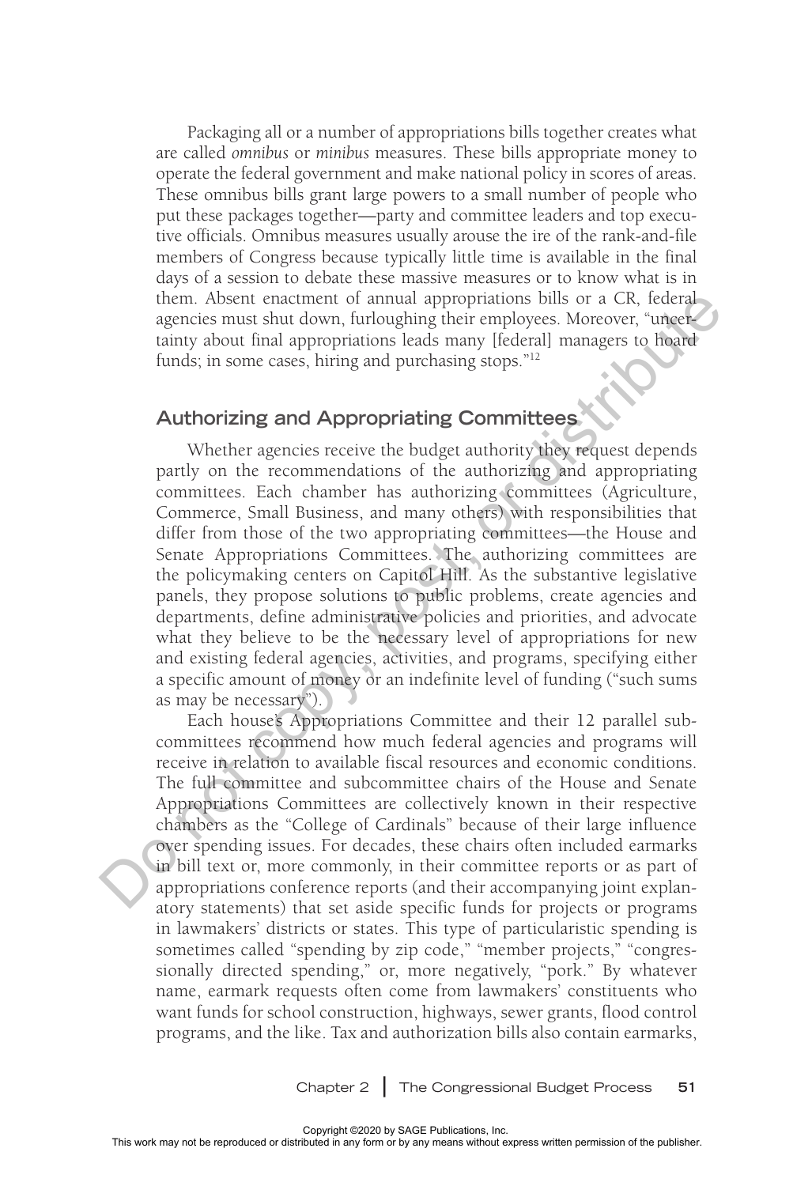Packaging all or a number of appropriations bills together creates what are called *omnibus* or *minibus* measures. These bills appropriate money to operate the federal government and make national policy in scores of areas. These omnibus bills grant large powers to a small number of people who put these packages together—party and committee leaders and top executive officials. Omnibus measures usually arouse the ire of the rank-and-file members of Congress because typically little time is available in the final days of a session to debate these massive measures or to know what is in them. Absent enactment of annual appropriations bills or a CR, federal agencies must shut down, furloughing their employees. Moreover, "uncertainty about final appropriations leads many [federal] managers to hoard funds; in some cases, hiring and purchasing stops."[12]

## Authorizing and Appropriating Committees

Whether agencies receive the budget authority they request depends partly on the recommendations of the authorizing and appropriating committees. Each chamber has authorizing committees (Agriculture, Commerce, Small Business, and many others) with responsibilities that differ from those of the two appropriating committees—the House and Senate Appropriations Committees. The authorizing committees are the policymaking centers on Capitol Hill. As the substantive legislative panels, they propose solutions to public problems, create agencies and departments, define administrative policies and priorities, and advocate what they believe to be the necessary level of appropriations for new and existing federal agencies, activities, and programs, specifying either a specific amount of money or an indefinite level of funding ("such sums as may be necessary").

Each house's Appropriations Committee and their 12 parallel subcommittees recommend how much federal agencies and programs will receive in relation to available fiscal resources and economic conditions. The full committee and subcommittee chairs of the House and Senate Appropriations Committees are collectively known in their respective chambers as the "College of Cardinals" because of their large influence over spending issues. For decades, these chairs often included earmarks in bill text or, more commonly, in their committee reports or as part of appropriations conference reports (and their accompanying joint explanatory statements) that set aside specific funds for projects or programs in lawmakers' districts or states. This type of particularistic spending is sometimes called "spending by zip code," "member projects," "congressionally directed spending," or, more negatively, "pork." By whatever name, earmark requests often come from lawmakers' constituents who want funds for school construction, highways, sewer grants, flood control programs, and the like. Tax and authorization bills also contain earmarks,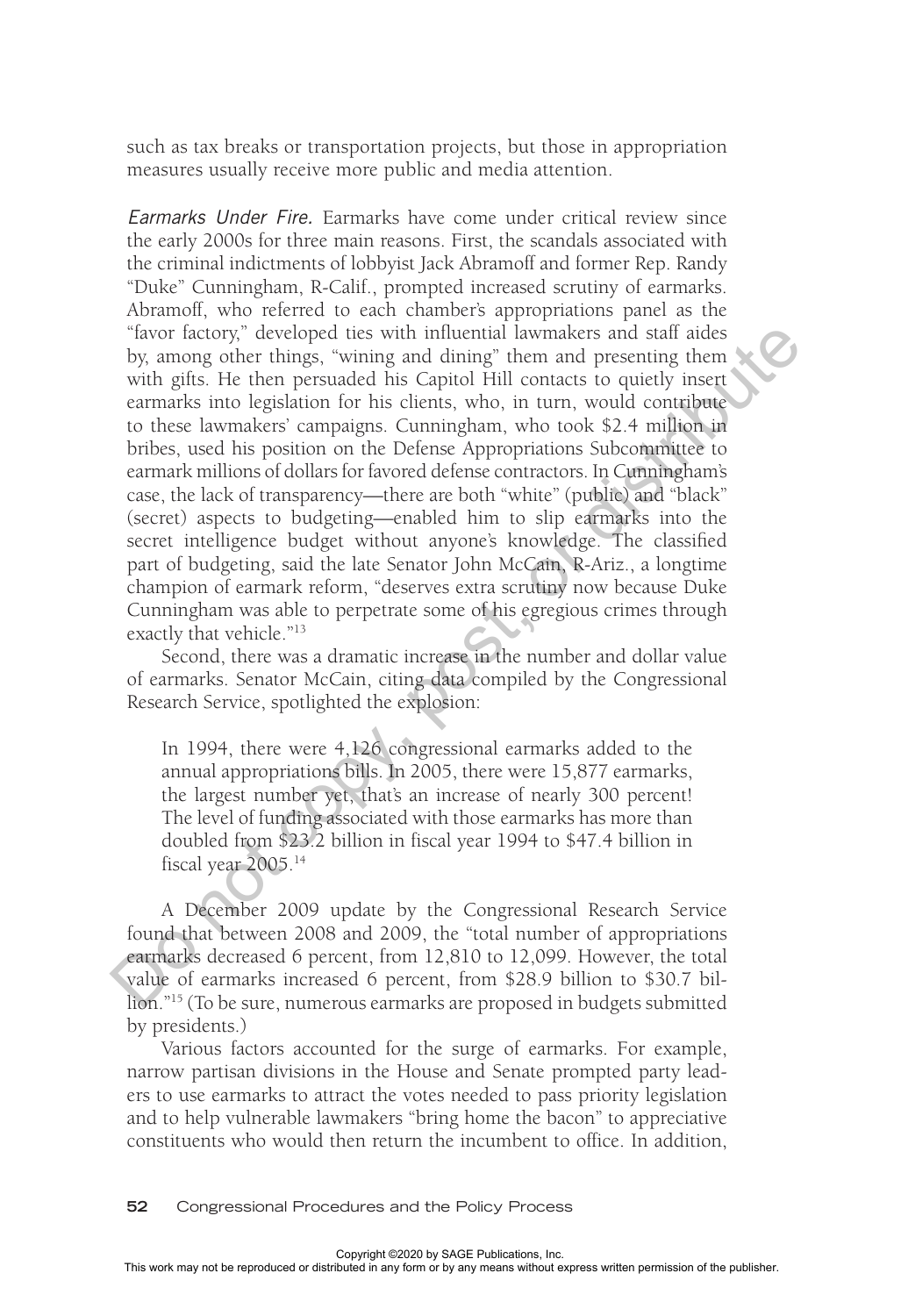such as tax breaks or transportation projects, but those in appropriation measures usually receive more public and media attention.

*Earmarks Under Fire.* Earmarks have come under critical review since the early 2000s for three main reasons. First, the scandals associated with the criminal indictments of lobbyist Jack Abramoff and former Rep. Randy "Duke" Cunningham, R-Calif., prompted increased scrutiny of earmarks. Abramoff, who referred to each chamber's appropriations panel as the "favor factory," developed ties with influential lawmakers and staff aides by, among other things, "wining and dining" them and presenting them with gifts. He then persuaded his Capitol Hill contacts to quietly insert earmarks into legislation for his clients, who, in turn, would contribute to these lawmakers' campaigns. Cunningham, who took $2.4 million in bribes, used his position on the Defense Appropriations Subcommittee to earmark millions of dollars for favored defense contractors. In Cunningham's case, the lack of transparency—there are both "white" (public) and "black" (secret) aspects to budgeting—enabled him to slip earmarks into the secret intelligence budget without anyone's knowledge. The classified part of budgeting, said the late Senator John McCain, R-Ariz., a longtime champion of earmark reform, "deserves extra scrutiny now because Duke Cunningham was able to perpetrate some of his egregious crimes through exactly that vehicle."[13]

Second, there was a dramatic increase in the number and dollar value of earmarks. Senator McCain, citing data compiled by the Congressional Research Service, spotlighted the explosion:

> In 1994, there were 4,126 congressional earmarks added to the annual appropriations bills. In 2005, there were 15,877 earmarks, the largest number yet, that's an increase of nearly 300 percent! The level of funding associated with those earmarks has more than doubled from $23.2 billion in fiscal year 1994 to $47.4 billion in fiscal year 2005.[14]

A December 2009 update by the Congressional Research Service found that between 2008 and 2009, the "total number of appropriations earmarks decreased 6 percent, from 12,810 to 12,099. However, the total value of earmarks increased 6 percent, from $28.9 billion to $30.7 billion."[15] (To be sure, numerous earmarks are proposed in budgets submitted by presidents.)

Various factors accounted for the surge of earmarks. For example, narrow partisan divisions in the House and Senate prompted party leaders to use earmarks to attract the votes needed to pass priority legislation and to help vulnerable lawmakers "bring home the bacon" to appreciative constituents who would then return the incumbent to office. In addition,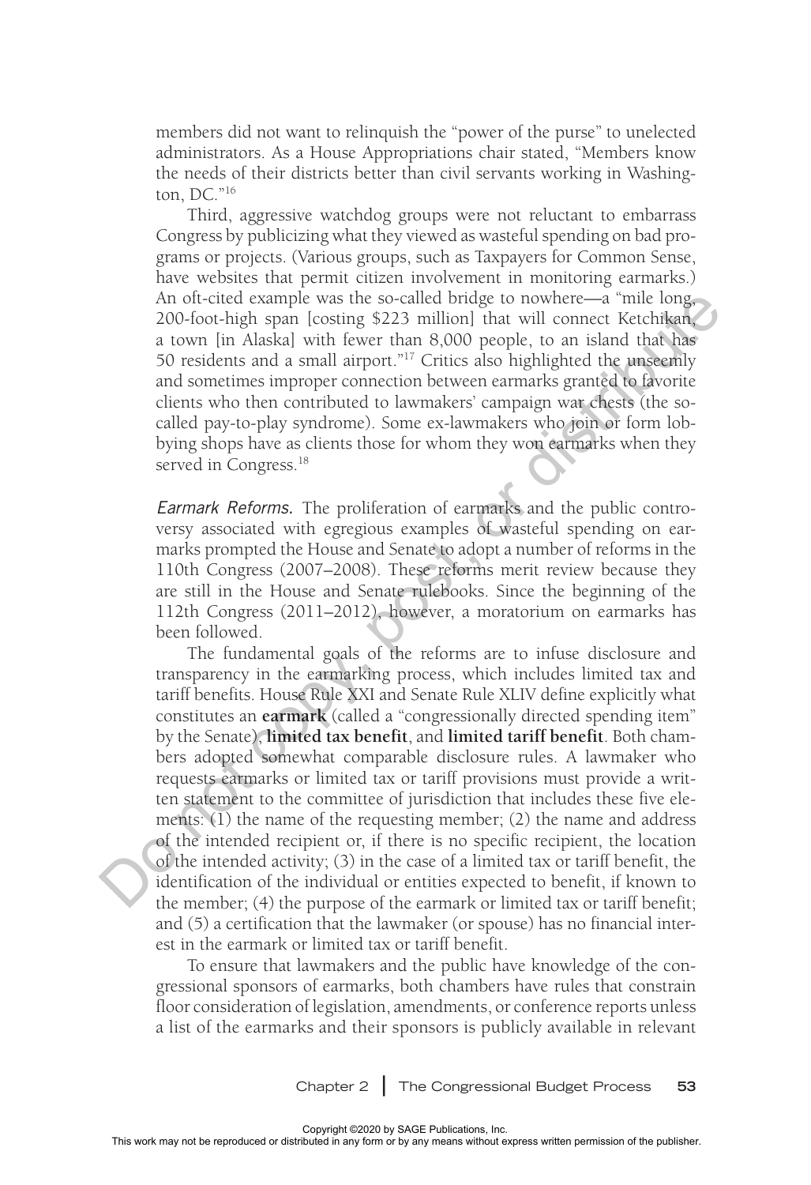members did not want to relinquish the "power of the purse" to unelected administrators. As a House Appropriations chair stated, "Members know the needs of their districts better than civil servants working in Washington, DC."[16]

Third, aggressive watchdog groups were not reluctant to embarrass Congress by publicizing what they viewed as wasteful spending on bad programs or projects. (Various groups, such as Taxpayers for Common Sense, have websites that permit citizen involvement in monitoring earmarks.) An oft-cited example was the so-called bridge to nowhere—a "mile long, 200-foot-high span [costing $223 million] that will connect Ketchikan, a town [in Alaska] with fewer than 8,000 people, to an island that has 50 residents and a small airport."[17] Critics also highlighted the unseemly and sometimes improper connection between earmarks granted to favorite clients who then contributed to lawmakers' campaign war chests (the so-called pay-to-play syndrome). Some ex-lawmakers who join or form lobbying shops have as clients those for whom they won earmarks when they served in Congress.[18]

*Earmark Reforms.* The proliferation of earmarks and the public controversy associated with egregious examples of wasteful spending on earmarks prompted the House and Senate to adopt a number of reforms in the 110th Congress (2007–2008). These reforms merit review because they are still in the House and Senate rulebooks. Since the beginning of the 112th Congress (2011–2012), however, a moratorium on earmarks has been followed.

The fundamental goals of the reforms are to infuse disclosure and transparency in the earmarking process, which includes limited tax and tariff benefits. House Rule XXI and Senate Rule XLIV define explicitly what constitutes an **earmark** (called a "congressionally directed spending item" by the Senate), **limited tax benefit**, and **limited tariff benefit**. Both chambers adopted somewhat comparable disclosure rules. A lawmaker who requests earmarks or limited tax or tariff provisions must provide a written statement to the committee of jurisdiction that includes these five elements: (1) the name of the requesting member; (2) the name and address of the intended recipient or, if there is no specific recipient, the location of the intended activity; (3) in the case of a limited tax or tariff benefit, the identification of the individual or entities expected to benefit, if known to the member; (4) the purpose of the earmark or limited tax or tariff benefit; and (5) a certification that the lawmaker (or spouse) has no financial interest in the earmark or limited tax or tariff benefit.

To ensure that lawmakers and the public have knowledge of the congressional sponsors of earmarks, both chambers have rules that constrain floor consideration of legislation, amendments, or conference reports unless a list of the earmarks and their sponsors is publicly available in relevant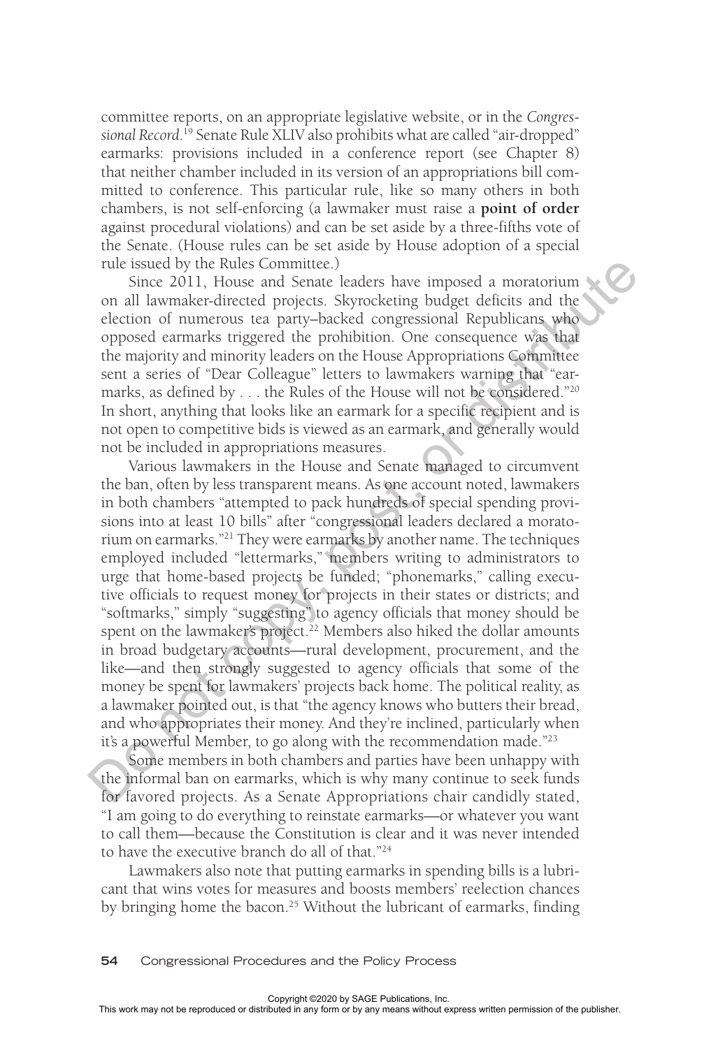committee reports, on an appropriate legislative website, or in the *Congressional Record*.[19] Senate Rule XLIV also prohibits what are called "air-dropped" earmarks: provisions included in a conference report (see Chapter 8) that neither chamber included in its version of an appropriations bill committed to conference. This particular rule, like so many others in both chambers, is not self-enforcing (a lawmaker must raise a **point of order** against procedural violations) and can be set aside by a three-fifths vote of the Senate. (House rules can be set aside by House adoption of a special rule issued by the Rules Committee.)

Since 2011, House and Senate leaders have imposed a moratorium on all lawmaker-directed projects. Skyrocketing budget deficits and the election of numerous tea party–backed congressional Republicans who opposed earmarks triggered the prohibition. One consequence was that the majority and minority leaders on the House Appropriations Committee sent a series of "Dear Colleague" letters to lawmakers warning that "earmarks, as defined by . . . the Rules of the House will not be considered."[20] In short, anything that looks like an earmark for a specific recipient and is not open to competitive bids is viewed as an earmark, and generally would not be included in appropriations measures.

Various lawmakers in the House and Senate managed to circumvent the ban, often by less transparent means. As one account noted, lawmakers in both chambers "attempted to pack hundreds of special spending provisions into at least 10 bills" after "congressional leaders declared a moratorium on earmarks."[21] They were earmarks by another name. The techniques employed included "lettermarks," members writing to administrators to urge that home-based projects be funded; "phonemarks," calling executive officials to request money for projects in their states or districts; and "softmarks," simply "suggesting" to agency officials that money should be spent on the lawmaker's project.[22] Members also hiked the dollar amounts in broad budgetary accounts—rural development, procurement, and the like—and then strongly suggested to agency officials that some of the money be spent for lawmakers' projects back home. The political reality, as a lawmaker pointed out, is that "the agency knows who butters their bread, and who appropriates their money. And they're inclined, particularly when it's a powerful Member, to go along with the recommendation made."[23]

Some members in both chambers and parties have been unhappy with the informal ban on earmarks, which is why many continue to seek funds for favored projects. As a Senate Appropriations chair candidly stated, "I am going to do everything to reinstate earmarks—or whatever you want to call them—because the Constitution is clear and it was never intended to have the executive branch do all of that."[24]

Lawmakers also note that putting earmarks in spending bills is a lubricant that wins votes for measures and boosts members' reelection chances by bringing home the bacon.[25] Without the lubricant of earmarks, finding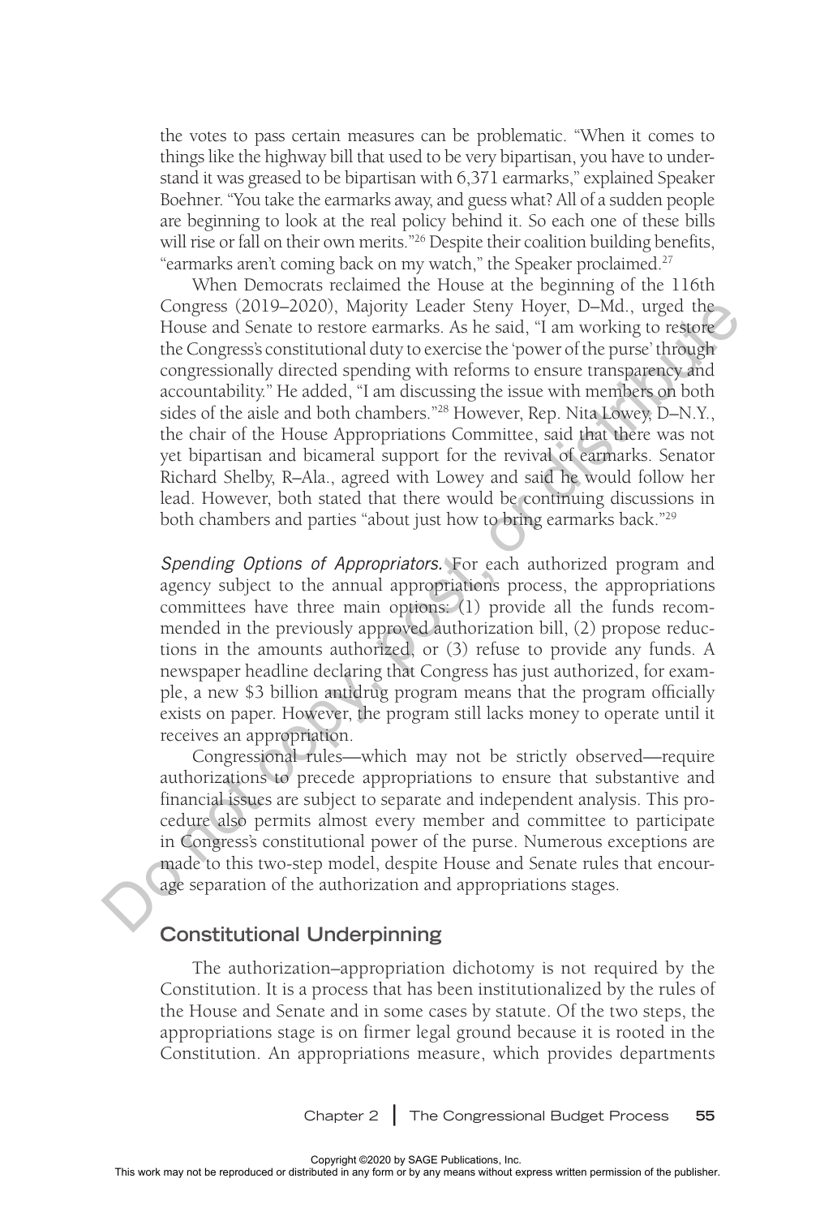the votes to pass certain measures can be problematic. "When it comes to things like the highway bill that used to be very bipartisan, you have to understand it was greased to be bipartisan with 6,371 earmarks," explained Speaker Boehner. "You take the earmarks away, and guess what? All of a sudden people are beginning to look at the real policy behind it. So each one of these bills will rise or fall on their own merits."[26] Despite their coalition building benefits, "earmarks aren't coming back on my watch," the Speaker proclaimed.[27]

When Democrats reclaimed the House at the beginning of the 116th Congress (2019–2020), Majority Leader Steny Hoyer, D–Md., urged the House and Senate to restore earmarks. As he said, "I am working to restore the Congress's constitutional duty to exercise the 'power of the purse' through congressionally directed spending with reforms to ensure transparency and accountability." He added, "I am discussing the issue with members on both sides of the aisle and both chambers."[28] However, Rep. Nita Lowey, D–N.Y., the chair of the House Appropriations Committee, said that there was not yet bipartisan and bicameral support for the revival of earmarks. Senator Richard Shelby, R–Ala., agreed with Lowey and said he would follow her lead. However, both stated that there would be continuing discussions in both chambers and parties "about just how to bring earmarks back."[29]

*Spending Options of Appropriators.* For each authorized program and agency subject to the annual appropriations process, the appropriations committees have three main options: (1) provide all the funds recommended in the previously approved authorization bill, (2) propose reductions in the amounts authorized, or (3) refuse to provide any funds. A newspaper headline declaring that Congress has just authorized, for example, a new $3 billion antidrug program means that the program officially exists on paper. However, the program still lacks money to operate until it receives an appropriation.

Congressional rules—which may not be strictly observed—require authorizations to precede appropriations to ensure that substantive and financial issues are subject to separate and independent analysis. This procedure also permits almost every member and committee to participate in Congress's constitutional power of the purse. Numerous exceptions are made to this two-step model, despite House and Senate rules that encourage separation of the authorization and appropriations stages.

## Constitutional Underpinning

The authorization–appropriation dichotomy is not required by the Constitution. It is a process that has been institutionalized by the rules of the House and Senate and in some cases by statute. Of the two steps, the appropriations stage is on firmer legal ground because it is rooted in the Constitution. An appropriations measure, which provides departments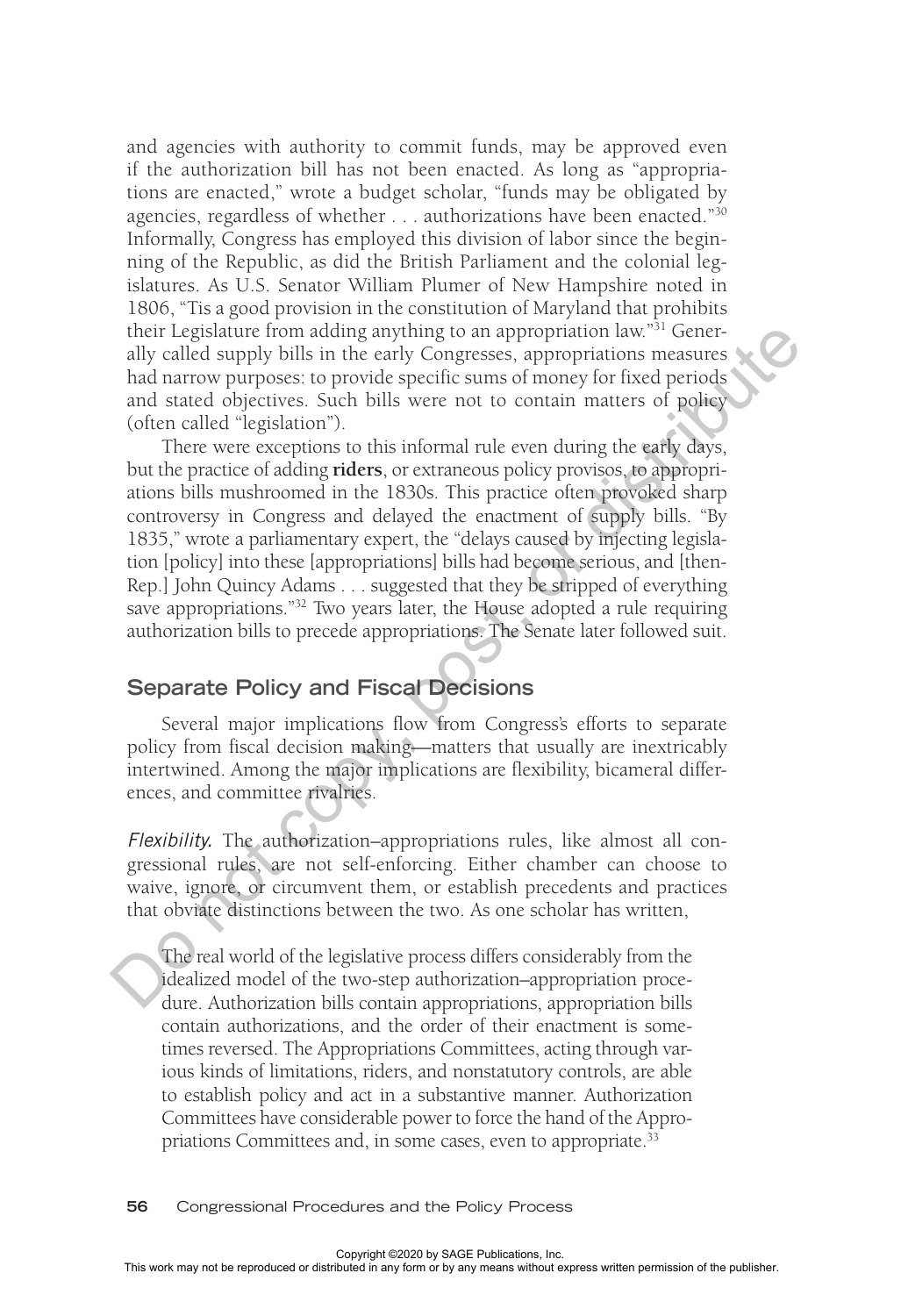and agencies with authority to commit funds, may be approved even if the authorization bill has not been enacted. As long as "appropriations are enacted," wrote a budget scholar, "funds may be obligated by agencies, regardless of whether . . . authorizations have been enacted."[30] Informally, Congress has employed this division of labor since the beginning of the Republic, as did the British Parliament and the colonial legislatures. As U.S. Senator William Plumer of New Hampshire noted in 1806, "Tis a good provision in the constitution of Maryland that prohibits their Legislature from adding anything to an appropriation law."[31] Generally called supply bills in the early Congresses, appropriations measures had narrow purposes: to provide specific sums of money for fixed periods and stated objectives. Such bills were not to contain matters of policy (often called "legislation").

There were exceptions to this informal rule even during the early days, but the practice of adding **riders**, or extraneous policy provisos, to appropriations bills mushroomed in the 1830s. This practice often provoked sharp controversy in Congress and delayed the enactment of supply bills. "By 1835," wrote a parliamentary expert, the "delays caused by injecting legislation [policy] into these [appropriations] bills had become serious, and [then-Rep.] John Quincy Adams . . . suggested that they be stripped of everything save appropriations."[32] Two years later, the House adopted a rule requiring authorization bills to precede appropriations. The Senate later followed suit.

## Separate Policy and Fiscal Decisions

Several major implications flow from Congress's efforts to separate policy from fiscal decision making—matters that usually are inextricably intertwined. Among the major implications are flexibility, bicameral differences, and committee rivalries.

*Flexibility.* The authorization–appropriations rules, like almost all congressional rules, are not self-enforcing. Either chamber can choose to waive, ignore, or circumvent them, or establish precedents and practices that obviate distinctions between the two. As one scholar has written,

> The real world of the legislative process differs considerably from the idealized model of the two-step authorization–appropriation procedure. Authorization bills contain appropriations, appropriation bills contain authorizations, and the order of their enactment is sometimes reversed. The Appropriations Committees, acting through various kinds of limitations, riders, and nonstatutory controls, are able to establish policy and act in a substantive manner. Authorization Committees have considerable power to force the hand of the Appropriations Committees and, in some cases, even to appropriate.[33]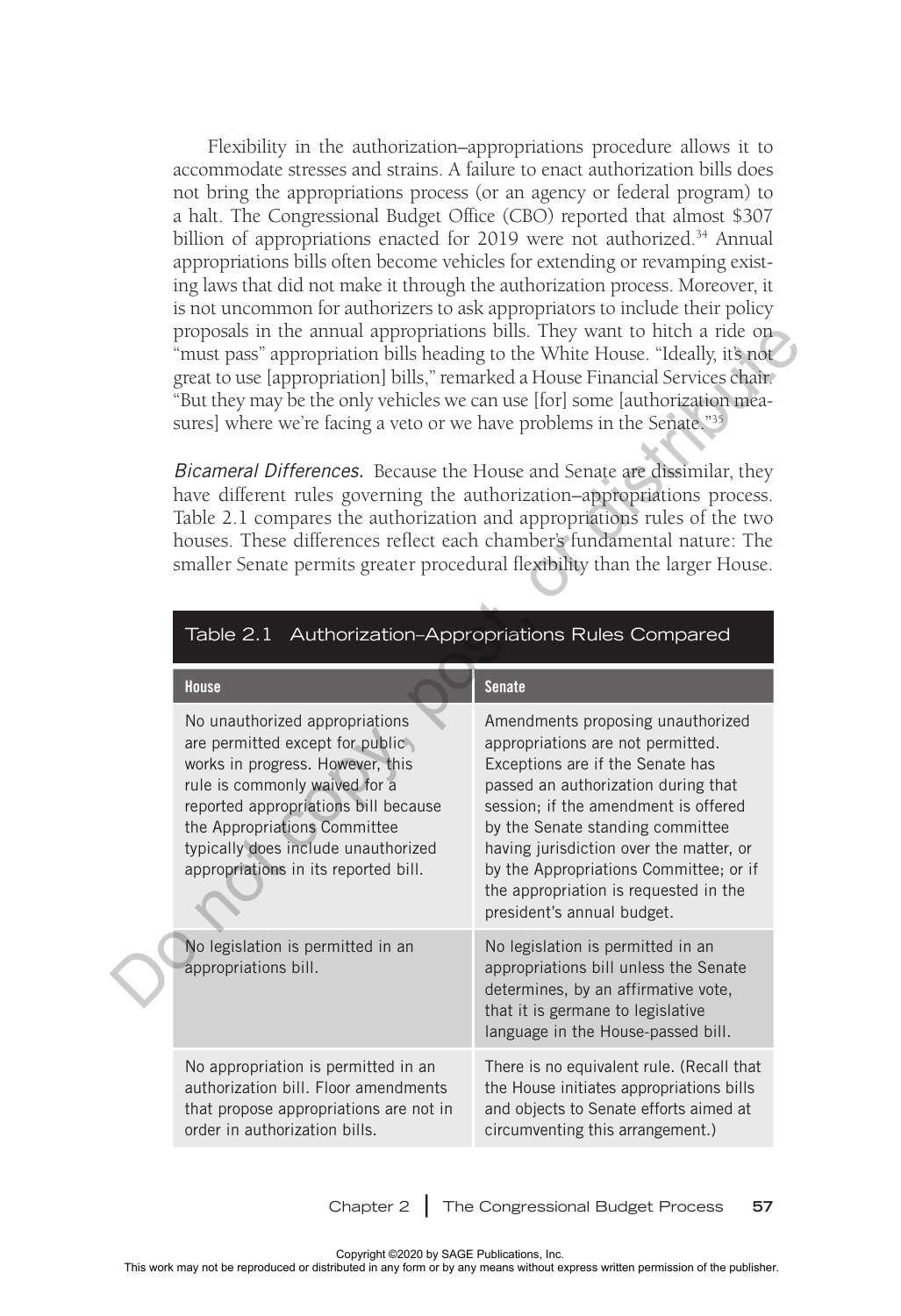Flexibility in the authorization–appropriations procedure allows it to accommodate stresses and strains. A failure to enact authorization bills does not bring the appropriations process (or an agency or federal program) to a halt. The Congressional Budget Office (CBO) reported that almost $307 billion of appropriations enacted for 2019 were not authorized.[34] Annual appropriations bills often become vehicles for extending or revamping existing laws that did not make it through the authorization process. Moreover, it is not uncommon for authorizers to ask appropriators to include their policy proposals in the annual appropriations bills. They want to hitch a ride on "must pass" appropriation bills heading to the White House. "Ideally, it's not great to use [appropriation] bills," remarked a House Financial Services chair. "But they may be the only vehicles we can use [for] some [authorization measures] where we're facing a veto or we have problems in the Senate."[35]

*Bicameral Differences.* Because the House and Senate are dissimilar, they have different rules governing the authorization–appropriations process. Table 2.1 compares the authorization and appropriations rules of the two houses. These differences reflect each chamber's fundamental nature: The smaller Senate permits greater procedural flexibility than the larger House.

**Table 2.1 Authorization–Appropriations Rules Compared**

| House | Senate |
|---|---|
| No unauthorized appropriations are permitted except for public works in progress. However, this rule is commonly waived for a reported appropriations bill because the Appropriations Committee typically does include unauthorized appropriations in its reported bill. | Amendments proposing unauthorized appropriations are not permitted. Exceptions are if the Senate has passed an authorization during that session; if the amendment is offered by the Senate standing committee having jurisdiction over the matter, or by the Appropriations Committee; or if the appropriation is requested in the president's annual budget. |
| No legislation is permitted in an appropriations bill. | No legislation is permitted in an appropriations bill unless the Senate determines, by an affirmative vote, that it is germane to legislative language in the House-passed bill. |
| No appropriation is permitted in an authorization bill. Floor amendments that propose appropriations are not in order in authorization bills. | There is no equivalent rule. (Recall that the House initiates appropriations bills and objects to Senate efforts aimed at circumventing this arrangement.) |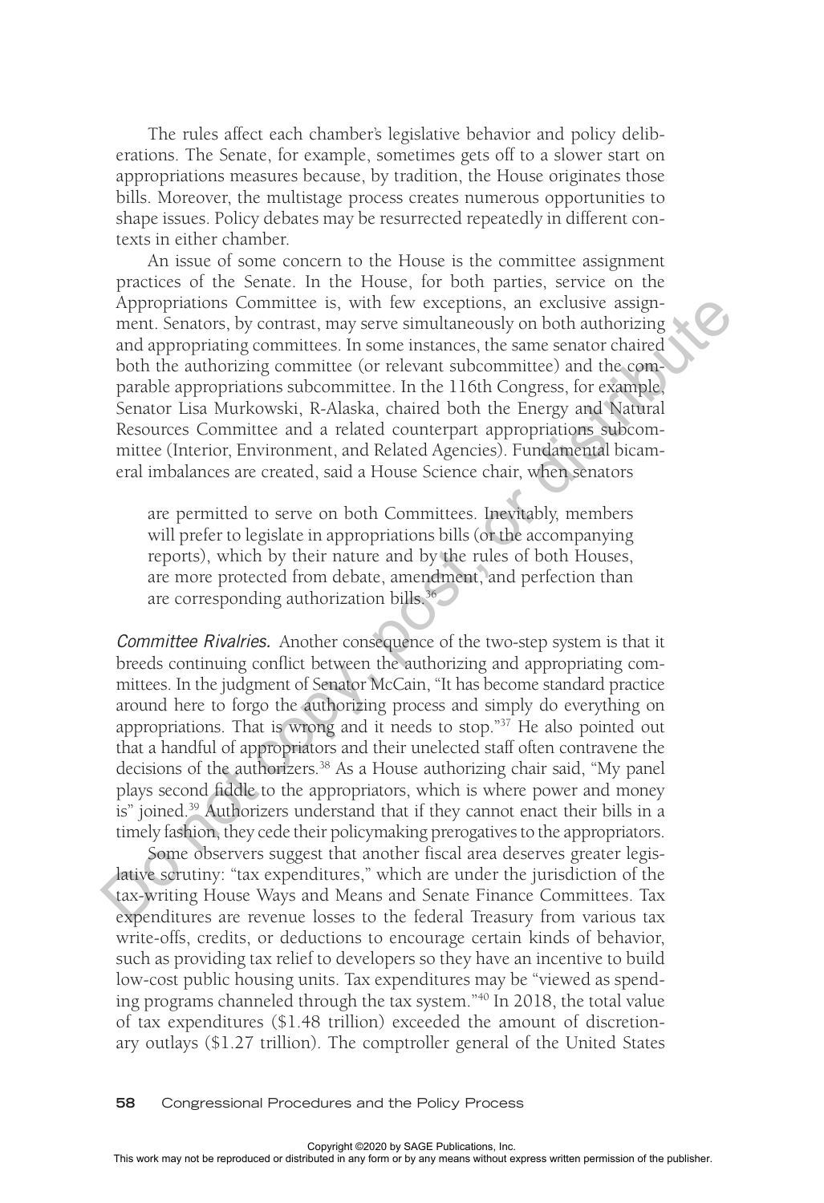The rules affect each chamber's legislative behavior and policy deliberations. The Senate, for example, sometimes gets off to a slower start on appropriations measures because, by tradition, the House originates those bills. Moreover, the multistage process creates numerous opportunities to shape issues. Policy debates may be resurrected repeatedly in different contexts in either chamber.

An issue of some concern to the House is the committee assignment practices of the Senate. In the House, for both parties, service on the Appropriations Committee is, with few exceptions, an exclusive assignment. Senators, by contrast, may serve simultaneously on both authorizing and appropriating committees. In some instances, the same senator chaired both the authorizing committee (or relevant subcommittee) and the comparable appropriations subcommittee. In the 116th Congress, for example, Senator Lisa Murkowski, R-Alaska, chaired both the Energy and Natural Resources Committee and a related counterpart appropriations subcommittee (Interior, Environment, and Related Agencies). Fundamental bicameral imbalances are created, said a House Science chair, when senators

> are permitted to serve on both Committees. Inevitably, members will prefer to legislate in appropriations bills (or the accompanying reports), which by their nature and by the rules of both Houses, are more protected from debate, amendment, and perfection than are corresponding authorization bills.[36]

*Committee Rivalries.* Another consequence of the two-step system is that it breeds continuing conflict between the authorizing and appropriating committees. In the judgment of Senator McCain, "It has become standard practice around here to forgo the authorizing process and simply do everything on appropriations. That is wrong and it needs to stop."[37] He also pointed out that a handful of appropriators and their unelected staff often contravene the decisions of the authorizers.[38] As a House authorizing chair said, "My panel plays second fiddle to the appropriators, which is where power and money is" joined.[39] Authorizers understand that if they cannot enact their bills in a timely fashion, they cede their policymaking prerogatives to the appropriators.

Some observers suggest that another fiscal area deserves greater legislative scrutiny: "tax expenditures," which are under the jurisdiction of the tax-writing House Ways and Means and Senate Finance Committees. Tax expenditures are revenue losses to the federal Treasury from various tax write-offs, credits, or deductions to encourage certain kinds of behavior, such as providing tax relief to developers so they have an incentive to build low-cost public housing units. Tax expenditures may be "viewed as spending programs channeled through the tax system."[40] In 2018, the total value of tax expenditures ($1.48 trillion) exceeded the amount of discretionary outlays ($1.27 trillion). The comptroller general of the United States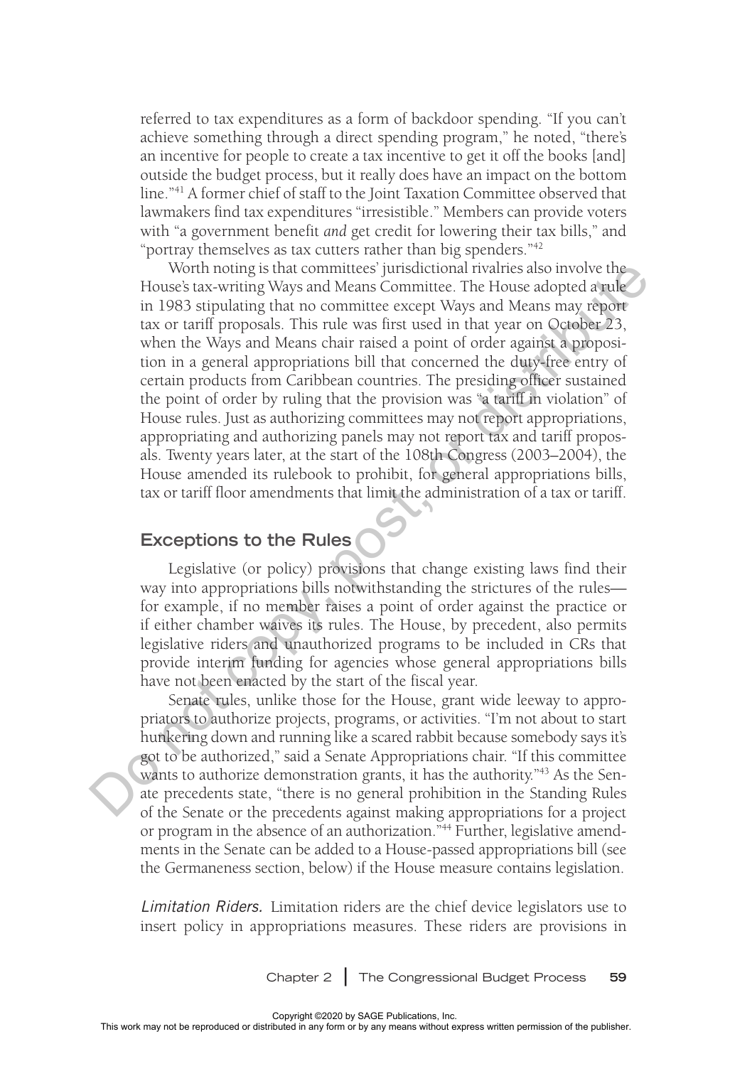referred to tax expenditures as a form of backdoor spending. "If you can't achieve something through a direct spending program," he noted, "there's an incentive for people to create a tax incentive to get it off the books [and] outside the budget process, but it really does have an impact on the bottom line."[41] A former chief of staff to the Joint Taxation Committee observed that lawmakers find tax expenditures "irresistible." Members can provide voters with "a government benefit *and* get credit for lowering their tax bills," and "portray themselves as tax cutters rather than big spenders."[42]

Worth noting is that committees' jurisdictional rivalries also involve the House's tax-writing Ways and Means Committee. The House adopted a rule in 1983 stipulating that no committee except Ways and Means may report tax or tariff proposals. This rule was first used in that year on October 23, when the Ways and Means chair raised a point of order against a proposition in a general appropriations bill that concerned the duty-free entry of certain products from Caribbean countries. The presiding officer sustained the point of order by ruling that the provision was "a tariff in violation" of House rules. Just as authorizing committees may not report appropriations, appropriating and authorizing panels may not report tax and tariff proposals. Twenty years later, at the start of the 108th Congress (2003–2004), the House amended its rulebook to prohibit, for general appropriations bills, tax or tariff floor amendments that limit the administration of a tax or tariff.

## Exceptions to the Rules

Legislative (or policy) provisions that change existing laws find their way into appropriations bills notwithstanding the strictures of the rules—for example, if no member raises a point of order against the practice or if either chamber waives its rules. The House, by precedent, also permits legislative riders and unauthorized programs to be included in CRs that provide interim funding for agencies whose general appropriations bills have not been enacted by the start of the fiscal year.

Senate rules, unlike those for the House, grant wide leeway to appropriators to authorize projects, programs, or activities. "I'm not about to start hunkering down and running like a scared rabbit because somebody says it's got to be authorized," said a Senate Appropriations chair. "If this committee wants to authorize demonstration grants, it has the authority."[43] As the Senate precedents state, "there is no general prohibition in the Standing Rules of the Senate or the precedents against making appropriations for a project or program in the absence of an authorization."[44] Further, legislative amendments in the Senate can be added to a House-passed appropriations bill (see the Germaneness section, below) if the House measure contains legislation.

*Limitation Riders.* Limitation riders are the chief device legislators use to insert policy in appropriations measures. These riders are provisions in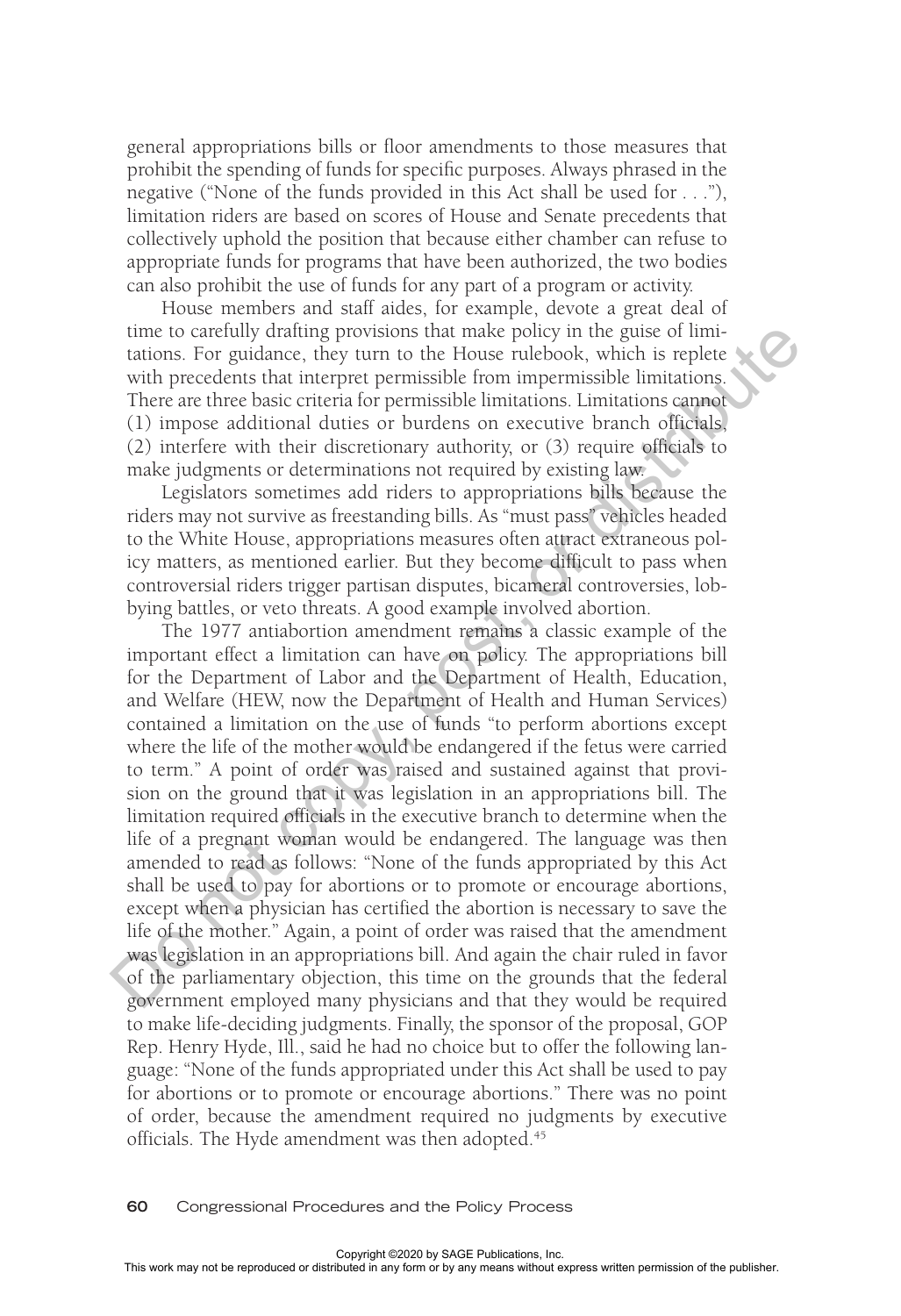general appropriations bills or floor amendments to those measures that prohibit the spending of funds for specific purposes. Always phrased in the negative ("None of the funds provided in this Act shall be used for . . ."), limitation riders are based on scores of House and Senate precedents that collectively uphold the position that because either chamber can refuse to appropriate funds for programs that have been authorized, the two bodies can also prohibit the use of funds for any part of a program or activity.

House members and staff aides, for example, devote a great deal of time to carefully drafting provisions that make policy in the guise of limitations. For guidance, they turn to the House rulebook, which is replete with precedents that interpret permissible from impermissible limitations. There are three basic criteria for permissible limitations. Limitations cannot (1) impose additional duties or burdens on executive branch officials, (2) interfere with their discretionary authority, or (3) require officials to make judgments or determinations not required by existing law.

Legislators sometimes add riders to appropriations bills because the riders may not survive as freestanding bills. As "must pass" vehicles headed to the White House, appropriations measures often attract extraneous policy matters, as mentioned earlier. But they become difficult to pass when controversial riders trigger partisan disputes, bicameral controversies, lobbying battles, or veto threats. A good example involved abortion.

The 1977 antiabortion amendment remains a classic example of the important effect a limitation can have on policy. The appropriations bill for the Department of Labor and the Department of Health, Education, and Welfare (HEW, now the Department of Health and Human Services) contained a limitation on the use of funds "to perform abortions except where the life of the mother would be endangered if the fetus were carried to term." A point of order was raised and sustained against that provision on the ground that it was legislation in an appropriations bill. The limitation required officials in the executive branch to determine when the life of a pregnant woman would be endangered. The language was then amended to read as follows: "None of the funds appropriated by this Act shall be used to pay for abortions or to promote or encourage abortions, except when a physician has certified the abortion is necessary to save the life of the mother." Again, a point of order was raised that the amendment was legislation in an appropriations bill. And again the chair ruled in favor of the parliamentary objection, this time on the grounds that the federal government employed many physicians and that they would be required to make life-deciding judgments. Finally, the sponsor of the proposal, GOP Rep. Henry Hyde, Ill., said he had no choice but to offer the following language: "None of the funds appropriated under this Act shall be used to pay for abortions or to promote or encourage abortions." There was no point of order, because the amendment required no judgments by executive officials. The Hyde amendment was then adopted.[45]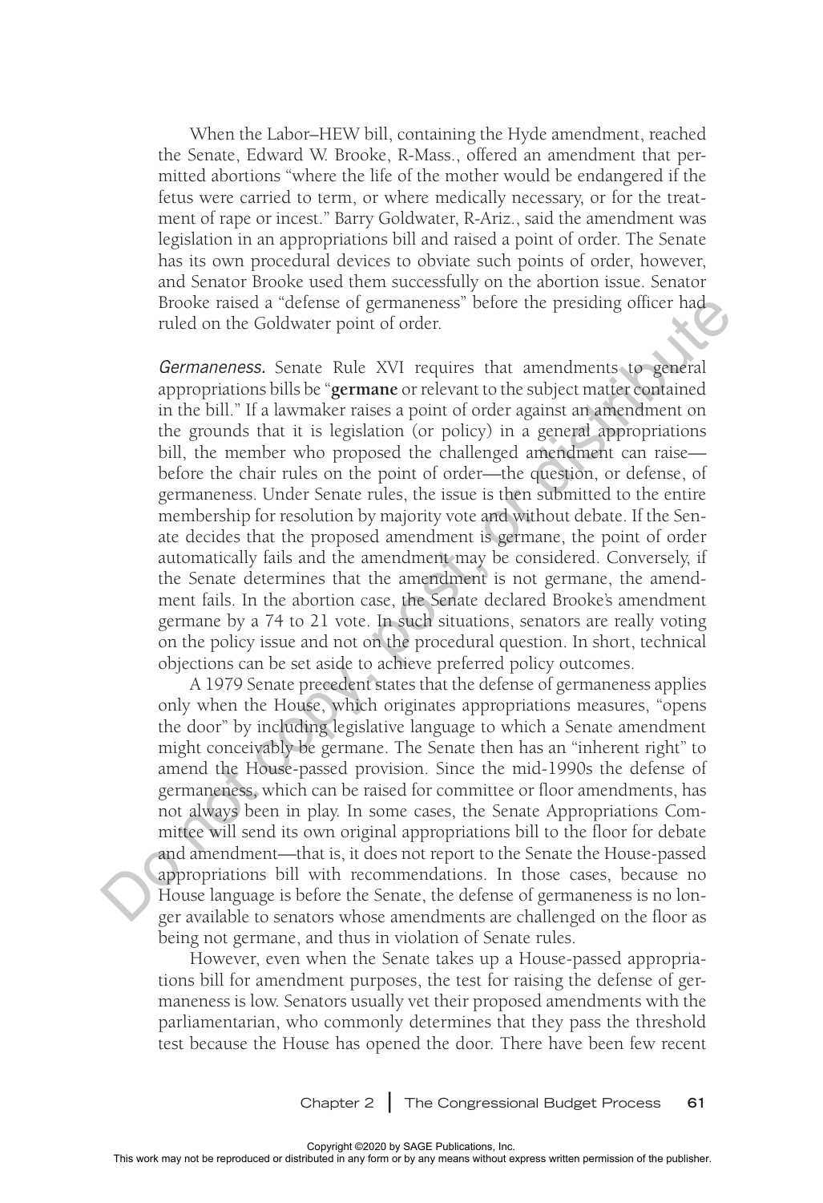When the Labor–HEW bill, containing the Hyde amendment, reached the Senate, Edward W. Brooke, R-Mass., offered an amendment that permitted abortions "where the life of the mother would be endangered if the fetus were carried to term, or where medically necessary, or for the treatment of rape or incest." Barry Goldwater, R-Ariz., said the amendment was legislation in an appropriations bill and raised a point of order. The Senate has its own procedural devices to obviate such points of order, however, and Senator Brooke used them successfully on the abortion issue. Senator Brooke raised a "defense of germaneness" before the presiding officer had ruled on the Goldwater point of order.

*Germaneness.* Senate Rule XVI requires that amendments to general appropriations bills be "**germane** or relevant to the subject matter contained in the bill." If a lawmaker raises a point of order against an amendment on the grounds that it is legislation (or policy) in a general appropriations bill, the member who proposed the challenged amendment can raise—before the chair rules on the point of order—the question, or defense, of germaneness. Under Senate rules, the issue is then submitted to the entire membership for resolution by majority vote and without debate. If the Senate decides that the proposed amendment is germane, the point of order automatically fails and the amendment may be considered. Conversely, if the Senate determines that the amendment is not germane, the amendment fails. In the abortion case, the Senate declared Brooke's amendment germane by a 74 to 21 vote. In such situations, senators are really voting on the policy issue and not on the procedural question. In short, technical objections can be set aside to achieve preferred policy outcomes.

A 1979 Senate precedent states that the defense of germaneness applies only when the House, which originates appropriations measures, "opens the door" by including legislative language to which a Senate amendment might conceivably be germane. The Senate then has an "inherent right" to amend the House-passed provision. Since the mid-1990s the defense of germaneness, which can be raised for committee or floor amendments, has not always been in play. In some cases, the Senate Appropriations Committee will send its own original appropriations bill to the floor for debate and amendment—that is, it does not report to the Senate the House-passed appropriations bill with recommendations. In those cases, because no House language is before the Senate, the defense of germaneness is no longer available to senators whose amendments are challenged on the floor as being not germane, and thus in violation of Senate rules.

However, even when the Senate takes up a House-passed appropriations bill for amendment purposes, the test for raising the defense of germaneness is low. Senators usually vet their proposed amendments with the parliamentarian, who commonly determines that they pass the threshold test because the House has opened the door. There have been few recent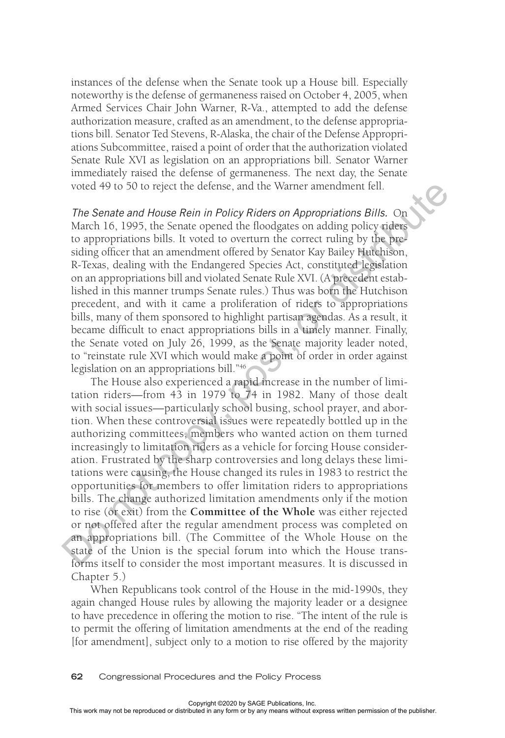instances of the defense when the Senate took up a House bill. Especially noteworthy is the defense of germaneness raised on October 4, 2005, when Armed Services Chair John Warner, R-Va., attempted to add the defense authorization measure, crafted as an amendment, to the defense appropriations bill. Senator Ted Stevens, R-Alaska, the chair of the Defense Appropriations Subcommittee, raised a point of order that the authorization violated Senate Rule XVI as legislation on an appropriations bill. Senator Warner immediately raised the defense of germaneness. The next day, the Senate voted 49 to 50 to reject the defense, and the Warner amendment fell.

*The Senate and House Rein in Policy Riders on Appropriations Bills.* On March 16, 1995, the Senate opened the floodgates on adding policy riders to appropriations bills. It voted to overturn the correct ruling by the presiding officer that an amendment offered by Senator Kay Bailey Hutchison, R-Texas, dealing with the Endangered Species Act, constituted legislation on an appropriations bill and violated Senate Rule XVI. (A precedent established in this manner trumps Senate rules.) Thus was born the Hutchison precedent, and with it came a proliferation of riders to appropriations bills, many of them sponsored to highlight partisan agendas. As a result, it became difficult to enact appropriations bills in a timely manner. Finally, the Senate voted on July 26, 1999, as the Senate majority leader noted, to "reinstate rule XVI which would make a point of order in order against legislation on an appropriations bill."[46]

The House also experienced a rapid increase in the number of limitation riders—from 43 in 1979 to 74 in 1982. Many of those dealt with social issues—particularly school busing, school prayer, and abortion. When these controversial issues were repeatedly bottled up in the authorizing committees, members who wanted action on them turned increasingly to limitation riders as a vehicle for forcing House consideration. Frustrated by the sharp controversies and long delays these limitations were causing, the House changed its rules in 1983 to restrict the opportunities for members to offer limitation riders to appropriations bills. The change authorized limitation amendments only if the motion to rise (or exit) from the **Committee of the Whole** was either rejected or not offered after the regular amendment process was completed on an appropriations bill. (The Committee of the Whole House on the state of the Union is the special forum into which the House transforms itself to consider the most important measures. It is discussed in Chapter 5.)

When Republicans took control of the House in the mid-1990s, they again changed House rules by allowing the majority leader or a designee to have precedence in offering the motion to rise. "The intent of the rule is to permit the offering of limitation amendments at the end of the reading [for amendment], subject only to a motion to rise offered by the majority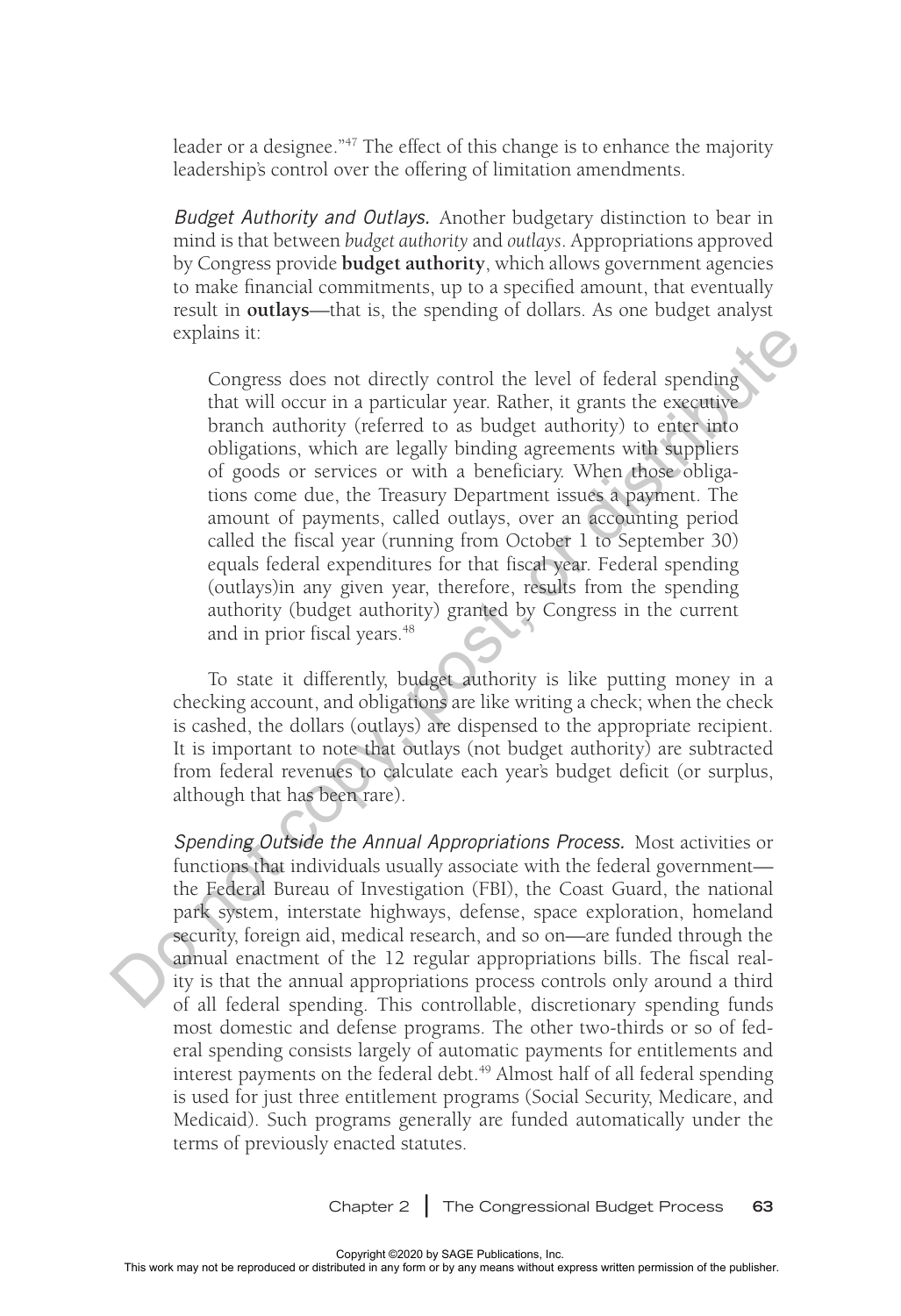leader or a designee."[47] The effect of this change is to enhance the majority leadership's control over the offering of limitation amendments.

*Budget Authority and Outlays.* Another budgetary distinction to bear in mind is that between *budget authority* and *outlays*. Appropriations approved by Congress provide **budget authority**, which allows government agencies to make financial commitments, up to a specified amount, that eventually result in **outlays**—that is, the spending of dollars. As one budget analyst explains it:

> Congress does not directly control the level of federal spending that will occur in a particular year. Rather, it grants the executive branch authority (referred to as budget authority) to enter into obligations, which are legally binding agreements with suppliers of goods or services or with a beneficiary. When those obligations come due, the Treasury Department issues a payment. The amount of payments, called outlays, over an accounting period called the fiscal year (running from October 1 to September 30) equals federal expenditures for that fiscal year. Federal spending (outlays)in any given year, therefore, results from the spending authority (budget authority) granted by Congress in the current and in prior fiscal years.[48]

To state it differently, budget authority is like putting money in a checking account, and obligations are like writing a check; when the check is cashed, the dollars (outlays) are dispensed to the appropriate recipient. It is important to note that outlays (not budget authority) are subtracted from federal revenues to calculate each year's budget deficit (or surplus, although that has been rare).

*Spending Outside the Annual Appropriations Process.* Most activities or functions that individuals usually associate with the federal government—the Federal Bureau of Investigation (FBI), the Coast Guard, the national park system, interstate highways, defense, space exploration, homeland security, foreign aid, medical research, and so on—are funded through the annual enactment of the 12 regular appropriations bills. The fiscal reality is that the annual appropriations process controls only around a third of all federal spending. This controllable, discretionary spending funds most domestic and defense programs. The other two-thirds or so of federal spending consists largely of automatic payments for entitlements and interest payments on the federal debt.[49] Almost half of all federal spending is used for just three entitlement programs (Social Security, Medicare, and Medicaid). Such programs generally are funded automatically under the terms of previously enacted statutes.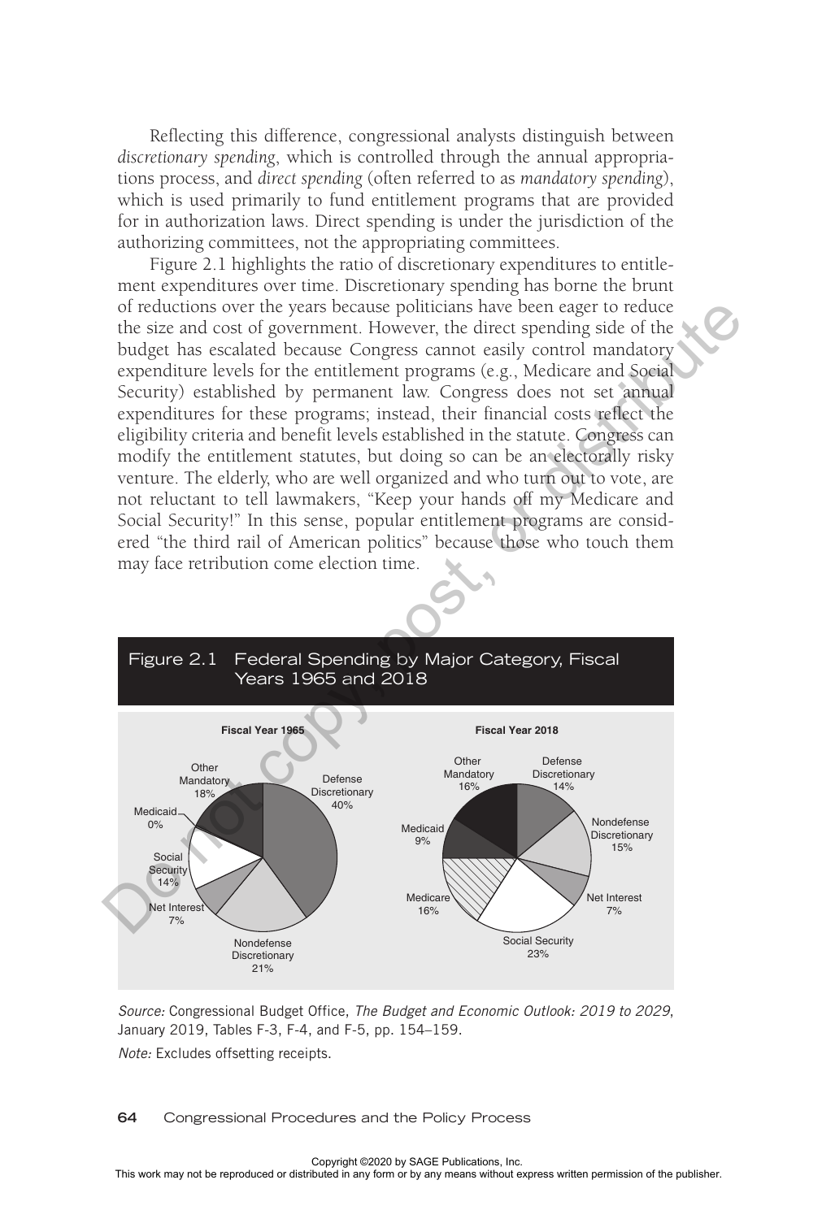Reflecting this difference, congressional analysts distinguish between *discretionary spending*, which is controlled through the annual appropriations process, and *direct spending* (often referred to as *mandatory spending*), which is used primarily to fund entitlement programs that are provided for in authorization laws. Direct spending is under the jurisdiction of the authorizing committees, not the appropriating committees.

Figure 2.1 highlights the ratio of discretionary expenditures to entitlement expenditures over time. Discretionary spending has borne the brunt of reductions over the years because politicians have been eager to reduce the size and cost of government. However, the direct spending side of the budget has escalated because Congress cannot easily control mandatory expenditure levels for the entitlement programs (e.g., Medicare and Social Security) established by permanent law. Congress does not set annual expenditures for these programs; instead, their financial costs reflect the eligibility criteria and benefit levels established in the statute. Congress can modify the entitlement statutes, but doing so can be an electorally risky venture. The elderly, who are well organized and who turn out to vote, are not reluctant to tell lawmakers, "Keep your hands off my Medicare and Social Security!" In this sense, popular entitlement programs are considered "the third rail of American politics" because those who touch them may face retribution come election time.

**Figure 2.1 Federal Spending by Major Category, Fiscal Years 1965 and 2018**

**Fiscal Year 1965**

| Category | Share |
|---|---|
| Defense Discretionary | 40% |
| Nondefense Discretionary | 21% |
| Net Interest | 7% |
| Social Security | 14% |
| Medicaid | 0% |
| Other Mandatory | 18% |

**Fiscal Year 2018**

| Category | Share |
|---|---|
| Defense Discretionary | 14% |
| Nondefense Discretionary | 15% |
| Net Interest | 7% |
| Social Security | 23% |
| Medicare | 16% |
| Medicaid | 9% |
| Other Mandatory | 16% |

*Source:* Congressional Budget Office, *The Budget and Economic Outlook: 2019 to 2029*, January 2019, Tables F-3, F-4, and F-5, pp. 154–159.

*Note:* Excludes offsetting receipts.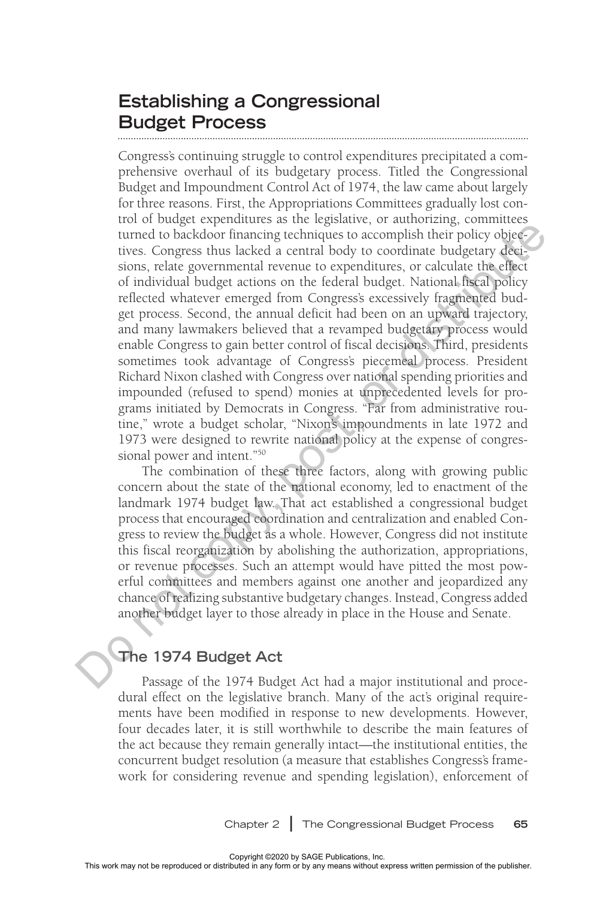## Establishing a Congressional Budget Process

Congress's continuing struggle to control expenditures precipitated a comprehensive overhaul of its budgetary process. Titled the Congressional Budget and Impoundment Control Act of 1974, the law came about largely for three reasons. First, the Appropriations Committees gradually lost control of budget expenditures as the legislative, or authorizing, committees turned to backdoor financing techniques to accomplish their policy objectives. Congress thus lacked a central body to coordinate budgetary decisions, relate governmental revenue to expenditures, or calculate the effect of individual budget actions on the federal budget. National fiscal policy reflected whatever emerged from Congress's excessively fragmented budget process. Second, the annual deficit had been on an upward trajectory, and many lawmakers believed that a revamped budgetary process would enable Congress to gain better control of fiscal decisions. Third, presidents sometimes took advantage of Congress's piecemeal process. President Richard Nixon clashed with Congress over national spending priorities and impounded (refused to spend) monies at unprecedented levels for programs initiated by Democrats in Congress. "Far from administrative routine," wrote a budget scholar, "Nixon's impoundments in late 1972 and 1973 were designed to rewrite national policy at the expense of congressional power and intent."[50]

The combination of these three factors, along with growing public concern about the state of the national economy, led to enactment of the landmark 1974 budget law. That act established a congressional budget process that encouraged coordination and centralization and enabled Congress to review the budget as a whole. However, Congress did not institute this fiscal reorganization by abolishing the authorization, appropriations, or revenue processes. Such an attempt would have pitted the most powerful committees and members against one another and jeopardized any chance of realizing substantive budgetary changes. Instead, Congress added another budget layer to those already in place in the House and Senate.

### The 1974 Budget Act

Passage of the 1974 Budget Act had a major institutional and procedural effect on the legislative branch. Many of the act's original requirements have been modified in response to new developments. However, four decades later, it is still worthwhile to describe the main features of the act because they remain generally intact—the institutional entities, the concurrent budget resolution (a measure that establishes Congress's framework for considering revenue and spending legislation), enforcement of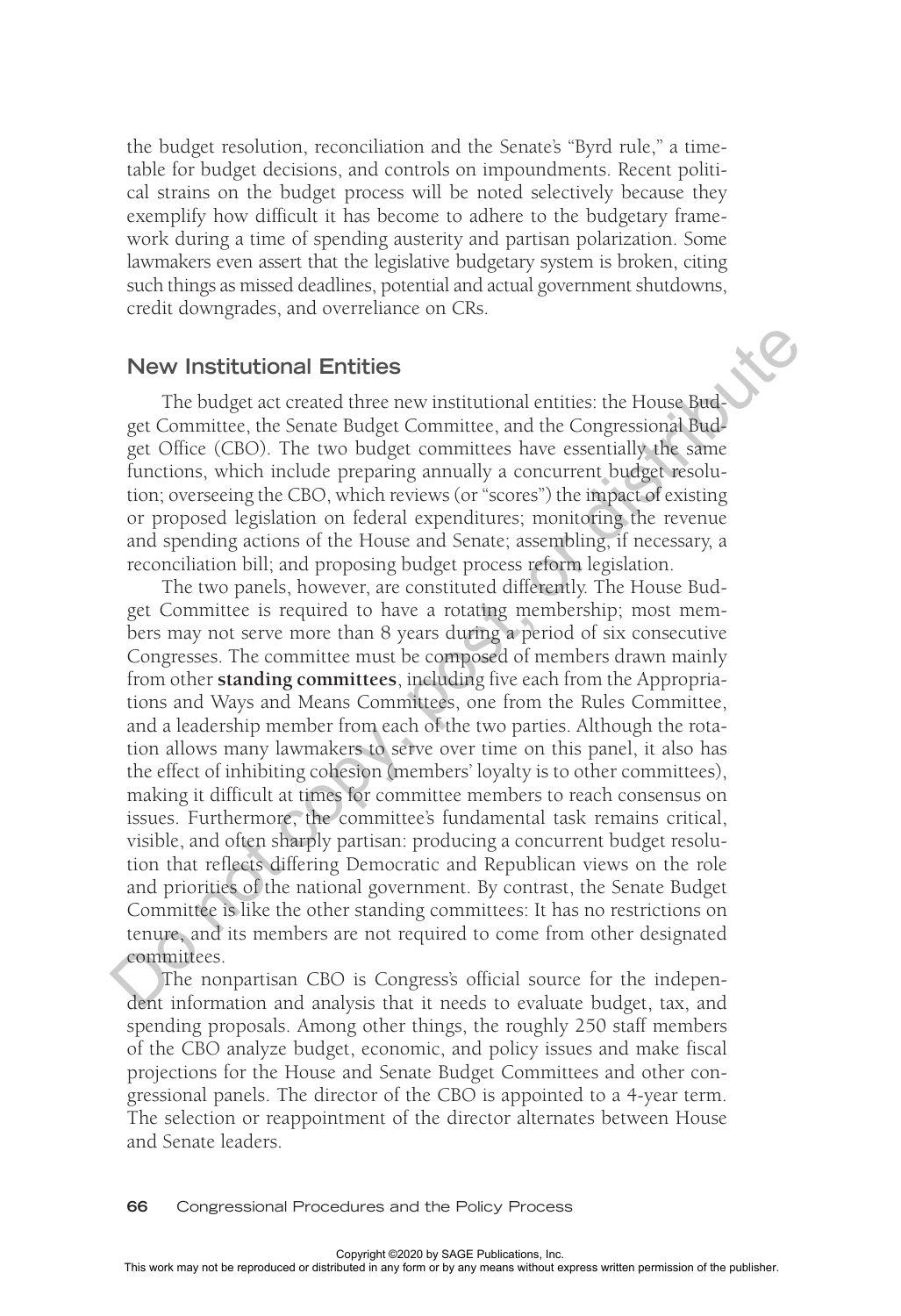the budget resolution, reconciliation and the Senate's "Byrd rule," a timetable for budget decisions, and controls on impoundments. Recent political strains on the budget process will be noted selectively because they exemplify how difficult it has become to adhere to the budgetary framework during a time of spending austerity and partisan polarization. Some lawmakers even assert that the legislative budgetary system is broken, citing such things as missed deadlines, potential and actual government shutdowns, credit downgrades, and overreliance on CRs.

## New Institutional Entities

The budget act created three new institutional entities: the House Budget Committee, the Senate Budget Committee, and the Congressional Budget Office (CBO). The two budget committees have essentially the same functions, which include preparing annually a concurrent budget resolution; overseeing the CBO, which reviews (or "scores") the impact of existing or proposed legislation on federal expenditures; monitoring the revenue and spending actions of the House and Senate; assembling, if necessary, a reconciliation bill; and proposing budget process reform legislation.

The two panels, however, are constituted differently. The House Budget Committee is required to have a rotating membership; most members may not serve more than 8 years during a period of six consecutive Congresses. The committee must be composed of members drawn mainly from other **standing committees**, including five each from the Appropriations and Ways and Means Committees, one from the Rules Committee, and a leadership member from each of the two parties. Although the rotation allows many lawmakers to serve over time on this panel, it also has the effect of inhibiting cohesion (members' loyalty is to other committees), making it difficult at times for committee members to reach consensus on issues. Furthermore, the committee's fundamental task remains critical, visible, and often sharply partisan: producing a concurrent budget resolution that reflects differing Democratic and Republican views on the role and priorities of the national government. By contrast, the Senate Budget Committee is like the other standing committees: It has no restrictions on tenure, and its members are not required to come from other designated committees.

The nonpartisan CBO is Congress's official source for the independent information and analysis that it needs to evaluate budget, tax, and spending proposals. Among other things, the roughly 250 staff members of the CBO analyze budget, economic, and policy issues and make fiscal projections for the House and Senate Budget Committees and other congressional panels. The director of the CBO is appointed to a 4-year term. The selection or reappointment of the director alternates between House and Senate leaders.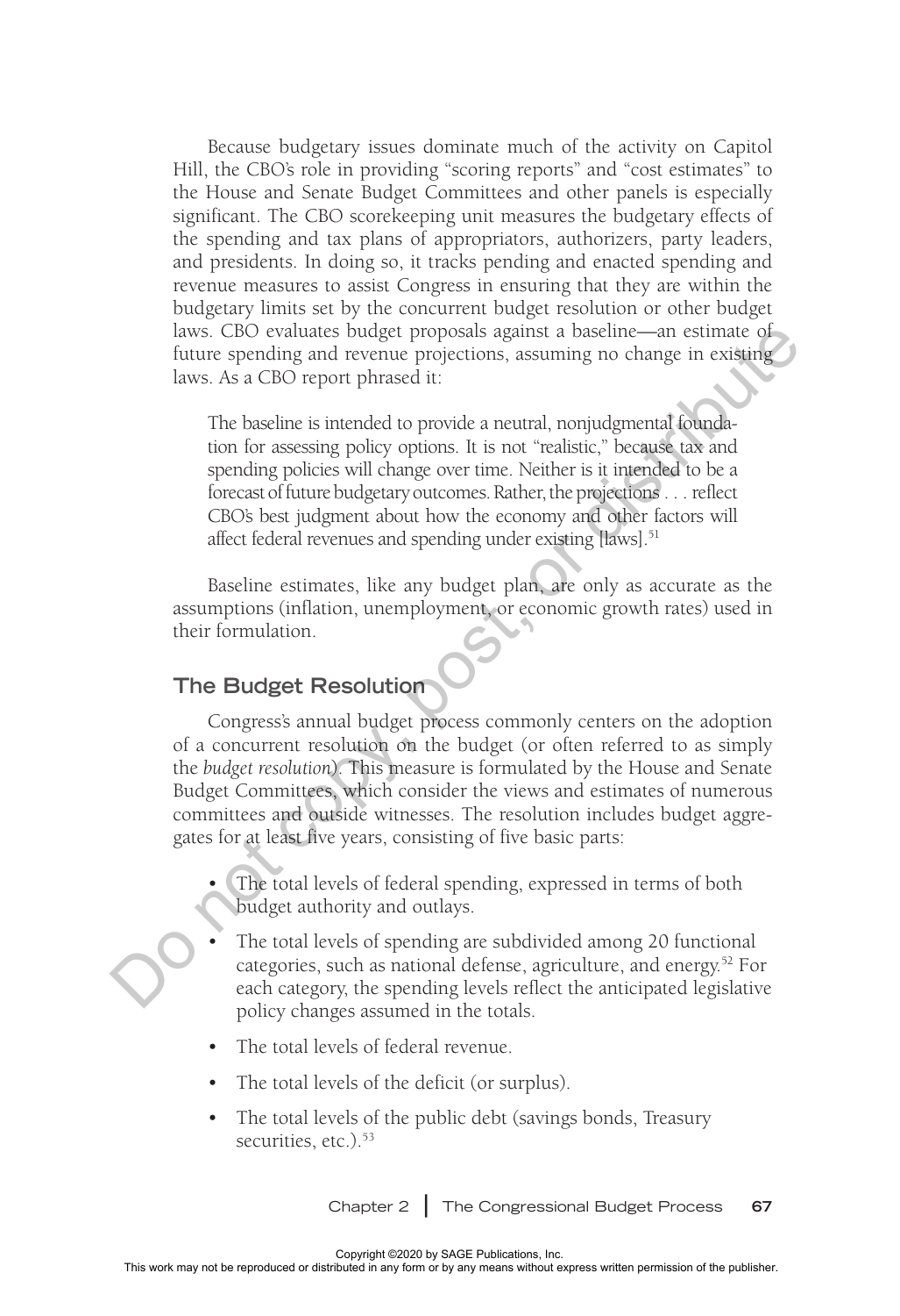Because budgetary issues dominate much of the activity on Capitol Hill, the CBO's role in providing "scoring reports" and "cost estimates" to the House and Senate Budget Committees and other panels is especially significant. The CBO scorekeeping unit measures the budgetary effects of the spending and tax plans of appropriators, authorizers, party leaders, and presidents. In doing so, it tracks pending and enacted spending and revenue measures to assist Congress in ensuring that they are within the budgetary limits set by the concurrent budget resolution or other budget laws. CBO evaluates budget proposals against a baseline—an estimate of future spending and revenue projections, assuming no change in existing laws. As a CBO report phrased it:

> The baseline is intended to provide a neutral, nonjudgmental foundation for assessing policy options. It is not "realistic," because tax and spending policies will change over time. Neither is it intended to be a forecast of future budgetary outcomes. Rather, the projections . . . reflect CBO's best judgment about how the economy and other factors will affect federal revenues and spending under existing [laws].[51]

Baseline estimates, like any budget plan, are only as accurate as the assumptions (inflation, unemployment, or economic growth rates) used in their formulation.

## The Budget Resolution

Congress's annual budget process commonly centers on the adoption of a concurrent resolution on the budget (or often referred to as simply the *budget resolution*). This measure is formulated by the House and Senate Budget Committees, which consider the views and estimates of numerous committees and outside witnesses. The resolution includes budget aggregates for at least five years, consisting of five basic parts:

- The total levels of federal spending, expressed in terms of both budget authority and outlays.
- The total levels of spending are subdivided among 20 functional categories, such as national defense, agriculture, and energy.[52] For each category, the spending levels reflect the anticipated legislative policy changes assumed in the totals.
- The total levels of federal revenue.
- The total levels of the deficit (or surplus).
- The total levels of the public debt (savings bonds, Treasury securities, etc.).[53]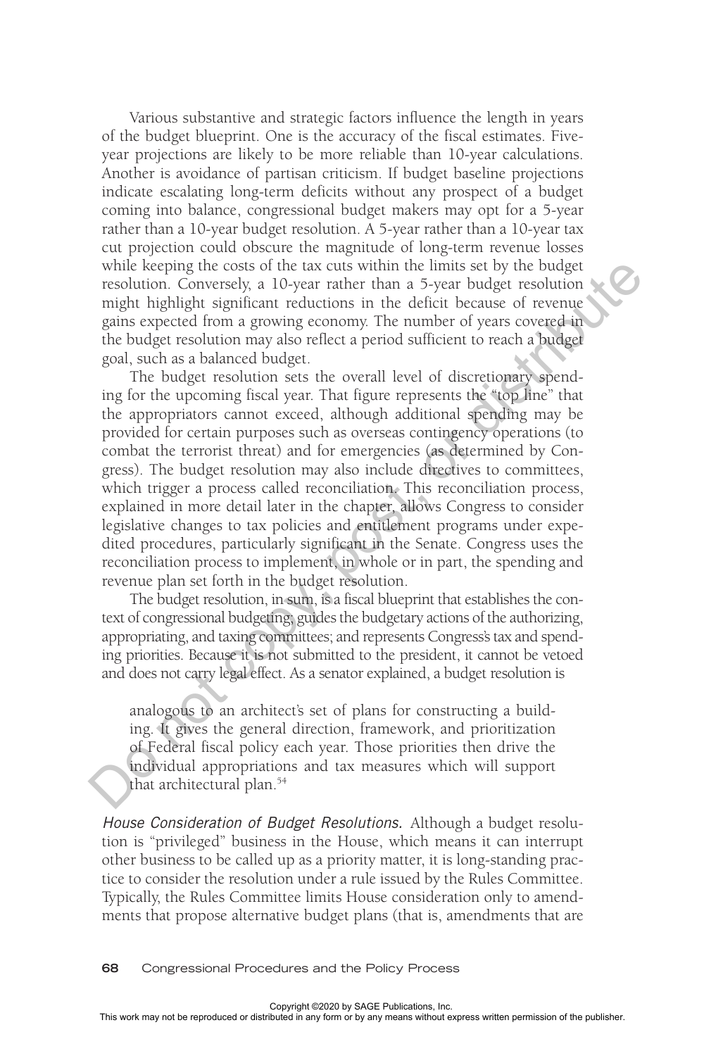Various substantive and strategic factors influence the length in years of the budget blueprint. One is the accuracy of the fiscal estimates. Five-year projections are likely to be more reliable than 10-year calculations. Another is avoidance of partisan criticism. If budget baseline projections indicate escalating long-term deficits without any prospect of a budget coming into balance, congressional budget makers may opt for a 5-year rather than a 10-year budget resolution. A 5-year rather than a 10-year tax cut projection could obscure the magnitude of long-term revenue losses while keeping the costs of the tax cuts within the limits set by the budget resolution. Conversely, a 10-year rather than a 5-year budget resolution might highlight significant reductions in the deficit because of revenue gains expected from a growing economy. The number of years covered in the budget resolution may also reflect a period sufficient to reach a budget goal, such as a balanced budget.

The budget resolution sets the overall level of discretionary spending for the upcoming fiscal year. That figure represents the "top line" that the appropriators cannot exceed, although additional spending may be provided for certain purposes such as overseas contingency operations (to combat the terrorist threat) and for emergencies (as determined by Congress). The budget resolution may also include directives to committees, which trigger a process called reconciliation. This reconciliation process, explained in more detail later in the chapter, allows Congress to consider legislative changes to tax policies and entitlement programs under expedited procedures, particularly significant in the Senate. Congress uses the reconciliation process to implement, in whole or in part, the spending and revenue plan set forth in the budget resolution.

The budget resolution, in sum, is a fiscal blueprint that establishes the context of congressional budgeting; guides the budgetary actions of the authorizing, appropriating, and taxing committees; and represents Congress's tax and spending priorities. Because it is not submitted to the president, it cannot be vetoed and does not carry legal effect. As a senator explained, a budget resolution is

> analogous to an architect's set of plans for constructing a building. It gives the general direction, framework, and prioritization of Federal fiscal policy each year. Those priorities then drive the individual appropriations and tax measures which will support that architectural plan.[54]

*House Consideration of Budget Resolutions.* Although a budget resolution is "privileged" business in the House, which means it can interrupt other business to be called up as a priority matter, it is long-standing practice to consider the resolution under a rule issued by the Rules Committee. Typically, the Rules Committee limits House consideration only to amendments that propose alternative budget plans (that is, amendments that are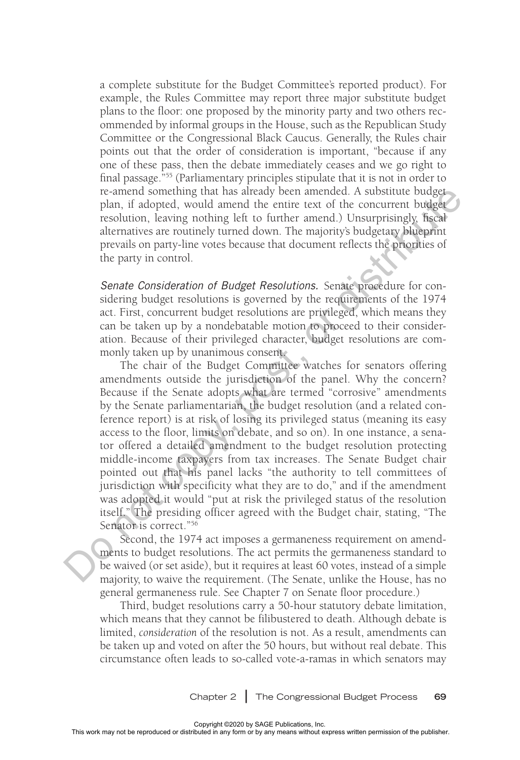a complete substitute for the Budget Committee's reported product). For example, the Rules Committee may report three major substitute budget plans to the floor: one proposed by the minority party and two others recommended by informal groups in the House, such as the Republican Study Committee or the Congressional Black Caucus. Generally, the Rules chair points out that the order of consideration is important, "because if any one of these pass, then the debate immediately ceases and we go right to final passage."[55] (Parliamentary principles stipulate that it is not in order to re-amend something that has already been amended. A substitute budget plan, if adopted, would amend the entire text of the concurrent budget resolution, leaving nothing left to further amend.) Unsurprisingly, fiscal alternatives are routinely turned down. The majority's budgetary blueprint prevails on party-line votes because that document reflects the priorities of the party in control.

*Senate Consideration of Budget Resolutions.* Senate procedure for considering budget resolutions is governed by the requirements of the 1974 act. First, concurrent budget resolutions are privileged, which means they can be taken up by a nondebatable motion to proceed to their consideration. Because of their privileged character, budget resolutions are commonly taken up by unanimous consent.

The chair of the Budget Committee watches for senators offering amendments outside the jurisdiction of the panel. Why the concern? Because if the Senate adopts what are termed "corrosive" amendments by the Senate parliamentarian, the budget resolution (and a related conference report) is at risk of losing its privileged status (meaning its easy access to the floor, limits on debate, and so on). In one instance, a senator offered a detailed amendment to the budget resolution protecting middle-income taxpayers from tax increases. The Senate Budget chair pointed out that his panel lacks "the authority to tell committees of jurisdiction with specificity what they are to do," and if the amendment was adopted it would "put at risk the privileged status of the resolution itself." The presiding officer agreed with the Budget chair, stating, "The Senator is correct."[56]

Second, the 1974 act imposes a germaneness requirement on amendments to budget resolutions. The act permits the germaneness standard to be waived (or set aside), but it requires at least 60 votes, instead of a simple majority, to waive the requirement. (The Senate, unlike the House, has no general germaneness rule. See Chapter 7 on Senate floor procedure.)

Third, budget resolutions carry a 50-hour statutory debate limitation, which means that they cannot be filibustered to death. Although debate is limited, *consideration* of the resolution is not. As a result, amendments can be taken up and voted on after the 50 hours, but without real debate. This circumstance often leads to so-called vote-a-ramas in which senators may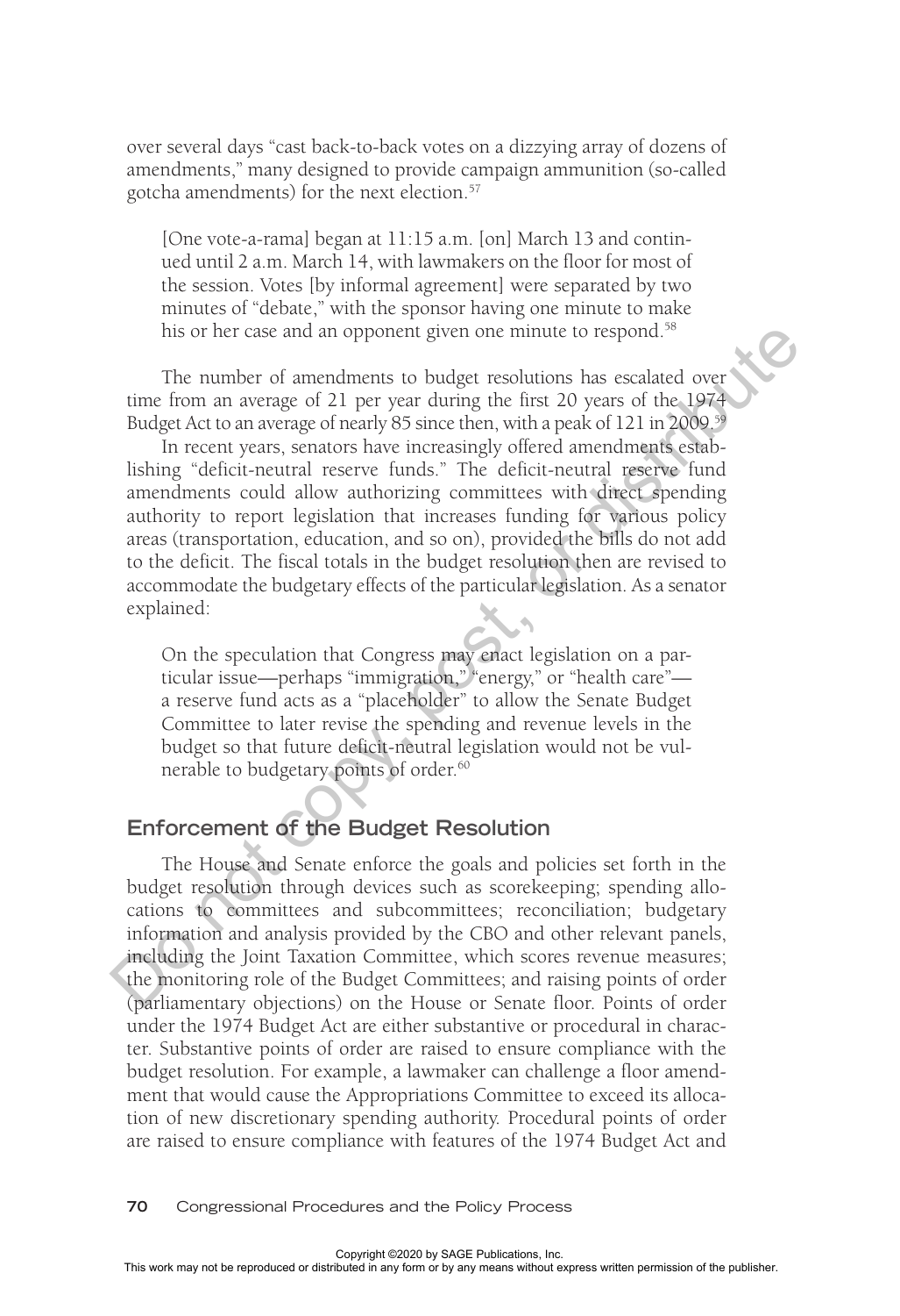over several days "cast back-to-back votes on a dizzying array of dozens of amendments," many designed to provide campaign ammunition (so-called gotcha amendments) for the next election.[57]

> [One vote-a-rama] began at 11:15 a.m. [on] March 13 and continued until 2 a.m. March 14, with lawmakers on the floor for most of the session. Votes [by informal agreement] were separated by two minutes of "debate," with the sponsor having one minute to make his or her case and an opponent given one minute to respond.[58]

The number of amendments to budget resolutions has escalated over time from an average of 21 per year during the first 20 years of the 1974 Budget Act to an average of nearly 85 since then, with a peak of 121 in 2009.[59]

In recent years, senators have increasingly offered amendments establishing "deficit-neutral reserve funds." The deficit-neutral reserve fund amendments could allow authorizing committees with direct spending authority to report legislation that increases funding for various policy areas (transportation, education, and so on), provided the bills do not add to the deficit. The fiscal totals in the budget resolution then are revised to accommodate the budgetary effects of the particular legislation. As a senator explained:

> On the speculation that Congress may enact legislation on a particular issue—perhaps "immigration," "energy," or "health care"—a reserve fund acts as a "placeholder" to allow the Senate Budget Committee to later revise the spending and revenue levels in the budget so that future deficit-neutral legislation would not be vulnerable to budgetary points of order.[60]

## Enforcement of the Budget Resolution

The House and Senate enforce the goals and policies set forth in the budget resolution through devices such as scorekeeping; spending allocations to committees and subcommittees; reconciliation; budgetary information and analysis provided by the CBO and other relevant panels, including the Joint Taxation Committee, which scores revenue measures; the monitoring role of the Budget Committees; and raising points of order (parliamentary objections) on the House or Senate floor. Points of order under the 1974 Budget Act are either substantive or procedural in character. Substantive points of order are raised to ensure compliance with the budget resolution. For example, a lawmaker can challenge a floor amendment that would cause the Appropriations Committee to exceed its allocation of new discretionary spending authority. Procedural points of order are raised to ensure compliance with features of the 1974 Budget Act and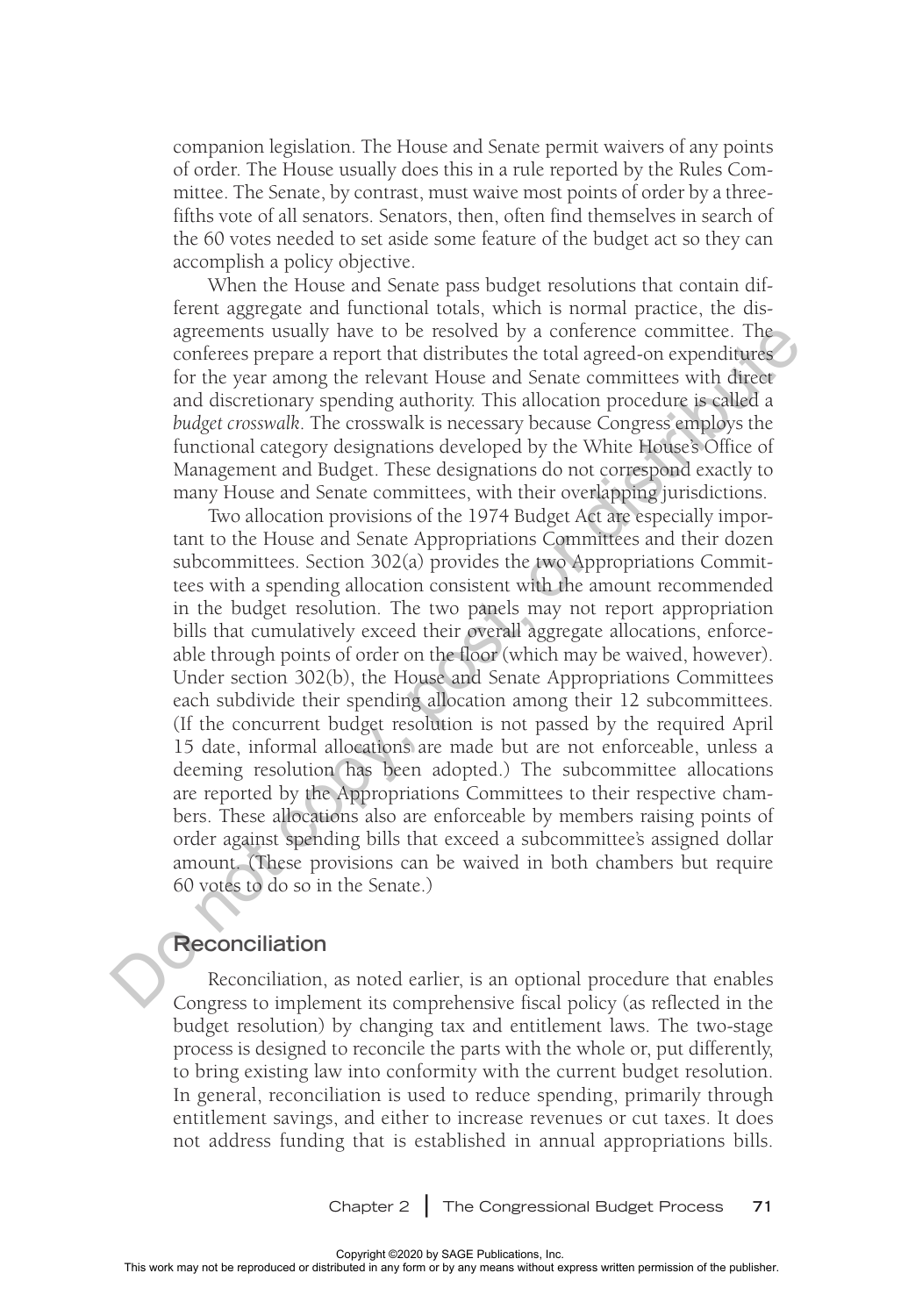companion legislation. The House and Senate permit waivers of any points of order. The House usually does this in a rule reported by the Rules Committee. The Senate, by contrast, must waive most points of order by a three-fifths vote of all senators. Senators, then, often find themselves in search of the 60 votes needed to set aside some feature of the budget act so they can accomplish a policy objective.

When the House and Senate pass budget resolutions that contain different aggregate and functional totals, which is normal practice, the disagreements usually have to be resolved by a conference committee. The conferees prepare a report that distributes the total agreed-on expenditures for the year among the relevant House and Senate committees with direct and discretionary spending authority. This allocation procedure is called a *budget crosswalk*. The crosswalk is necessary because Congress employs the functional category designations developed by the White House's Office of Management and Budget. These designations do not correspond exactly to many House and Senate committees, with their overlapping jurisdictions.

Two allocation provisions of the 1974 Budget Act are especially important to the House and Senate Appropriations Committees and their dozen subcommittees. Section 302(a) provides the two Appropriations Committees with a spending allocation consistent with the amount recommended in the budget resolution. The two panels may not report appropriation bills that cumulatively exceed their overall aggregate allocations, enforceable through points of order on the floor (which may be waived, however). Under section 302(b), the House and Senate Appropriations Committees each subdivide their spending allocation among their 12 subcommittees. (If the concurrent budget resolution is not passed by the required April 15 date, informal allocations are made but are not enforceable, unless a deeming resolution has been adopted.) The subcommittee allocations are reported by the Appropriations Committees to their respective chambers. These allocations also are enforceable by members raising points of order against spending bills that exceed a subcommittee's assigned dollar amount. (These provisions can be waived in both chambers but require 60 votes to do so in the Senate.)

## Reconciliation

Reconciliation, as noted earlier, is an optional procedure that enables Congress to implement its comprehensive fiscal policy (as reflected in the budget resolution) by changing tax and entitlement laws. The two-stage process is designed to reconcile the parts with the whole or, put differently, to bring existing law into conformity with the current budget resolution. In general, reconciliation is used to reduce spending, primarily through entitlement savings, and either to increase revenues or cut taxes. It does not address funding that is established in annual appropriations bills.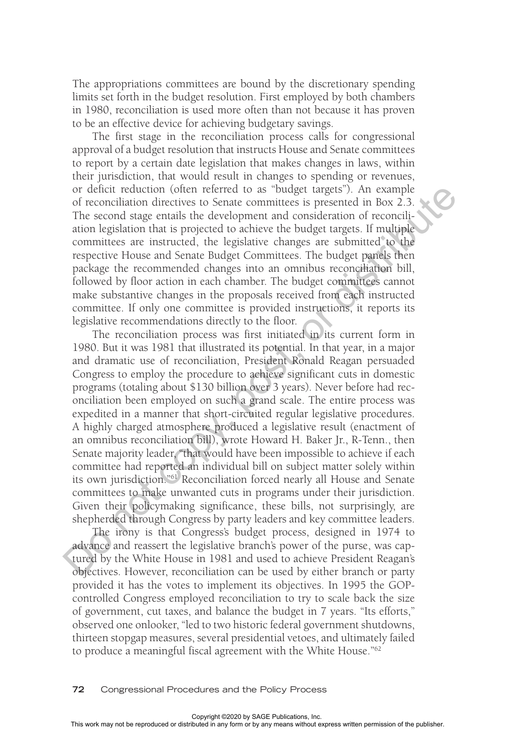The appropriations committees are bound by the discretionary spending limits set forth in the budget resolution. First employed by both chambers in 1980, reconciliation is used more often than not because it has proven to be an effective device for achieving budgetary savings.

The first stage in the reconciliation process calls for congressional approval of a budget resolution that instructs House and Senate committees to report by a certain date legislation that makes changes in laws, within their jurisdiction, that would result in changes to spending or revenues, or deficit reduction (often referred to as "budget targets"). An example of reconciliation directives to Senate committees is presented in Box 2.3. The second stage entails the development and consideration of reconciliation legislation that is projected to achieve the budget targets. If multiple committees are instructed, the legislative changes are submitted to the respective House and Senate Budget Committees. The budget panels then package the recommended changes into an omnibus reconciliation bill, followed by floor action in each chamber. The budget committees cannot make substantive changes in the proposals received from each instructed committee. If only one committee is provided instructions, it reports its legislative recommendations directly to the floor.

The reconciliation process was first initiated in its current form in 1980. But it was 1981 that illustrated its potential. In that year, in a major and dramatic use of reconciliation, President Ronald Reagan persuaded Congress to employ the procedure to achieve significant cuts in domestic programs (totaling about $130 billion over 3 years). Never before had reconciliation been employed on such a grand scale. The entire process was expedited in a manner that short-circuited regular legislative procedures. A highly charged atmosphere produced a legislative result (enactment of an omnibus reconciliation bill), wrote Howard H. Baker Jr., R-Tenn., then Senate majority leader, "that would have been impossible to achieve if each committee had reported an individual bill on subject matter solely within its own jurisdiction."[61] Reconciliation forced nearly all House and Senate committees to make unwanted cuts in programs under their jurisdiction. Given their policymaking significance, these bills, not surprisingly, are shepherded through Congress by party leaders and key committee leaders.

The irony is that Congress's budget process, designed in 1974 to advance and reassert the legislative branch's power of the purse, was captured by the White House in 1981 and used to achieve President Reagan's objectives. However, reconciliation can be used by either branch or party provided it has the votes to implement its objectives. In 1995 the GOP-controlled Congress employed reconciliation to try to scale back the size of government, cut taxes, and balance the budget in 7 years. "Its efforts," observed one onlooker, "led to two historic federal government shutdowns, thirteen stopgap measures, several presidential vetoes, and ultimately failed to produce a meaningful fiscal agreement with the White House."[62]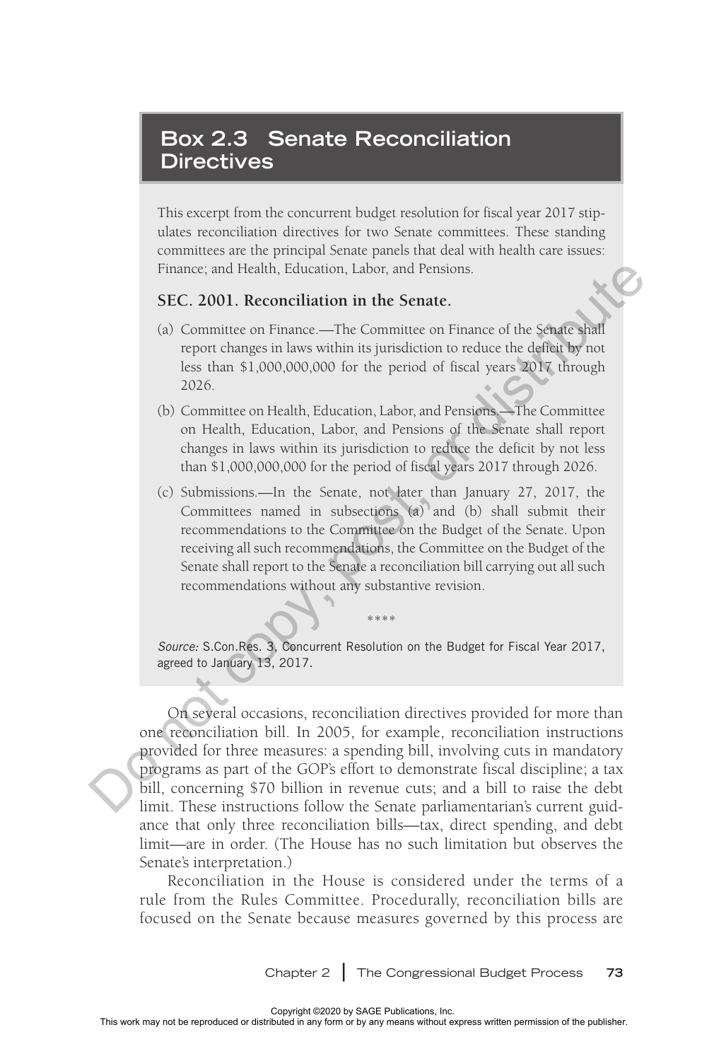## Box 2.3 Senate Reconciliation Directives

This excerpt from the concurrent budget resolution for fiscal year 2017 stipulates reconciliation directives for two Senate committees. These standing committees are the principal Senate panels that deal with health care issues: Finance; and Health, Education, Labor, and Pensions.

**SEC. 2001. Reconciliation in the Senate.**

(a) Committee on Finance.—The Committee on Finance of the Senate shall report changes in laws within its jurisdiction to reduce the deficit by not less than $1,000,000,000 for the period of fiscal years 2017 through 2026.

(b) Committee on Health, Education, Labor, and Pensions.—The Committee on Health, Education, Labor, and Pensions of the Senate shall report changes in laws within its jurisdiction to reduce the deficit by not less than $1,000,000,000 for the period of fiscal years 2017 through 2026.

(c) Submissions.—In the Senate, not later than January 27, 2017, the Committees named in subsections (a) and (b) shall submit their recommendations to the Committee on the Budget of the Senate. Upon receiving all such recommendations, the Committee on the Budget of the Senate shall report to the Senate a reconciliation bill carrying out all such recommendations without any substantive revision.

****

*Source:* S.Con.Res. 3, Concurrent Resolution on the Budget for Fiscal Year 2017, agreed to January 13, 2017.

On several occasions, reconciliation directives provided for more than one reconciliation bill. In 2005, for example, reconciliation instructions provided for three measures: a spending bill, involving cuts in mandatory programs as part of the GOP's effort to demonstrate fiscal discipline; a tax bill, concerning $70 billion in revenue cuts; and a bill to raise the debt limit. These instructions follow the Senate parliamentarian's current guidance that only three reconciliation bills—tax, direct spending, and debt limit—are in order. (The House has no such limitation but observes the Senate's interpretation.)

Reconciliation in the House is considered under the terms of a rule from the Rules Committee. Procedurally, reconciliation bills are focused on the Senate because measures governed by this process are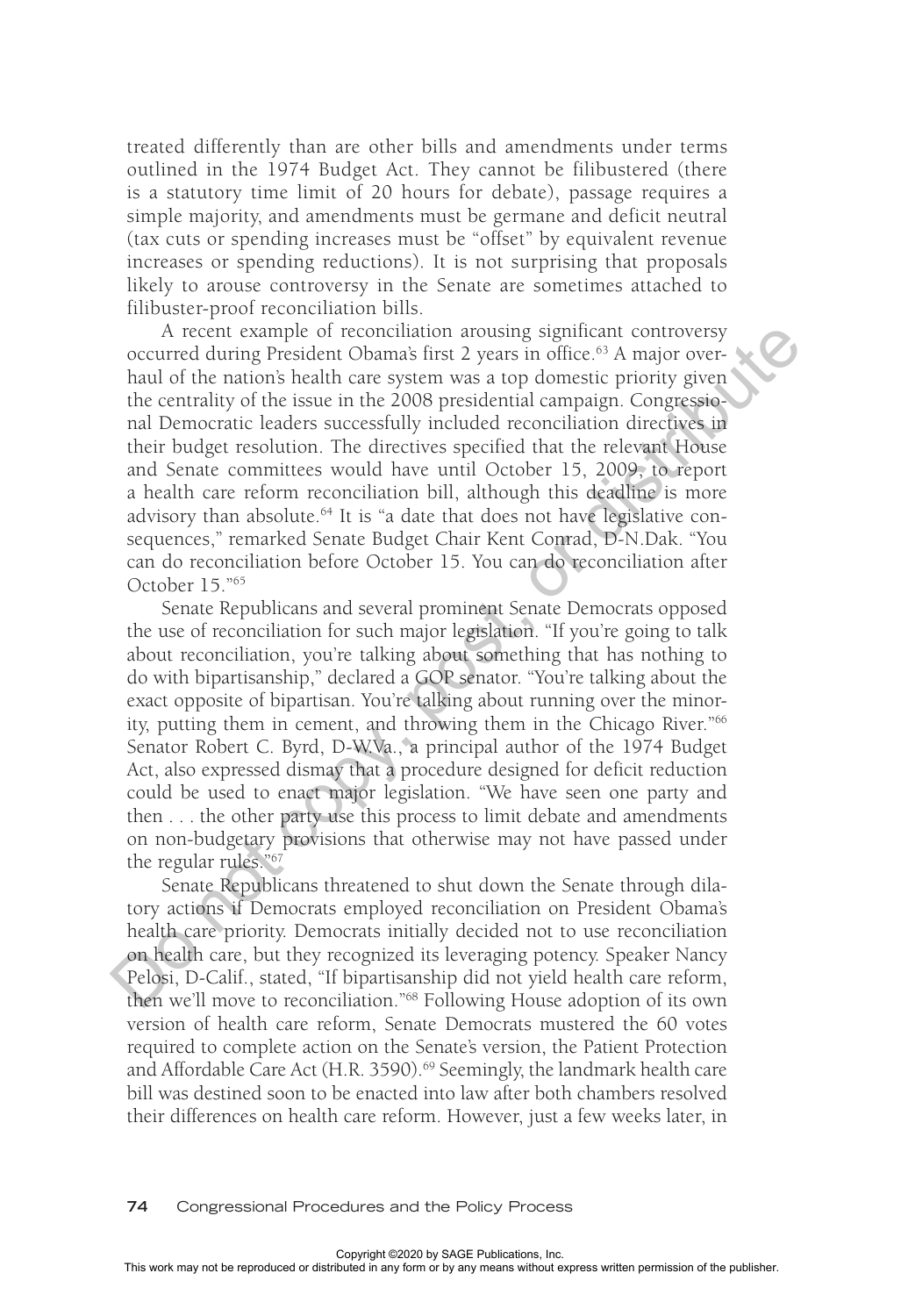treated differently than are other bills and amendments under terms outlined in the 1974 Budget Act. They cannot be filibustered (there is a statutory time limit of 20 hours for debate), passage requires a simple majority, and amendments must be germane and deficit neutral (tax cuts or spending increases must be "offset" by equivalent revenue increases or spending reductions). It is not surprising that proposals likely to arouse controversy in the Senate are sometimes attached to filibuster-proof reconciliation bills.

A recent example of reconciliation arousing significant controversy occurred during President Obama's first 2 years in office.[63] A major overhaul of the nation's health care system was a top domestic priority given the centrality of the issue in the 2008 presidential campaign. Congressional Democratic leaders successfully included reconciliation directives in their budget resolution. The directives specified that the relevant House and Senate committees would have until October 15, 2009, to report a health care reform reconciliation bill, although this deadline is more advisory than absolute.[64] It is "a date that does not have legislative consequences," remarked Senate Budget Chair Kent Conrad, D-N.Dak. "You can do reconciliation before October 15. You can do reconciliation after October 15."[65]

Senate Republicans and several prominent Senate Democrats opposed the use of reconciliation for such major legislation. "If you're going to talk about reconciliation, you're talking about something that has nothing to do with bipartisanship," declared a GOP senator. "You're talking about the exact opposite of bipartisan. You're talking about running over the minority, putting them in cement, and throwing them in the Chicago River."[66] Senator Robert C. Byrd, D-W.Va., a principal author of the 1974 Budget Act, also expressed dismay that a procedure designed for deficit reduction could be used to enact major legislation. "We have seen one party and then . . . the other party use this process to limit debate and amendments on non-budgetary provisions that otherwise may not have passed under the regular rules."[67]

Senate Republicans threatened to shut down the Senate through dilatory actions if Democrats employed reconciliation on President Obama's health care priority. Democrats initially decided not to use reconciliation on health care, but they recognized its leveraging potency. Speaker Nancy Pelosi, D-Calif., stated, "If bipartisanship did not yield health care reform, then we'll move to reconciliation."[68] Following House adoption of its own version of health care reform, Senate Democrats mustered the 60 votes required to complete action on the Senate's version, the Patient Protection and Affordable Care Act (H.R. 3590).[69] Seemingly, the landmark health care bill was destined soon to be enacted into law after both chambers resolved their differences on health care reform. However, just a few weeks later, in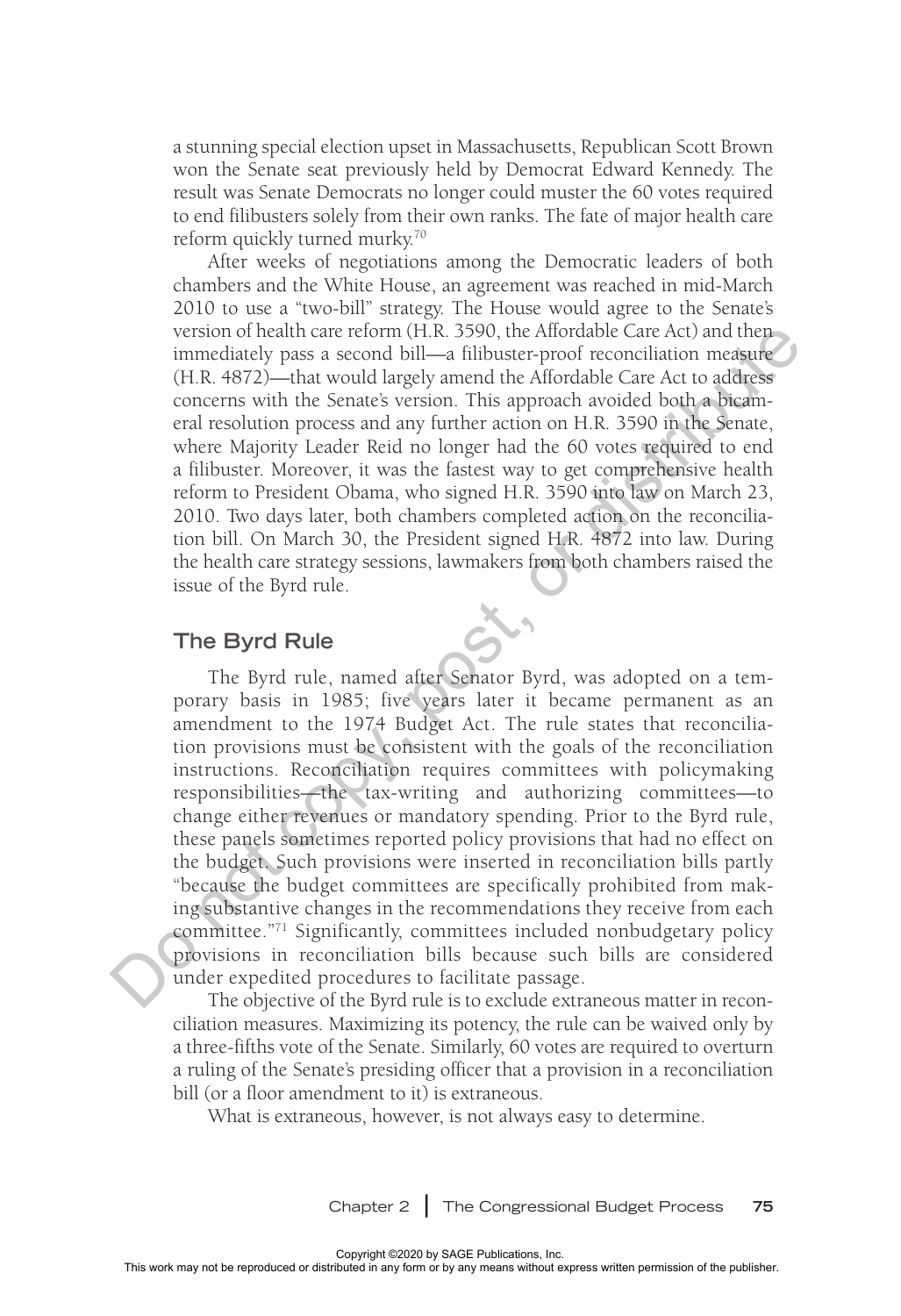a stunning special election upset in Massachusetts, Republican Scott Brown won the Senate seat previously held by Democrat Edward Kennedy. The result was Senate Democrats no longer could muster the 60 votes required to end filibusters solely from their own ranks. The fate of major health care reform quickly turned murky.[70]

After weeks of negotiations among the Democratic leaders of both chambers and the White House, an agreement was reached in mid-March 2010 to use a "two-bill" strategy. The House would agree to the Senate's version of health care reform (H.R. 3590, the Affordable Care Act) and then immediately pass a second bill—a filibuster-proof reconciliation measure (H.R. 4872)—that would largely amend the Affordable Care Act to address concerns with the Senate's version. This approach avoided both a bicameral resolution process and any further action on H.R. 3590 in the Senate, where Majority Leader Reid no longer had the 60 votes required to end a filibuster. Moreover, it was the fastest way to get comprehensive health reform to President Obama, who signed H.R. 3590 into law on March 23, 2010. Two days later, both chambers completed action on the reconciliation bill. On March 30, the President signed H.R. 4872 into law. During the health care strategy sessions, lawmakers from both chambers raised the issue of the Byrd rule.

## The Byrd Rule

The Byrd rule, named after Senator Byrd, was adopted on a temporary basis in 1985; five years later it became permanent as an amendment to the 1974 Budget Act. The rule states that reconciliation provisions must be consistent with the goals of the reconciliation instructions. Reconciliation requires committees with policymaking responsibilities—the tax-writing and authorizing committees—to change either revenues or mandatory spending. Prior to the Byrd rule, these panels sometimes reported policy provisions that had no effect on the budget. Such provisions were inserted in reconciliation bills partly "because the budget committees are specifically prohibited from making substantive changes in the recommendations they receive from each committee."[71] Significantly, committees included nonbudgetary policy provisions in reconciliation bills because such bills are considered under expedited procedures to facilitate passage.

The objective of the Byrd rule is to exclude extraneous matter in reconciliation measures. Maximizing its potency, the rule can be waived only by a three-fifths vote of the Senate. Similarly, 60 votes are required to overturn a ruling of the Senate's presiding officer that a provision in a reconciliation bill (or a floor amendment to it) is extraneous.

What is extraneous, however, is not always easy to determine.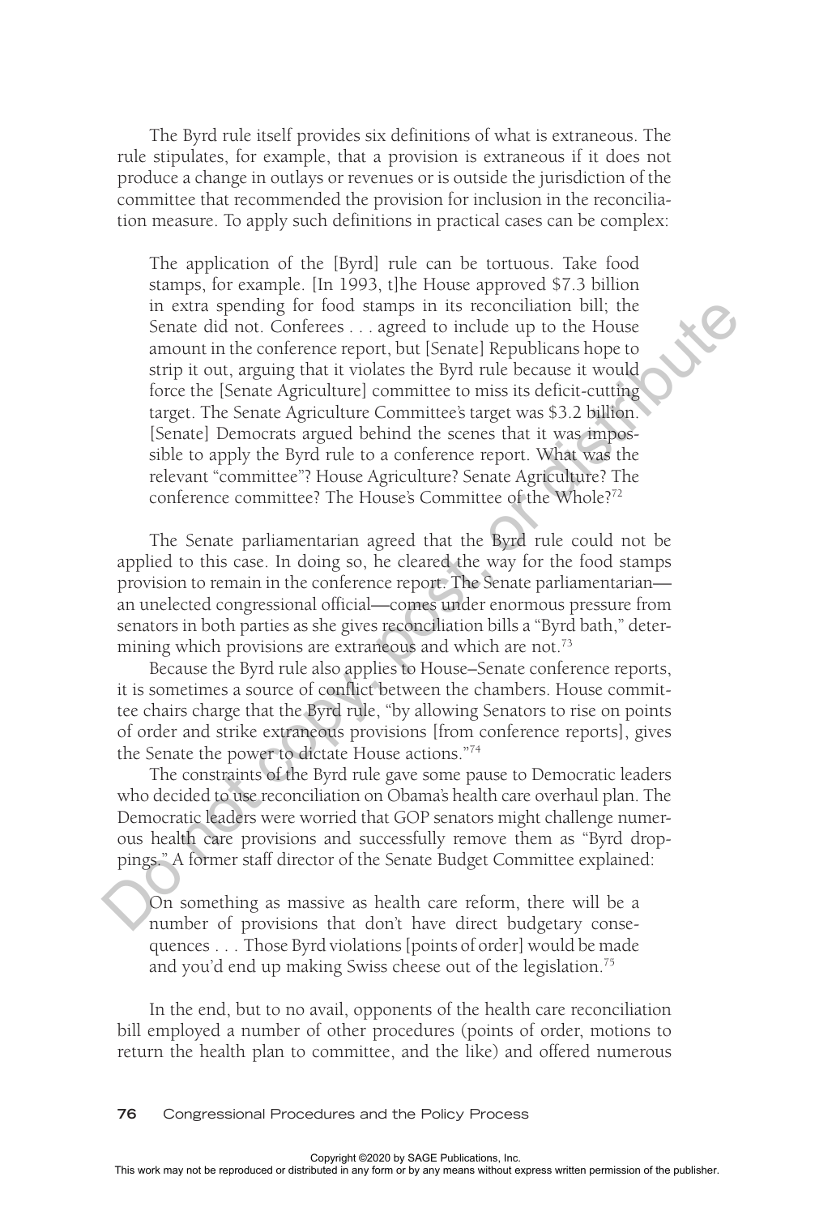The Byrd rule itself provides six definitions of what is extraneous. The rule stipulates, for example, that a provision is extraneous if it does not produce a change in outlays or revenues or is outside the jurisdiction of the committee that recommended the provision for inclusion in the reconciliation measure. To apply such definitions in practical cases can be complex:

> The application of the [Byrd] rule can be tortuous. Take food stamps, for example. [In 1993, t]he House approved $7.3 billion in extra spending for food stamps in its reconciliation bill; the Senate did not. Conferees . . . agreed to include up to the House amount in the conference report, but [Senate] Republicans hope to strip it out, arguing that it violates the Byrd rule because it would force the [Senate Agriculture] committee to miss its deficit-cutting target. The Senate Agriculture Committee's target was $3.2 billion. [Senate] Democrats argued behind the scenes that it was impossible to apply the Byrd rule to a conference report. What was the relevant "committee"? House Agriculture? Senate Agriculture? The conference committee? The House's Committee of the Whole?[72]

The Senate parliamentarian agreed that the Byrd rule could not be applied to this case. In doing so, he cleared the way for the food stamps provision to remain in the conference report. The Senate parliamentarian—an unelected congressional official—comes under enormous pressure from senators in both parties as she gives reconciliation bills a "Byrd bath," determining which provisions are extraneous and which are not.[73]

Because the Byrd rule also applies to House–Senate conference reports, it is sometimes a source of conflict between the chambers. House committee chairs charge that the Byrd rule, "by allowing Senators to rise on points of order and strike extraneous provisions [from conference reports], gives the Senate the power to dictate House actions."[74]

The constraints of the Byrd rule gave some pause to Democratic leaders who decided to use reconciliation on Obama's health care overhaul plan. The Democratic leaders were worried that GOP senators might challenge numerous health care provisions and successfully remove them as "Byrd droppings." A former staff director of the Senate Budget Committee explained:

> On something as massive as health care reform, there will be a number of provisions that don't have direct budgetary consequences . . . Those Byrd violations [points of order] would be made and you'd end up making Swiss cheese out of the legislation.[75]

In the end, but to no avail, opponents of the health care reconciliation bill employed a number of other procedures (points of order, motions to return the health plan to committee, and the like) and offered numerous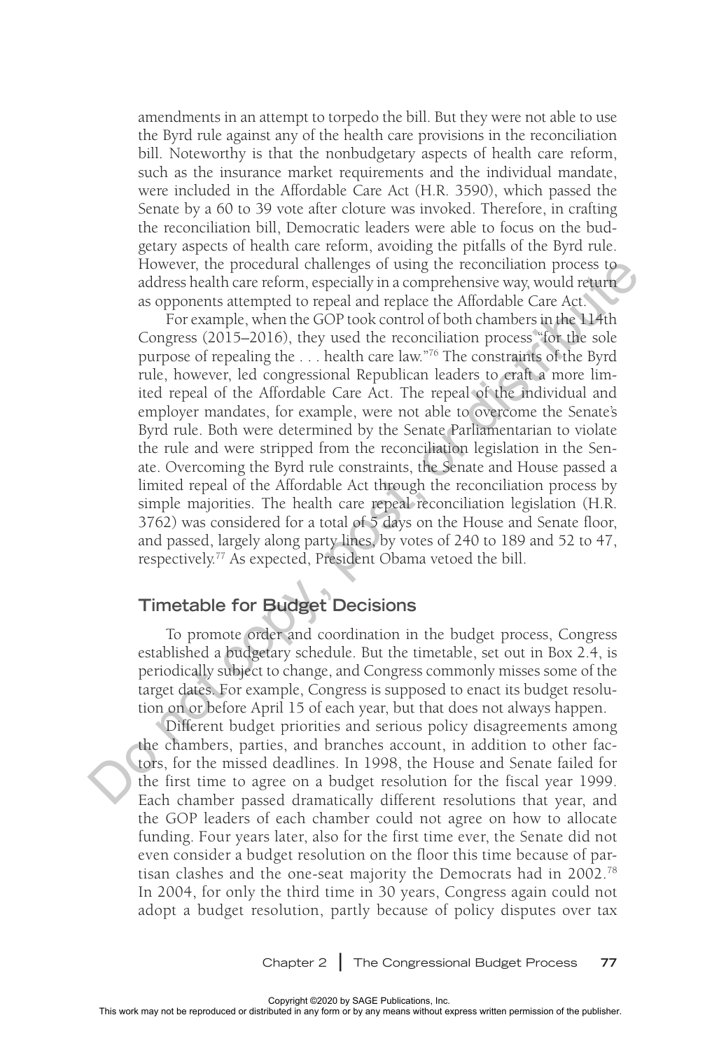amendments in an attempt to torpedo the bill. But they were not able to use the Byrd rule against any of the health care provisions in the reconciliation bill. Noteworthy is that the nonbudgetary aspects of health care reform, such as the insurance market requirements and the individual mandate, were included in the Affordable Care Act (H.R. 3590), which passed the Senate by a 60 to 39 vote after cloture was invoked. Therefore, in crafting the reconciliation bill, Democratic leaders were able to focus on the budgetary aspects of health care reform, avoiding the pitfalls of the Byrd rule. However, the procedural challenges of using the reconciliation process to address health care reform, especially in a comprehensive way, would return as opponents attempted to repeal and replace the Affordable Care Act.

For example, when the GOP took control of both chambers in the 114th Congress (2015–2016), they used the reconciliation process "for the sole purpose of repealing the . . . health care law."[76] The constraints of the Byrd rule, however, led congressional Republican leaders to craft a more limited repeal of the Affordable Care Act. The repeal of the individual and employer mandates, for example, were not able to overcome the Senate's Byrd rule. Both were determined by the Senate Parliamentarian to violate the rule and were stripped from the reconciliation legislation in the Senate. Overcoming the Byrd rule constraints, the Senate and House passed a limited repeal of the Affordable Act through the reconciliation process by simple majorities. The health care repeal reconciliation legislation (H.R. 3762) was considered for a total of 5 days on the House and Senate floor, and passed, largely along party lines, by votes of 240 to 189 and 52 to 47, respectively.[77] As expected, President Obama vetoed the bill.

## Timetable for Budget Decisions

To promote order and coordination in the budget process, Congress established a budgetary schedule. But the timetable, set out in Box 2.4, is periodically subject to change, and Congress commonly misses some of the target dates. For example, Congress is supposed to enact its budget resolution on or before April 15 of each year, but that does not always happen.

Different budget priorities and serious policy disagreements among the chambers, parties, and branches account, in addition to other factors, for the missed deadlines. In 1998, the House and Senate failed for the first time to agree on a budget resolution for the fiscal year 1999. Each chamber passed dramatically different resolutions that year, and the GOP leaders of each chamber could not agree on how to allocate funding. Four years later, also for the first time ever, the Senate did not even consider a budget resolution on the floor this time because of partisan clashes and the one-seat majority the Democrats had in 2002.[78] In 2004, for only the third time in 30 years, Congress again could not adopt a budget resolution, partly because of policy disputes over tax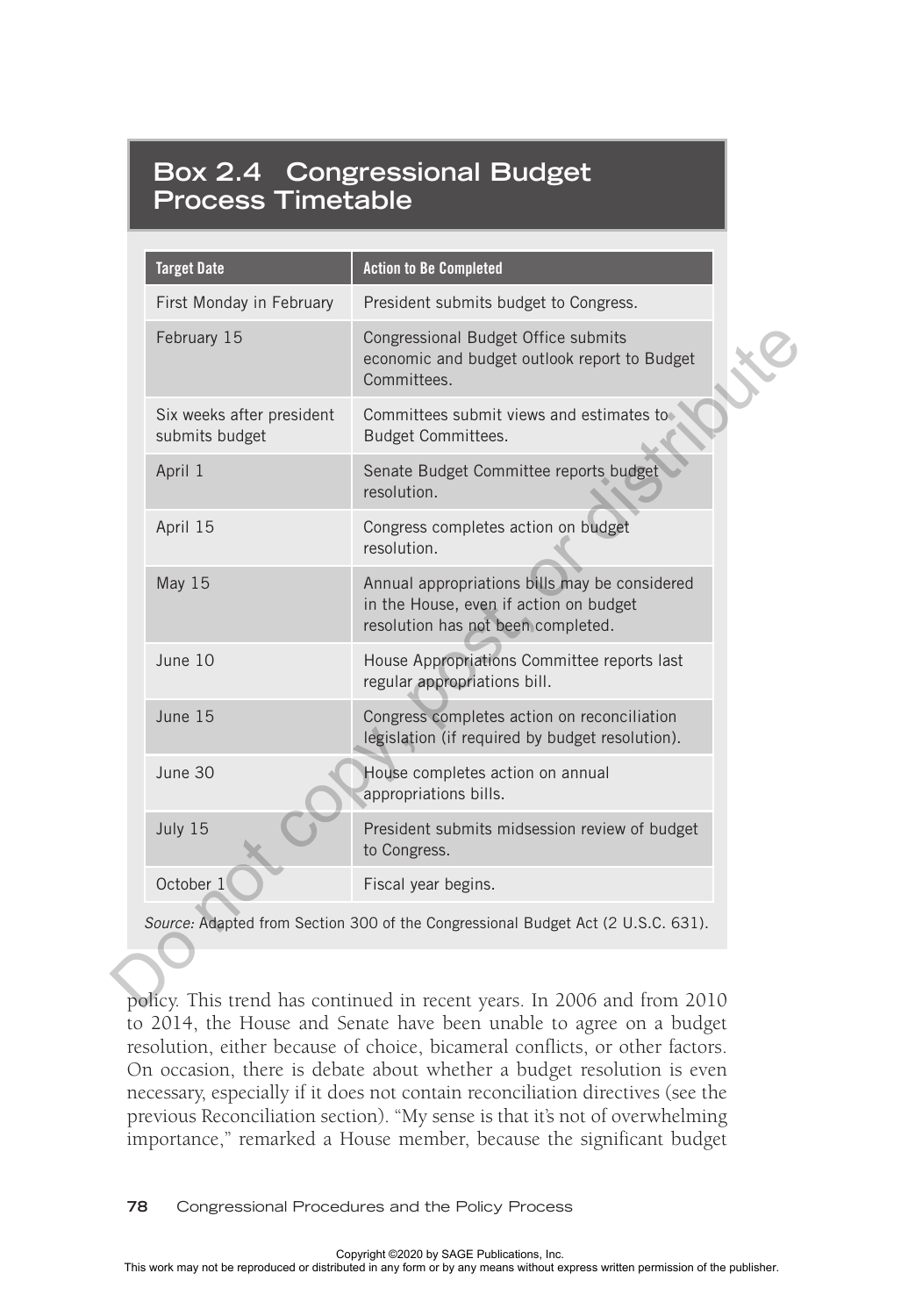## Box 2.4 Congressional Budget Process Timetable

| Target Date | Action to Be Completed |
| --- | --- |
| First Monday in February | President submits budget to Congress. |
| February 15 | Congressional Budget Office submits economic and budget outlook report to Budget Committees. |
| Six weeks after president submits budget | Committees submit views and estimates to Budget Committees. |
| April 1 | Senate Budget Committee reports budget resolution. |
| April 15 | Congress completes action on budget resolution. |
| May 15 | Annual appropriations bills may be considered in the House, even if action on budget resolution has not been completed. |
| June 10 | House Appropriations Committee reports last regular appropriations bill. |
| June 15 | Congress completes action on reconciliation legislation (if required by budget resolution). |
| June 30 | House completes action on annual appropriations bills. |
| July 15 | President submits midsession review of budget to Congress. |
| October 1 | Fiscal year begins. |

*Source:* Adapted from Section 300 of the Congressional Budget Act (2 U.S.C. 631).

policy. This trend has continued in recent years. In 2006 and from 2010 to 2014, the House and Senate have been unable to agree on a budget resolution, either because of choice, bicameral conflicts, or other factors. On occasion, there is debate about whether a budget resolution is even necessary, especially if it does not contain reconciliation directives (see the previous Reconciliation section). "My sense is that it's not of overwhelming importance," remarked a House member, because the significant budget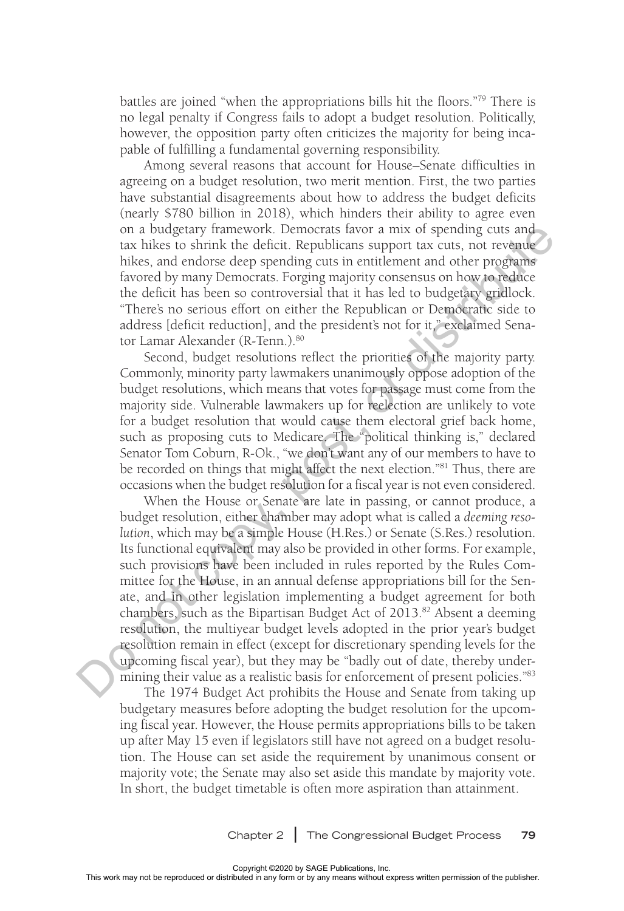battles are joined "when the appropriations bills hit the floors."[79] There is no legal penalty if Congress fails to adopt a budget resolution. Politically, however, the opposition party often criticizes the majority for being incapable of fulfilling a fundamental governing responsibility.

Among several reasons that account for House–Senate difficulties in agreeing on a budget resolution, two merit mention. First, the two parties have substantial disagreements about how to address the budget deficits (nearly $780 billion in 2018), which hinders their ability to agree even on a budgetary framework. Democrats favor a mix of spending cuts and tax hikes to shrink the deficit. Republicans support tax cuts, not revenue hikes, and endorse deep spending cuts in entitlement and other programs favored by many Democrats. Forging majority consensus on how to reduce the deficit has been so controversial that it has led to budgetary gridlock. "There's no serious effort on either the Republican or Democratic side to address [deficit reduction], and the president's not for it," exclaimed Senator Lamar Alexander (R-Tenn.).[80]

Second, budget resolutions reflect the priorities of the majority party. Commonly, minority party lawmakers unanimously oppose adoption of the budget resolutions, which means that votes for passage must come from the majority side. Vulnerable lawmakers up for reelection are unlikely to vote for a budget resolution that would cause them electoral grief back home, such as proposing cuts to Medicare. The "political thinking is," declared Senator Tom Coburn, R-Ok., "we don't want any of our members to have to be recorded on things that might affect the next election."[81] Thus, there are occasions when the budget resolution for a fiscal year is not even considered.

When the House or Senate are late in passing, or cannot produce, a budget resolution, either chamber may adopt what is called a *deeming resolution*, which may be a simple House (H.Res.) or Senate (S.Res.) resolution. Its functional equivalent may also be provided in other forms. For example, such provisions have been included in rules reported by the Rules Committee for the House, in an annual defense appropriations bill for the Senate, and in other legislation implementing a budget agreement for both chambers, such as the Bipartisan Budget Act of 2013.[82] Absent a deeming resolution, the multiyear budget levels adopted in the prior year's budget resolution remain in effect (except for discretionary spending levels for the upcoming fiscal year), but they may be "badly out of date, thereby undermining their value as a realistic basis for enforcement of present policies."[83]

The 1974 Budget Act prohibits the House and Senate from taking up budgetary measures before adopting the budget resolution for the upcoming fiscal year. However, the House permits appropriations bills to be taken up after May 15 even if legislators still have not agreed on a budget resolution. The House can set aside the requirement by unanimous consent or majority vote; the Senate may also set aside this mandate by majority vote. In short, the budget timetable is often more aspiration than attainment.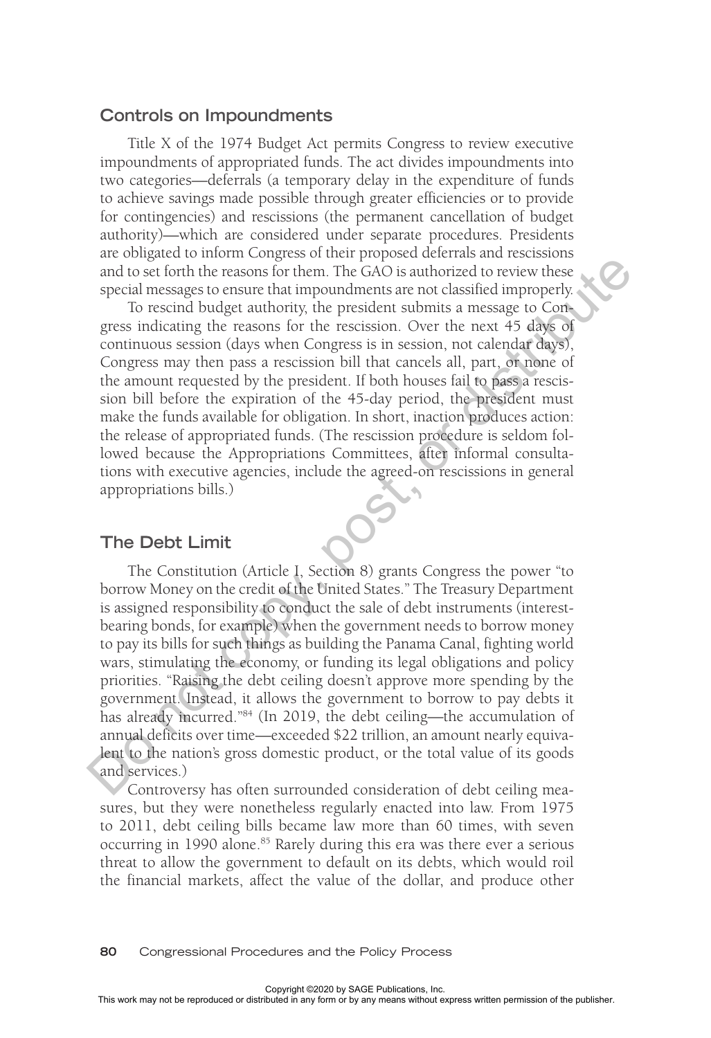## Controls on Impoundments

Title X of the 1974 Budget Act permits Congress to review executive impoundments of appropriated funds. The act divides impoundments into two categories—deferrals (a temporary delay in the expenditure of funds to achieve savings made possible through greater efficiencies or to provide for contingencies) and rescissions (the permanent cancellation of budget authority)—which are considered under separate procedures. Presidents are obligated to inform Congress of their proposed deferrals and rescissions and to set forth the reasons for them. The GAO is authorized to review these special messages to ensure that impoundments are not classified improperly.

To rescind budget authority, the president submits a message to Congress indicating the reasons for the rescission. Over the next 45 days of continuous session (days when Congress is in session, not calendar days), Congress may then pass a rescission bill that cancels all, part, or none of the amount requested by the president. If both houses fail to pass a rescission bill before the expiration of the 45-day period, the president must make the funds available for obligation. In short, inaction produces action: the release of appropriated funds. (The rescission procedure is seldom followed because the Appropriations Committees, after informal consultations with executive agencies, include the agreed-on rescissions in general appropriations bills.)

## The Debt Limit

The Constitution (Article I, Section 8) grants Congress the power "to borrow Money on the credit of the United States." The Treasury Department is assigned responsibility to conduct the sale of debt instruments (interest-bearing bonds, for example) when the government needs to borrow money to pay its bills for such things as building the Panama Canal, fighting world wars, stimulating the economy, or funding its legal obligations and policy priorities. "Raising the debt ceiling doesn't approve more spending by the government. Instead, it allows the government to borrow to pay debts it has already incurred."[84] (In 2019, the debt ceiling—the accumulation of annual deficits over time—exceeded $22 trillion, an amount nearly equivalent to the nation's gross domestic product, or the total value of its goods and services.)

Controversy has often surrounded consideration of debt ceiling measures, but they were nonetheless regularly enacted into law. From 1975 to 2011, debt ceiling bills became law more than 60 times, with seven occurring in 1990 alone.[85] Rarely during this era was there ever a serious threat to allow the government to default on its debts, which would roil the financial markets, affect the value of the dollar, and produce other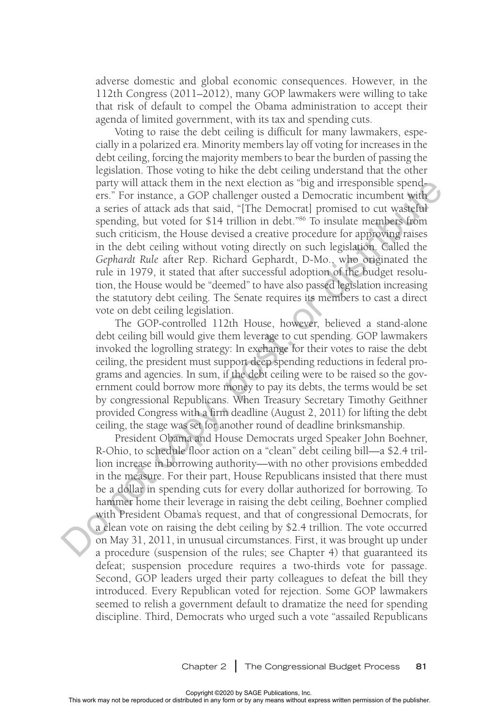adverse domestic and global economic consequences. However, in the 112th Congress (2011–2012), many GOP lawmakers were willing to take that risk of default to compel the Obama administration to accept their agenda of limited government, with its tax and spending cuts.

Voting to raise the debt ceiling is difficult for many lawmakers, especially in a polarized era. Minority members lay off voting for increases in the debt ceiling, forcing the majority members to bear the burden of passing the legislation. Those voting to hike the debt ceiling understand that the other party will attack them in the next election as "big and irresponsible spenders." For instance, a GOP challenger ousted a Democratic incumbent with a series of attack ads that said, "[The Democrat] promised to cut wasteful spending, but voted for $14 trillion in debt."[86] To insulate members from such criticism, the House devised a creative procedure for approving raises in the debt ceiling without voting directly on such legislation. Called the *Gephardt Rule* after Rep. Richard Gephardt, D-Mo., who originated the rule in 1979, it stated that after successful adoption of the budget resolution, the House would be "deemed" to have also passed legislation increasing the statutory debt ceiling. The Senate requires its members to cast a direct vote on debt ceiling legislation.

The GOP-controlled 112th House, however, believed a stand-alone debt ceiling bill would give them leverage to cut spending. GOP lawmakers invoked the logrolling strategy: In exchange for their votes to raise the debt ceiling, the president must support deep spending reductions in federal programs and agencies. In sum, if the debt ceiling were to be raised so the government could borrow more money to pay its debts, the terms would be set by congressional Republicans. When Treasury Secretary Timothy Geithner provided Congress with a firm deadline (August 2, 2011) for lifting the debt ceiling, the stage was set for another round of deadline brinksmanship.

President Obama and House Democrats urged Speaker John Boehner, R-Ohio, to schedule floor action on a "clean" debt ceiling bill—a $2.4 trillion increase in borrowing authority—with no other provisions embedded in the measure. For their part, House Republicans insisted that there must be a dollar in spending cuts for every dollar authorized for borrowing. To hammer home their leverage in raising the debt ceiling, Boehner complied with President Obama's request, and that of congressional Democrats, for a clean vote on raising the debt ceiling by $2.4 trillion. The vote occurred on May 31, 2011, in unusual circumstances. First, it was brought up under a procedure (suspension of the rules; see Chapter 4) that guaranteed its defeat; suspension procedure requires a two-thirds vote for passage. Second, GOP leaders urged their party colleagues to defeat the bill they introduced. Every Republican voted for rejection. Some GOP lawmakers seemed to relish a government default to dramatize the need for spending discipline. Third, Democrats who urged such a vote "assailed Republicans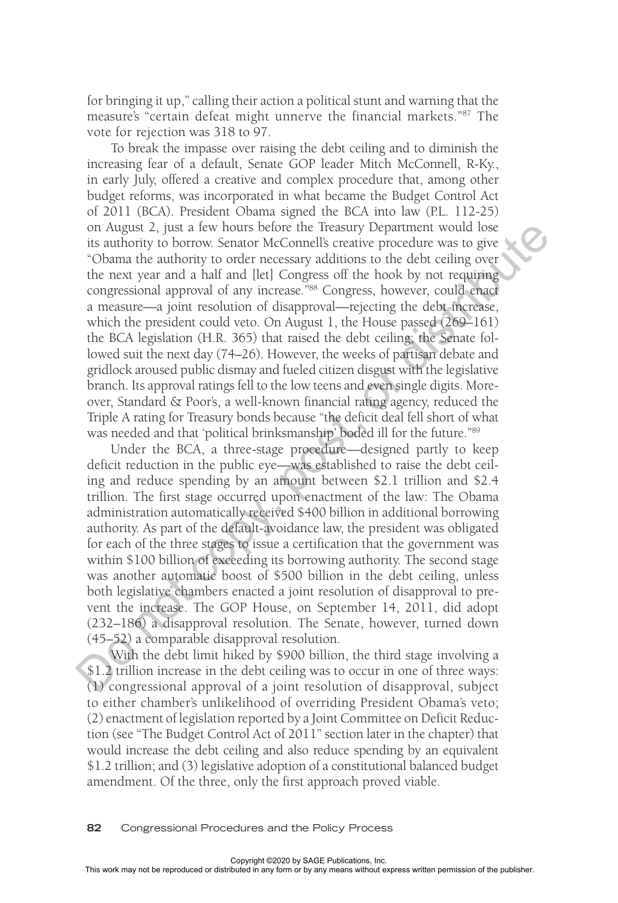for bringing it up," calling their action a political stunt and warning that the measure's "certain defeat might unnerve the financial markets."[87] The vote for rejection was 318 to 97.

To break the impasse over raising the debt ceiling and to diminish the increasing fear of a default, Senate GOP leader Mitch McConnell, R-Ky., in early July, offered a creative and complex procedure that, among other budget reforms, was incorporated in what became the Budget Control Act of 2011 (BCA). President Obama signed the BCA into law (P.L. 112-25) on August 2, just a few hours before the Treasury Department would lose its authority to borrow. Senator McConnell's creative procedure was to give "Obama the authority to order necessary additions to the debt ceiling over the next year and a half and [let] Congress off the hook by not requiring congressional approval of any increase."[88] Congress, however, could enact a measure—a joint resolution of disapproval—rejecting the debt increase, which the president could veto. On August 1, the House passed (269–161) the BCA legislation (H.R. 365) that raised the debt ceiling; the Senate followed suit the next day (74–26). However, the weeks of partisan debate and gridlock aroused public dismay and fueled citizen disgust with the legislative branch. Its approval ratings fell to the low teens and even single digits. Moreover, Standard & Poor's, a well-known financial rating agency, reduced the Triple A rating for Treasury bonds because "the deficit deal fell short of what was needed and that 'political brinksmanship' boded ill for the future."[89]

Under the BCA, a three-stage procedure—designed partly to keep deficit reduction in the public eye—was established to raise the debt ceiling and reduce spending by an amount between $2.1 trillion and $2.4 trillion. The first stage occurred upon enactment of the law: The Obama administration automatically received $400 billion in additional borrowing authority. As part of the default-avoidance law, the president was obligated for each of the three stages to issue a certification that the government was within $100 billion of exceeding its borrowing authority. The second stage was another automatic boost of $500 billion in the debt ceiling, unless both legislative chambers enacted a joint resolution of disapproval to prevent the increase. The GOP House, on September 14, 2011, did adopt (232–186) a disapproval resolution. The Senate, however, turned down (45–52) a comparable disapproval resolution.

With the debt limit hiked by $900 billion, the third stage involving a $1.2 trillion increase in the debt ceiling was to occur in one of three ways: (1) congressional approval of a joint resolution of disapproval, subject to either chamber's unlikelihood of overriding President Obama's veto; (2) enactment of legislation reported by a Joint Committee on Deficit Reduction (see "The Budget Control Act of 2011" section later in the chapter) that would increase the debt ceiling and also reduce spending by an equivalent $1.2 trillion; and (3) legislative adoption of a constitutional balanced budget amendment. Of the three, only the first approach proved viable.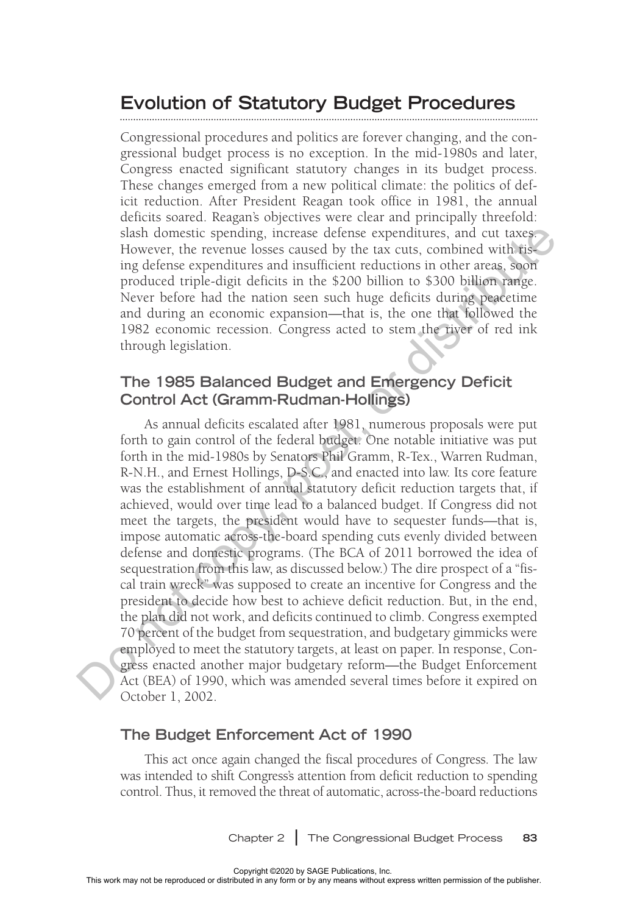## Evolution of Statutory Budget Procedures

Congressional procedures and politics are forever changing, and the congressional budget process is no exception. In the mid-1980s and later, Congress enacted significant statutory changes in its budget process. These changes emerged from a new political climate: the politics of deficit reduction. After President Reagan took office in 1981, the annual deficits soared. Reagan's objectives were clear and principally threefold: slash domestic spending, increase defense expenditures, and cut taxes. However, the revenue losses caused by the tax cuts, combined with rising defense expenditures and insufficient reductions in other areas, soon produced triple-digit deficits in the $200 billion to $300 billion range. Never before had the nation seen such huge deficits during peacetime and during an economic expansion—that is, the one that followed the 1982 economic recession. Congress acted to stem the river of red ink through legislation.

### The 1985 Balanced Budget and Emergency Deficit Control Act (Gramm-Rudman-Hollings)

As annual deficits escalated after 1981, numerous proposals were put forth to gain control of the federal budget. One notable initiative was put forth in the mid-1980s by Senators Phil Gramm, R-Tex., Warren Rudman, R-N.H., and Ernest Hollings, D-S.C., and enacted into law. Its core feature was the establishment of annual statutory deficit reduction targets that, if achieved, would over time lead to a balanced budget. If Congress did not meet the targets, the president would have to sequester funds—that is, impose automatic across-the-board spending cuts evenly divided between defense and domestic programs. (The BCA of 2011 borrowed the idea of sequestration from this law, as discussed below.) The dire prospect of a "fiscal train wreck" was supposed to create an incentive for Congress and the president to decide how best to achieve deficit reduction. But, in the end, the plan did not work, and deficits continued to climb. Congress exempted 70 percent of the budget from sequestration, and budgetary gimmicks were employed to meet the statutory targets, at least on paper. In response, Congress enacted another major budgetary reform—the Budget Enforcement Act (BEA) of 1990, which was amended several times before it expired on October 1, 2002.

### The Budget Enforcement Act of 1990

This act once again changed the fiscal procedures of Congress. The law was intended to shift Congress's attention from deficit reduction to spending control. Thus, it removed the threat of automatic, across-the-board reductions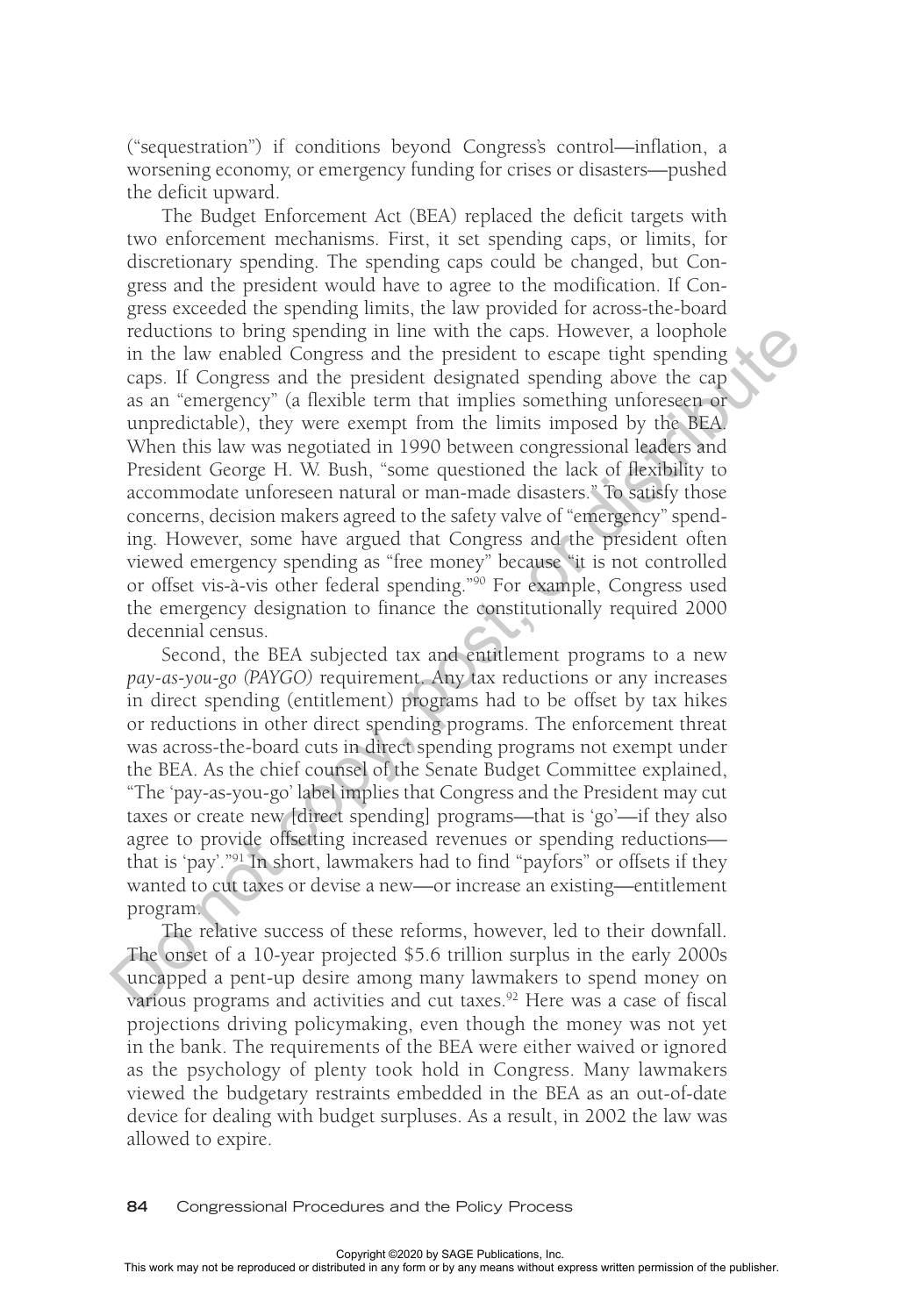("sequestration") if conditions beyond Congress's control—inflation, a worsening economy, or emergency funding for crises or disasters—pushed the deficit upward.

The Budget Enforcement Act (BEA) replaced the deficit targets with two enforcement mechanisms. First, it set spending caps, or limits, for discretionary spending. The spending caps could be changed, but Congress and the president would have to agree to the modification. If Congress exceeded the spending limits, the law provided for across-the-board reductions to bring spending in line with the caps. However, a loophole in the law enabled Congress and the president to escape tight spending caps. If Congress and the president designated spending above the cap as an "emergency" (a flexible term that implies something unforeseen or unpredictable), they were exempt from the limits imposed by the BEA. When this law was negotiated in 1990 between congressional leaders and President George H. W. Bush, "some questioned the lack of flexibility to accommodate unforeseen natural or man-made disasters." To satisfy those concerns, decision makers agreed to the safety valve of "emergency" spending. However, some have argued that Congress and the president often viewed emergency spending as "free money" because "it is not controlled or offset vis-à-vis other federal spending."[90] For example, Congress used the emergency designation to finance the constitutionally required 2000 decennial census.

Second, the BEA subjected tax and entitlement programs to a new *pay-as-you-go (PAYGO)* requirement. Any tax reductions or any increases in direct spending (entitlement) programs had to be offset by tax hikes or reductions in other direct spending programs. The enforcement threat was across-the-board cuts in direct spending programs not exempt under the BEA. As the chief counsel of the Senate Budget Committee explained, "The 'pay-as-you-go' label implies that Congress and the President may cut taxes or create new [direct spending] programs—that is 'go'—if they also agree to provide offsetting increased revenues or spending reductions—that is 'pay'."[91] In short, lawmakers had to find "payfors" or offsets if they wanted to cut taxes or devise a new—or increase an existing—entitlement program.

The relative success of these reforms, however, led to their downfall. The onset of a 10-year projected $5.6 trillion surplus in the early 2000s uncapped a pent-up desire among many lawmakers to spend money on various programs and activities and cut taxes.[92] Here was a case of fiscal projections driving policymaking, even though the money was not yet in the bank. The requirements of the BEA were either waived or ignored as the psychology of plenty took hold in Congress. Many lawmakers viewed the budgetary restraints embedded in the BEA as an out-of-date device for dealing with budget surpluses. As a result, in 2002 the law was allowed to expire.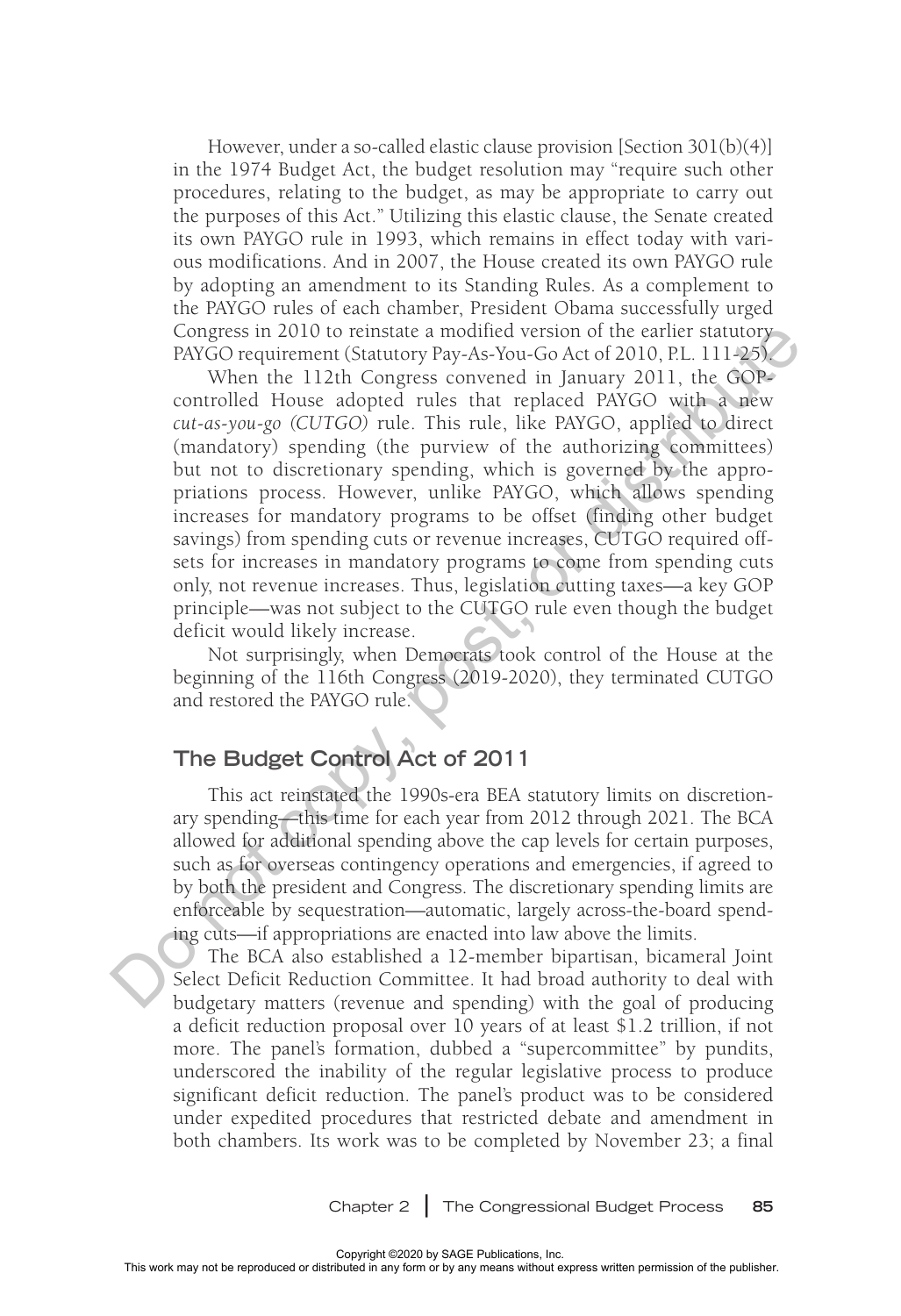However, under a so-called elastic clause provision [Section 301(b)(4)] in the 1974 Budget Act, the budget resolution may "require such other procedures, relating to the budget, as may be appropriate to carry out the purposes of this Act." Utilizing this elastic clause, the Senate created its own PAYGO rule in 1993, which remains in effect today with various modifications. And in 2007, the House created its own PAYGO rule by adopting an amendment to its Standing Rules. As a complement to the PAYGO rules of each chamber, President Obama successfully urged Congress in 2010 to reinstate a modified version of the earlier statutory PAYGO requirement (Statutory Pay-As-You-Go Act of 2010, P.L. 111-25).

When the 112th Congress convened in January 2011, the GOP-controlled House adopted rules that replaced PAYGO with a new *cut-as-you-go (CUTGO)* rule. This rule, like PAYGO, applied to direct (mandatory) spending (the purview of the authorizing committees) but not to discretionary spending, which is governed by the appropriations process. However, unlike PAYGO, which allows spending increases for mandatory programs to be offset (finding other budget savings) from spending cuts or revenue increases, CUTGO required offsets for increases in mandatory programs to come from spending cuts only, not revenue increases. Thus, legislation cutting taxes—a key GOP principle—was not subject to the CUTGO rule even though the budget deficit would likely increase.

Not surprisingly, when Democrats took control of the House at the beginning of the 116th Congress (2019-2020), they terminated CUTGO and restored the PAYGO rule.

## The Budget Control Act of 2011

This act reinstated the 1990s-era BEA statutory limits on discretionary spending—this time for each year from 2012 through 2021. The BCA allowed for additional spending above the cap levels for certain purposes, such as for overseas contingency operations and emergencies, if agreed to by both the president and Congress. The discretionary spending limits are enforceable by sequestration—automatic, largely across-the-board spending cuts—if appropriations are enacted into law above the limits.

The BCA also established a 12-member bipartisan, bicameral Joint Select Deficit Reduction Committee. It had broad authority to deal with budgetary matters (revenue and spending) with the goal of producing a deficit reduction proposal over 10 years of at least $1.2 trillion, if not more. The panel's formation, dubbed a "supercommittee" by pundits, underscored the inability of the regular legislative process to produce significant deficit reduction. The panel's product was to be considered under expedited procedures that restricted debate and amendment in both chambers. Its work was to be completed by November 23; a final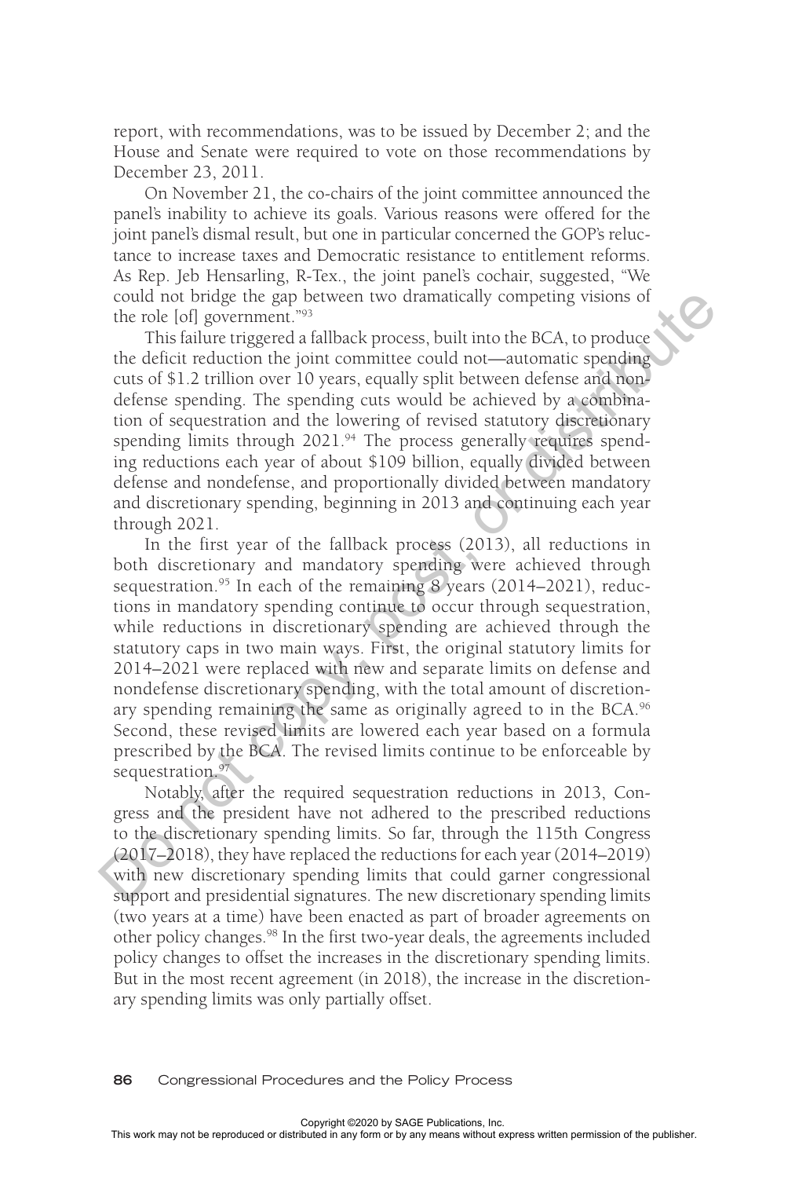report, with recommendations, was to be issued by December 2; and the House and Senate were required to vote on those recommendations by December 23, 2011.

On November 21, the co-chairs of the joint committee announced the panel's inability to achieve its goals. Various reasons were offered for the joint panel's dismal result, but one in particular concerned the GOP's reluctance to increase taxes and Democratic resistance to entitlement reforms. As Rep. Jeb Hensarling, R-Tex., the joint panel's cochair, suggested, "We could not bridge the gap between two dramatically competing visions of the role [of] government."[93]

This failure triggered a fallback process, built into the BCA, to produce the deficit reduction the joint committee could not—automatic spending cuts of $1.2 trillion over 10 years, equally split between defense and nondefense spending. The spending cuts would be achieved by a combination of sequestration and the lowering of revised statutory discretionary spending limits through 2021.[94] The process generally requires spending reductions each year of about $109 billion, equally divided between defense and nondefense, and proportionally divided between mandatory and discretionary spending, beginning in 2013 and continuing each year through 2021.

In the first year of the fallback process (2013), all reductions in both discretionary and mandatory spending were achieved through sequestration.[95] In each of the remaining 8 years (2014–2021), reductions in mandatory spending continue to occur through sequestration, while reductions in discretionary spending are achieved through the statutory caps in two main ways. First, the original statutory limits for 2014–2021 were replaced with new and separate limits on defense and nondefense discretionary spending, with the total amount of discretionary spending remaining the same as originally agreed to in the BCA.[96] Second, these revised limits are lowered each year based on a formula prescribed by the BCA. The revised limits continue to be enforceable by sequestration.[97]

Notably, after the required sequestration reductions in 2013, Congress and the president have not adhered to the prescribed reductions to the discretionary spending limits. So far, through the 115th Congress (2017–2018), they have replaced the reductions for each year (2014–2019) with new discretionary spending limits that could garner congressional support and presidential signatures. The new discretionary spending limits (two years at a time) have been enacted as part of broader agreements on other policy changes.[98] In the first two-year deals, the agreements included policy changes to offset the increases in the discretionary spending limits. But in the most recent agreement (in 2018), the increase in the discretionary spending limits was only partially offset.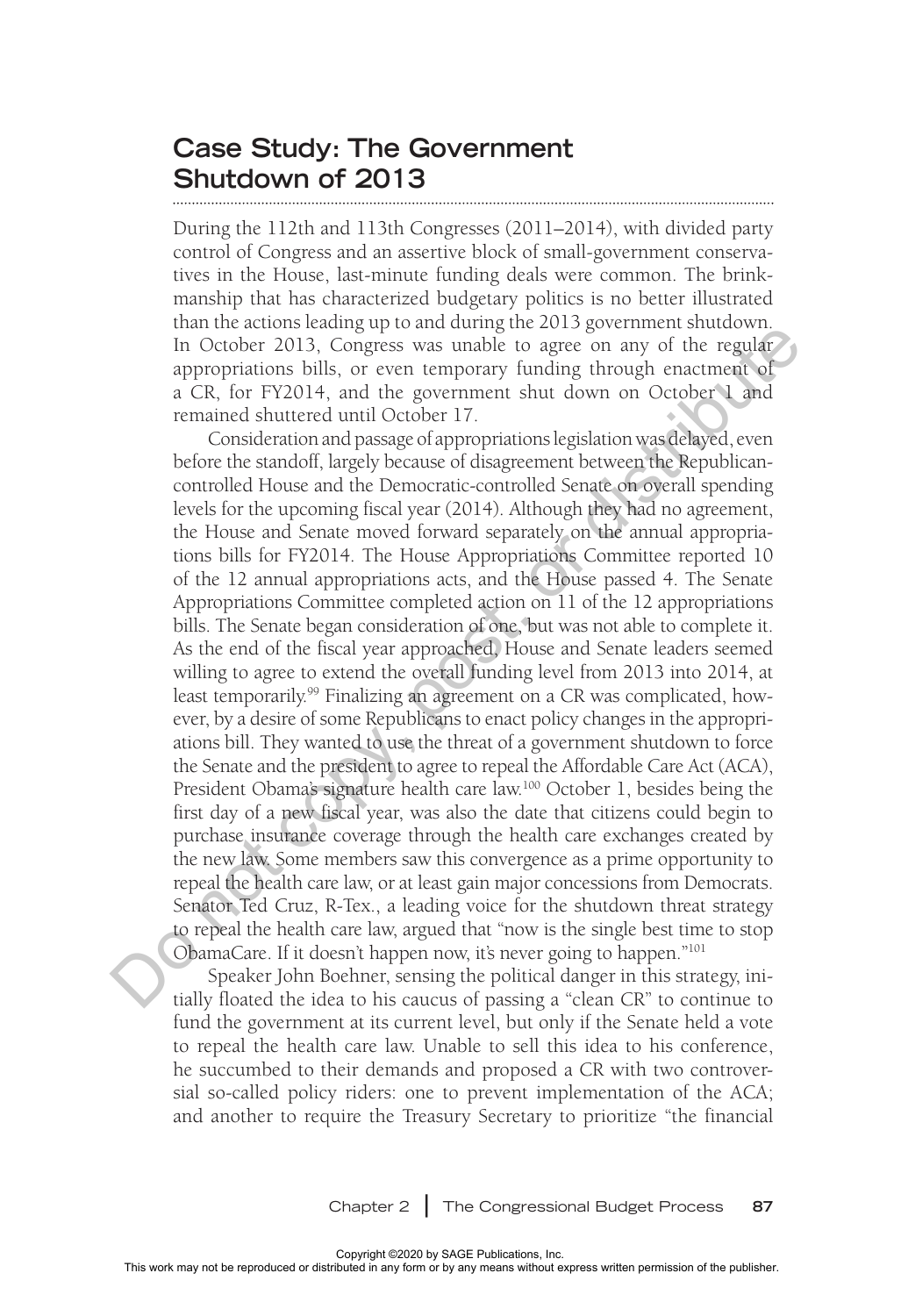## Case Study: The Government Shutdown of 2013

During the 112th and 113th Congresses (2011–2014), with divided party control of Congress and an assertive block of small-government conservatives in the House, last-minute funding deals were common. The brinkmanship that has characterized budgetary politics is no better illustrated than the actions leading up to and during the 2013 government shutdown. In October 2013, Congress was unable to agree on any of the regular appropriations bills, or even temporary funding through enactment of a CR, for FY2014, and the government shut down on October 1 and remained shuttered until October 17.

Consideration and passage of appropriations legislation was delayed, even before the standoff, largely because of disagreement between the Republican-controlled House and the Democratic-controlled Senate on overall spending levels for the upcoming fiscal year (2014). Although they had no agreement, the House and Senate moved forward separately on the annual appropriations bills for FY2014. The House Appropriations Committee reported 10 of the 12 annual appropriations acts, and the House passed 4. The Senate Appropriations Committee completed action on 11 of the 12 appropriations bills. The Senate began consideration of one, but was not able to complete it. As the end of the fiscal year approached, House and Senate leaders seemed willing to agree to extend the overall funding level from 2013 into 2014, at least temporarily.[99] Finalizing an agreement on a CR was complicated, however, by a desire of some Republicans to enact policy changes in the appropriations bill. They wanted to use the threat of a government shutdown to force the Senate and the president to agree to repeal the Affordable Care Act (ACA), President Obama's signature health care law.[100] October 1, besides being the first day of a new fiscal year, was also the date that citizens could begin to purchase insurance coverage through the health care exchanges created by the new law. Some members saw this convergence as a prime opportunity to repeal the health care law, or at least gain major concessions from Democrats. Senator Ted Cruz, R-Tex., a leading voice for the shutdown threat strategy to repeal the health care law, argued that "now is the single best time to stop ObamaCare. If it doesn't happen now, it's never going to happen."[101]

Speaker John Boehner, sensing the political danger in this strategy, initially floated the idea to his caucus of passing a "clean CR" to continue to fund the government at its current level, but only if the Senate held a vote to repeal the health care law. Unable to sell this idea to his conference, he succumbed to their demands and proposed a CR with two controversial so-called policy riders: one to prevent implementation of the ACA; and another to require the Treasury Secretary to prioritize "the financial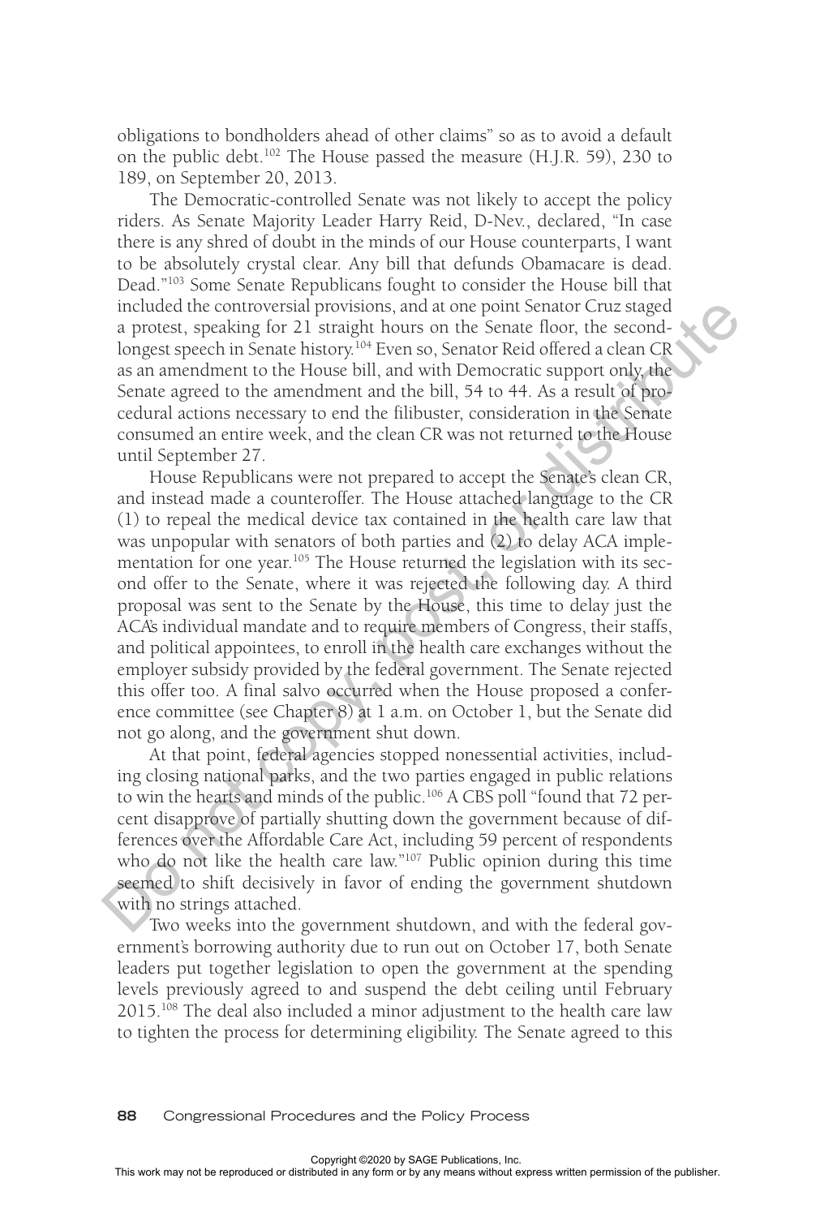obligations to bondholders ahead of other claims" so as to avoid a default on the public debt.[102] The House passed the measure (H.J.R. 59), 230 to 189, on September 20, 2013.

The Democratic-controlled Senate was not likely to accept the policy riders. As Senate Majority Leader Harry Reid, D-Nev., declared, "In case there is any shred of doubt in the minds of our House counterparts, I want to be absolutely crystal clear. Any bill that defunds Obamacare is dead. Dead."[103] Some Senate Republicans fought to consider the House bill that included the controversial provisions, and at one point Senator Cruz staged a protest, speaking for 21 straight hours on the Senate floor, the second-longest speech in Senate history.[104] Even so, Senator Reid offered a clean CR as an amendment to the House bill, and with Democratic support only, the Senate agreed to the amendment and the bill, 54 to 44. As a result of procedural actions necessary to end the filibuster, consideration in the Senate consumed an entire week, and the clean CR was not returned to the House until September 27.

House Republicans were not prepared to accept the Senate's clean CR, and instead made a counteroffer. The House attached language to the CR (1) to repeal the medical device tax contained in the health care law that was unpopular with senators of both parties and (2) to delay ACA implementation for one year.[105] The House returned the legislation with its second offer to the Senate, where it was rejected the following day. A third proposal was sent to the Senate by the House, this time to delay just the ACA's individual mandate and to require members of Congress, their staffs, and political appointees, to enroll in the health care exchanges without the employer subsidy provided by the federal government. The Senate rejected this offer too. A final salvo occurred when the House proposed a conference committee (see Chapter 8) at 1 a.m. on October 1, but the Senate did not go along, and the government shut down.

At that point, federal agencies stopped nonessential activities, including closing national parks, and the two parties engaged in public relations to win the hearts and minds of the public.[106] A CBS poll "found that 72 percent disapprove of partially shutting down the government because of differences over the Affordable Care Act, including 59 percent of respondents who do not like the health care law."[107] Public opinion during this time seemed to shift decisively in favor of ending the government shutdown with no strings attached.

Two weeks into the government shutdown, and with the federal government's borrowing authority due to run out on October 17, both Senate leaders put together legislation to open the government at the spending levels previously agreed to and suspend the debt ceiling until February 2015.[108] The deal also included a minor adjustment to the health care law to tighten the process for determining eligibility. The Senate agreed to this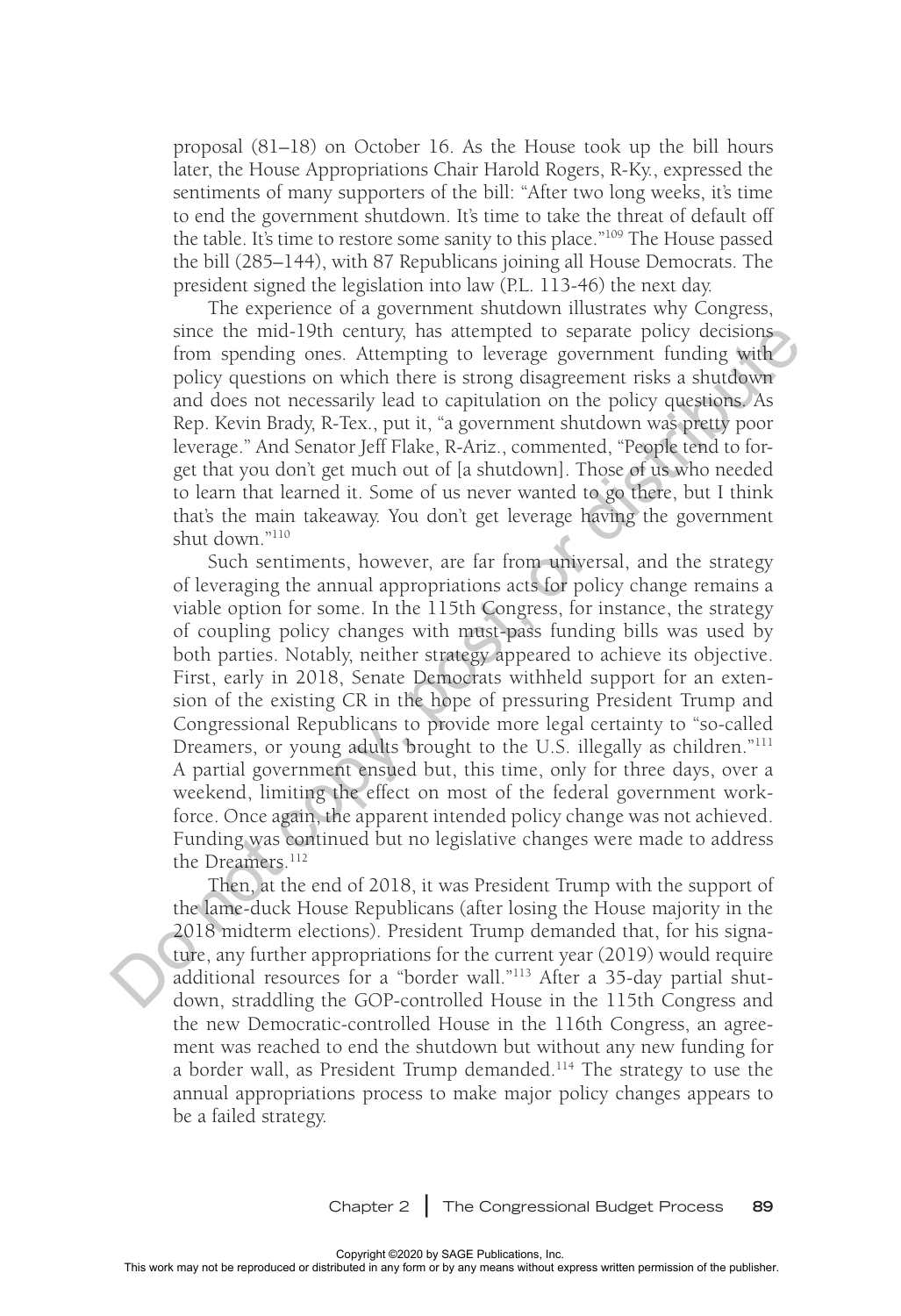proposal (81–18) on October 16. As the House took up the bill hours later, the House Appropriations Chair Harold Rogers, R-Ky., expressed the sentiments of many supporters of the bill: "After two long weeks, it's time to end the government shutdown. It's time to take the threat of default off the table. It's time to restore some sanity to this place."[109] The House passed the bill (285–144), with 87 Republicans joining all House Democrats. The president signed the legislation into law (P.L. 113-46) the next day.

The experience of a government shutdown illustrates why Congress, since the mid-19th century, has attempted to separate policy decisions from spending ones. Attempting to leverage government funding with policy questions on which there is strong disagreement risks a shutdown and does not necessarily lead to capitulation on the policy questions. As Rep. Kevin Brady, R-Tex., put it, "a government shutdown was pretty poor leverage." And Senator Jeff Flake, R-Ariz., commented, "People tend to forget that you don't get much out of [a shutdown]. Those of us who needed to learn that learned it. Some of us never wanted to go there, but I think that's the main takeaway. You don't get leverage having the government shut down."[110]

Such sentiments, however, are far from universal, and the strategy of leveraging the annual appropriations acts for policy change remains a viable option for some. In the 115th Congress, for instance, the strategy of coupling policy changes with must-pass funding bills was used by both parties. Notably, neither strategy appeared to achieve its objective. First, early in 2018, Senate Democrats withheld support for an extension of the existing CR in the hope of pressuring President Trump and Congressional Republicans to provide more legal certainty to "so-called Dreamers, or young adults brought to the U.S. illegally as children."[111] A partial government ensued but, this time, only for three days, over a weekend, limiting the effect on most of the federal government workforce. Once again, the apparent intended policy change was not achieved. Funding was continued but no legislative changes were made to address the Dreamers.[112]

Then, at the end of 2018, it was President Trump with the support of the lame-duck House Republicans (after losing the House majority in the 2018 midterm elections). President Trump demanded that, for his signature, any further appropriations for the current year (2019) would require additional resources for a "border wall."[113] After a 35-day partial shutdown, straddling the GOP-controlled House in the 115th Congress and the new Democratic-controlled House in the 116th Congress, an agreement was reached to end the shutdown but without any new funding for a border wall, as President Trump demanded.[114] The strategy to use the annual appropriations process to make major policy changes appears to be a failed strategy.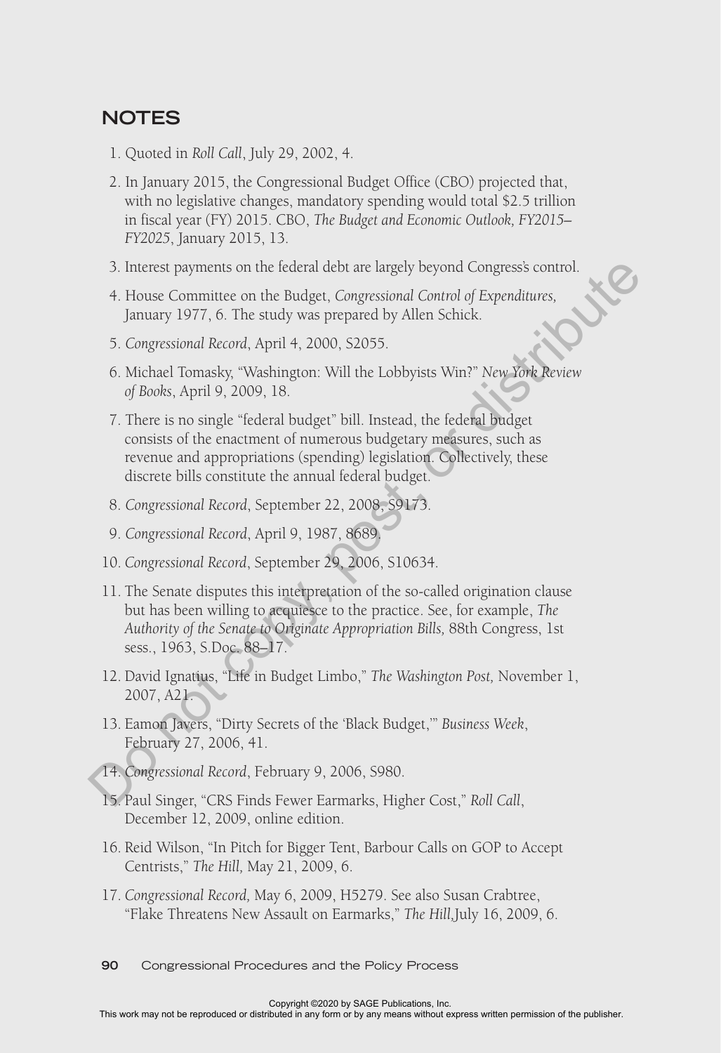## NOTES

1. Quoted in *Roll Call*, July 29, 2002, 4.
2. In January 2015, the Congressional Budget Office (CBO) projected that, with no legislative changes, mandatory spending would total $2.5 trillion in fiscal year (FY) 2015. CBO, *The Budget and Economic Outlook, FY2015–FY2025*, January 2015, 13.
3. Interest payments on the federal debt are largely beyond Congress's control.
4. House Committee on the Budget, *Congressional Control of Expenditures,* January 1977, 6. The study was prepared by Allen Schick.
5. *Congressional Record*, April 4, 2000, S2055.
6. Michael Tomasky, "Washington: Will the Lobbyists Win?" *New York Review of Books*, April 9, 2009, 18.
7. There is no single "federal budget" bill. Instead, the federal budget consists of the enactment of numerous budgetary measures, such as revenue and appropriations (spending) legislation. Collectively, these discrete bills constitute the annual federal budget.
8. *Congressional Record*, September 22, 2008, S9173.
9. *Congressional Record*, April 9, 1987, 8689.
10. *Congressional Record*, September 29, 2006, S10634.
11. The Senate disputes this interpretation of the so-called origination clause but has been willing to acquiesce to the practice. See, for example, *The Authority of the Senate to Originate Appropriation Bills,* 88th Congress, 1st sess., 1963, S.Doc.88–17.
12. David Ignatius, "Life in Budget Limbo," *The Washington Post,* November 1, 2007, A21.
13. Eamon Javers, "Dirty Secrets of the 'Black Budget,'" *Business Week*, February 27, 2006, 41.
14. *Congressional Record*, February 9, 2006, S980.
15. Paul Singer, "CRS Finds Fewer Earmarks, Higher Cost," *Roll Call*, December 12, 2009, online edition.
16. Reid Wilson, "In Pitch for Bigger Tent, Barbour Calls on GOP to Accept Centrists," *The Hill,* May 21, 2009, 6.
17. *Congressional Record,* May 6, 2009, H5279. See also Susan Crabtree, "Flake Threatens New Assault on Earmarks," *The Hill,*July 16, 2009, 6.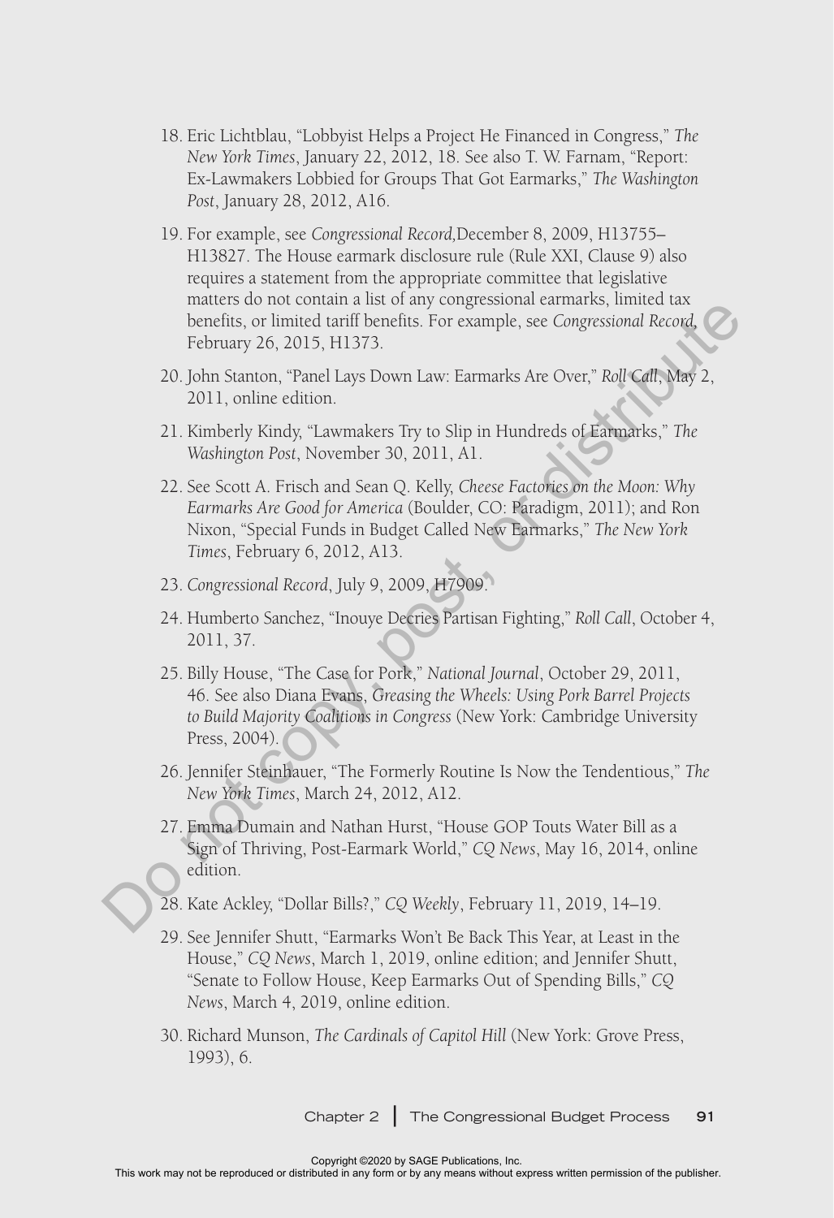18. Eric Lichtblau, "Lobbyist Helps a Project He Financed in Congress," *The New York Times*, January 22, 2012, 18. See also T. W. Farnam, "Report: Ex-Lawmakers Lobbied for Groups That Got Earmarks," *The Washington Post*, January 28, 2012, A16.

19. For example, see *Congressional Record*,December 8, 2009, H13755–H13827. The House earmark disclosure rule (Rule XXI, Clause 9) also requires a statement from the appropriate committee that legislative matters do not contain a list of any congressional earmarks, limited tax benefits, or limited tariff benefits. For example, see *Congressional Record*, February 26, 2015, H1373.

20. John Stanton, "Panel Lays Down Law: Earmarks Are Over," *Roll Call*, May 2, 2011, online edition.

21. Kimberly Kindy, "Lawmakers Try to Slip in Hundreds of Earmarks," *The Washington Post*, November 30, 2011, A1.

22. See Scott A. Frisch and Sean Q. Kelly, *Cheese Factories on the Moon: Why Earmarks Are Good for America* (Boulder, CO: Paradigm, 2011); and Ron Nixon, "Special Funds in Budget Called New Earmarks," *The New York Times*, February 6, 2012, A13.

23. *Congressional Record*, July 9, 2009, H7909.

24. Humberto Sanchez, "Inouye Decries Partisan Fighting," *Roll Call*, October 4, 2011, 37.

25. Billy House, "The Case for Pork," *National Journal*, October 29, 2011, 46. See also Diana Evans, *Greasing the Wheels: Using Pork Barrel Projects to Build Majority Coalitions in Congress* (New York: Cambridge University Press, 2004).

26. Jennifer Steinhauer, "The Formerly Routine Is Now the Tendentious," *The New York Times*, March 24, 2012, A12.

27. Emma Dumain and Nathan Hurst, "House GOP Touts Water Bill as a Sign of Thriving, Post-Earmark World," *CQ News*, May 16, 2014, online edition.

28. Kate Ackley, "Dollar Bills?," *CQ Weekly*, February 11, 2019, 14–19.

29. See Jennifer Shutt, "Earmarks Won't Be Back This Year, at Least in the House," *CQ News*, March 1, 2019, online edition; and Jennifer Shutt, "Senate to Follow House, Keep Earmarks Out of Spending Bills," *CQ News*, March 4, 2019, online edition.

30. Richard Munson, *The Cardinals of Capitol Hill* (New York: Grove Press, 1993), 6.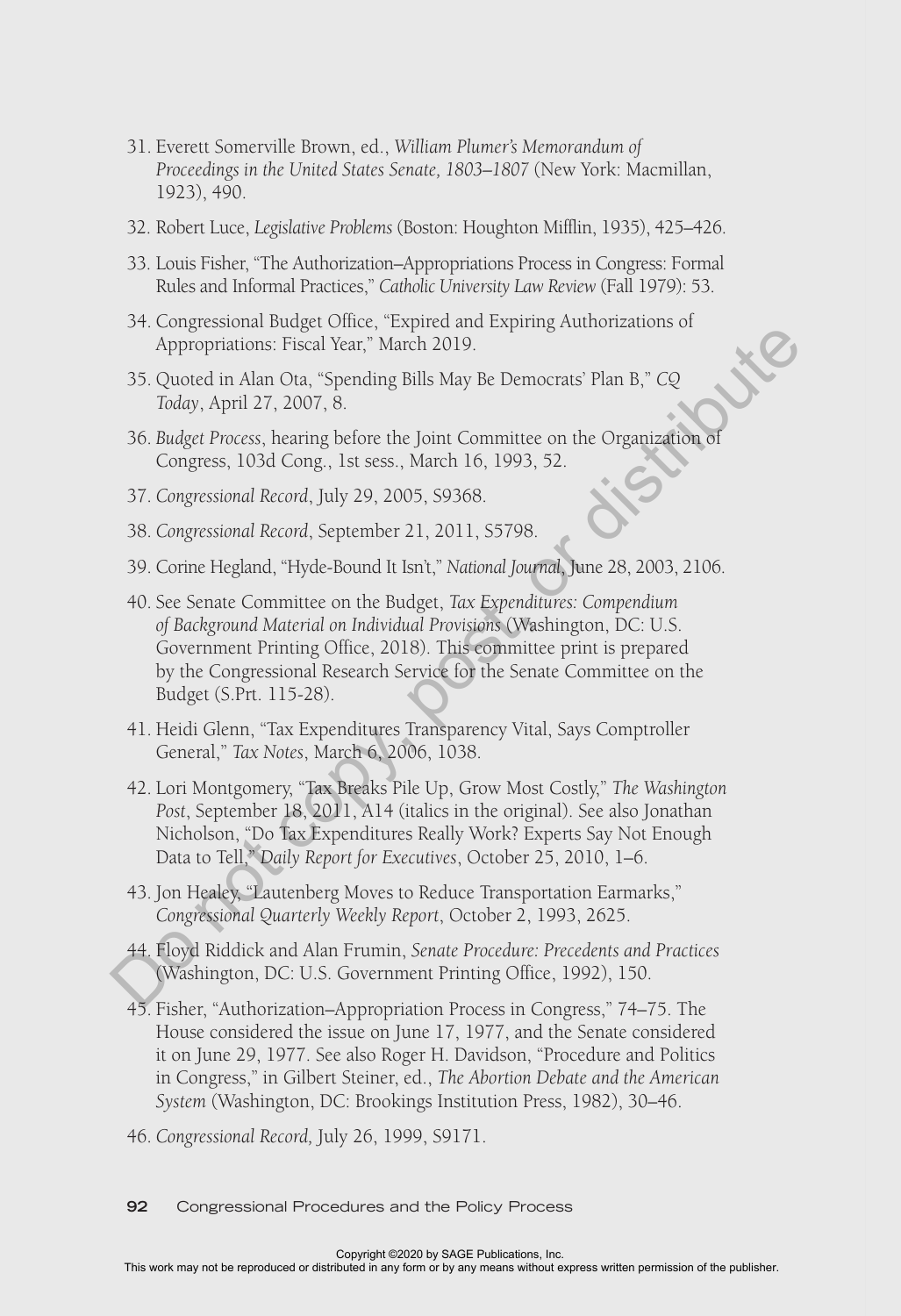31. Everett Somerville Brown, ed., *William Plumer's Memorandum of Proceedings in the United States Senate, 1803–1807* (New York: Macmillan, 1923), 490.

32. Robert Luce, *Legislative Problems* (Boston: Houghton Mifflin, 1935), 425–426.

33. Louis Fisher, "The Authorization–Appropriations Process in Congress: Formal Rules and Informal Practices," *Catholic University Law Review* (Fall 1979): 53.

34. Congressional Budget Office, "Expired and Expiring Authorizations of Appropriations: Fiscal Year," March 2019.

35. Quoted in Alan Ota, "Spending Bills May Be Democrats' Plan B," *CQ Today*, April 27, 2007, 8.

36. *Budget Process*, hearing before the Joint Committee on the Organization of Congress, 103d Cong., 1st sess., March 16, 1993, 52.

37. *Congressional Record*, July 29, 2005, S9368.

38. *Congressional Record*, September 21, 2011, S5798.

39. Corine Hegland, "Hyde-Bound It Isn't," *National Journal*, June 28, 2003, 2106.

40. See Senate Committee on the Budget, *Tax Expenditures: Compendium of Background Material on Individual Provisions* (Washington, DC: U.S. Government Printing Office, 2018). This committee print is prepared by the Congressional Research Service for the Senate Committee on the Budget (S.Prt. 115-28).

41. Heidi Glenn, "Tax Expenditures Transparency Vital, Says Comptroller General," *Tax Notes*, March 6, 2006, 1038.

42. Lori Montgomery, "Tax Breaks Pile Up, Grow Most Costly," *The Washington Post*, September 18, 2011, A14 (italics in the original). See also Jonathan Nicholson, "Do Tax Expenditures Really Work? Experts Say Not Enough Data to Tell," *Daily Report for Executives*, October 25, 2010, 1–6.

43. Jon Healey, "Lautenberg Moves to Reduce Transportation Earmarks," *Congressional Quarterly Weekly Report*, October 2, 1993, 2625.

44. Floyd Riddick and Alan Frumin, *Senate Procedure: Precedents and Practices* (Washington, DC: U.S. Government Printing Office, 1992), 150.

45. Fisher, "Authorization–Appropriation Process in Congress," 74–75. The House considered the issue on June 17, 1977, and the Senate considered it on June 29, 1977. See also Roger H. Davidson, "Procedure and Politics in Congress," in Gilbert Steiner, ed., *The Abortion Debate and the American System* (Washington, DC: Brookings Institution Press, 1982), 30–46.

46. *Congressional Record*, July 26, 1999, S9171.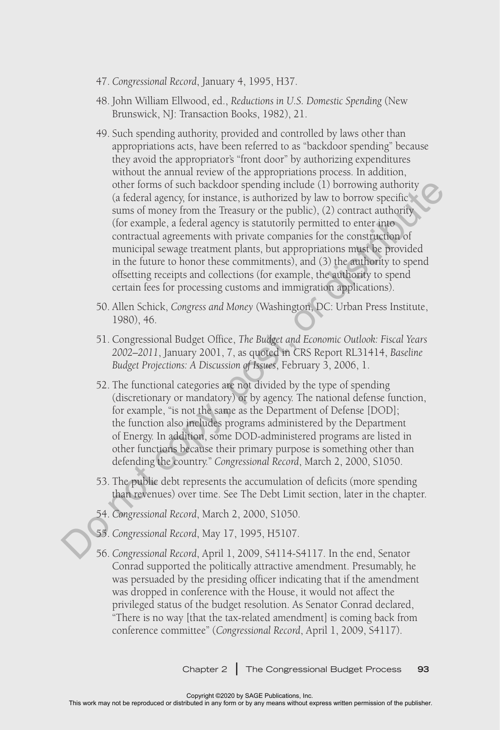47. *Congressional Record*, January 4, 1995, H37.

48. John William Ellwood, ed., *Reductions in U.S. Domestic Spending* (New Brunswick, NJ: Transaction Books, 1982), 21.

49. Such spending authority, provided and controlled by laws other than appropriations acts, have been referred to as "backdoor spending" because they avoid the appropriator's "front door" by authorizing expenditures without the annual review of the appropriations process. In addition, other forms of such backdoor spending include (1) borrowing authority (a federal agency, for instance, is authorized by law to borrow specific sums of money from the Treasury or the public), (2) contract authority (for example, a federal agency is statutorily permitted to enter into contractual agreements with private companies for the construction of municipal sewage treatment plants, but appropriations must be provided in the future to honor these commitments), and (3) the authority to spend offsetting receipts and collections (for example, the authority to spend certain fees for processing customs and immigration applications).

50. Allen Schick, *Congress and Money* (Washington, DC: Urban Press Institute, 1980), 46.

51. Congressional Budget Office, *The Budget and Economic Outlook: Fiscal Years 2002–2011*, January 2001, 7, as quoted in CRS Report RL31414, *Baseline Budget Projections: A Discussion of Issues*, February 3, 2006, 1.

52. The functional categories are not divided by the type of spending (discretionary or mandatory) or by agency. The national defense function, for example, "is not the same as the Department of Defense [DOD]; the function also includes programs administered by the Department of Energy. In addition, some DOD-administered programs are listed in other functions because their primary purpose is something other than defending the country." *Congressional Record*, March 2, 2000, S1050.

53. The public debt represents the accumulation of deficits (more spending than revenues) over time. See The Debt Limit section, later in the chapter.

54. *Congressional Record*, March 2, 2000, S1050.

55. *Congressional Record*, May 17, 1995, H5107.

56. *Congressional Record*, April 1, 2009, S4114-S4117. In the end, Senator Conrad supported the politically attractive amendment. Presumably, he was persuaded by the presiding officer indicating that if the amendment was dropped in conference with the House, it would not affect the privileged status of the budget resolution. As Senator Conrad declared, "There is no way [that the tax-related amendment] is coming back from conference committee" (*Congressional Record*, April 1, 2009, S4117).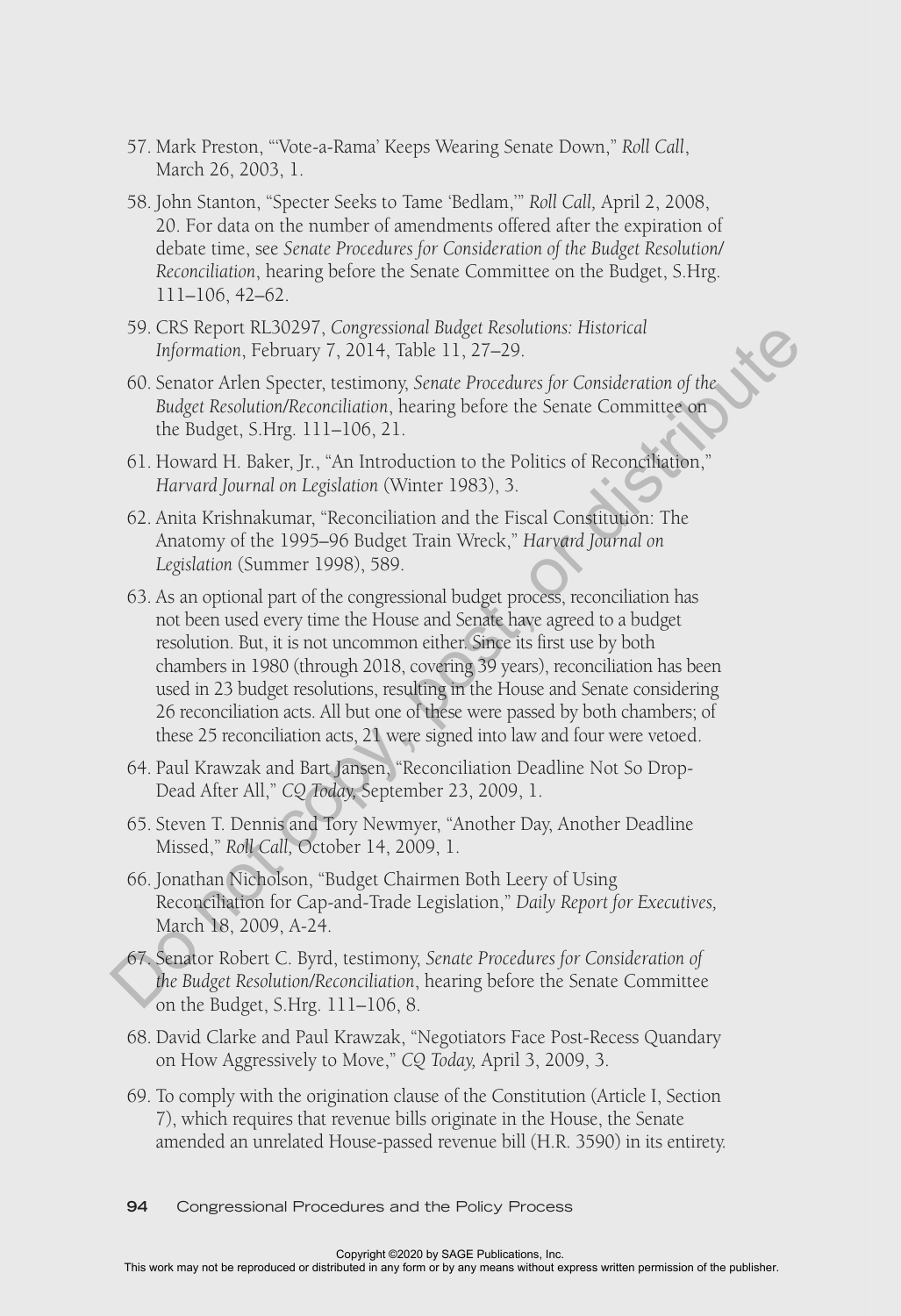57. Mark Preston, "'Vote-a-Rama' Keeps Wearing Senate Down," *Roll Call*, March 26, 2003, 1.

58. John Stanton, "Specter Seeks to Tame 'Bedlam,'" *Roll Call,* April 2, 2008, 20. For data on the number of amendments offered after the expiration of debate time, see *Senate Procedures for Consideration of the Budget Resolution/Reconciliation*, hearing before the Senate Committee on the Budget, S.Hrg. 111–106, 42–62.

59. CRS Report RL30297, *Congressional Budget Resolutions: Historical Information*, February 7, 2014, Table 11, 27–29.

60. Senator Arlen Specter, testimony, *Senate Procedures for Consideration of the Budget Resolution/Reconciliation*, hearing before the Senate Committee on the Budget, S.Hrg. 111–106, 21.

61. Howard H. Baker, Jr., "An Introduction to the Politics of Reconciliation," *Harvard Journal on Legislation* (Winter 1983), 3.

62. Anita Krishnakumar, "Reconciliation and the Fiscal Constitution: The Anatomy of the 1995–96 Budget Train Wreck," *Harvard Journal on Legislation* (Summer 1998), 589.

63. As an optional part of the congressional budget process, reconciliation has not been used every time the House and Senate have agreed to a budget resolution. But, it is not uncommon either. Since its first use by both chambers in 1980 (through 2018, covering 39 years), reconciliation has been used in 23 budget resolutions, resulting in the House and Senate considering 26 reconciliation acts. All but one of these were passed by both chambers; of these 25 reconciliation acts, 21 were signed into law and four were vetoed.

64. Paul Krawzak and Bart Jansen, "Reconciliation Deadline Not So Drop-Dead After All," *CQ Today,* September 23, 2009, 1.

65. Steven T. Dennis and Tory Newmyer, "Another Day, Another Deadline Missed," *Roll Call,* October 14, 2009, 1.

66. Jonathan Nicholson, "Budget Chairmen Both Leery of Using Reconciliation for Cap-and-Trade Legislation," *Daily Report for Executives,* March 18, 2009, A-24.

67. Senator Robert C. Byrd, testimony, *Senate Procedures for Consideration of the Budget Resolution/Reconciliation*, hearing before the Senate Committee on the Budget, S.Hrg. 111–106, 8.

68. David Clarke and Paul Krawzak, "Negotiators Face Post-Recess Quandary on How Aggressively to Move," *CQ Today,* April 3, 2009, 3.

69. To comply with the origination clause of the Constitution (Article I, Section 7), which requires that revenue bills originate in the House, the Senate amended an unrelated House-passed revenue bill (H.R. 3590) in its entirety.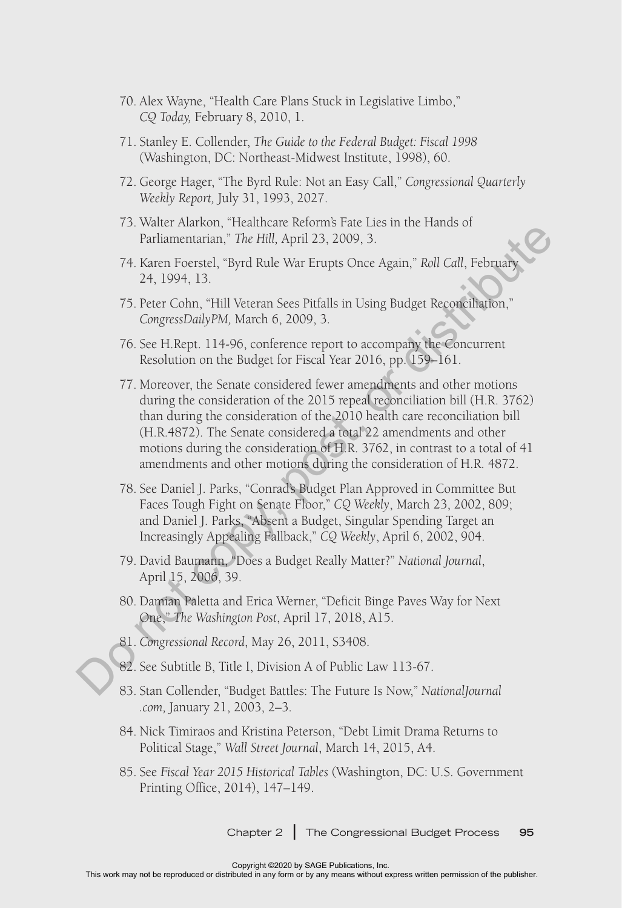70. Alex Wayne, "Health Care Plans Stuck in Legislative Limbo," *CQ Today,* February 8, 2010, 1.

71. Stanley E. Collender, *The Guide to the Federal Budget: Fiscal 1998* (Washington, DC: Northeast-Midwest Institute, 1998), 60.

72. George Hager, "The Byrd Rule: Not an Easy Call," *Congressional Quarterly Weekly Report,* July 31, 1993, 2027.

73. Walter Alarkon, "Healthcare Reform's Fate Lies in the Hands of Parliamentarian," *The Hill,* April 23, 2009, 3.

74. Karen Foerstel, "Byrd Rule War Erupts Once Again," *Roll Call*, February 24, 1994, 13.

75. Peter Cohn, "Hill Veteran Sees Pitfalls in Using Budget Reconciliation," *CongressDailyPM,* March 6, 2009, 3.

76. See H.Rept. 114-96, conference report to accompany the Concurrent Resolution on the Budget for Fiscal Year 2016, pp. 159–161.

77. Moreover, the Senate considered fewer amendments and other motions during the consideration of the 2015 repeal reconciliation bill (H.R. 3762) than during the consideration of the 2010 health care reconciliation bill (H.R.4872). The Senate considered a total 22 amendments and other motions during the consideration of H.R. 3762, in contrast to a total of 41 amendments and other motions during the consideration of H.R. 4872.

78. See Daniel J. Parks, "Conrad's Budget Plan Approved in Committee But Faces Tough Fight on Senate Floor," *CQ Weekly*, March 23, 2002, 809; and Daniel J. Parks, "Absent a Budget, Singular Spending Target an Increasingly Appealing Fallback," *CQ Weekly*, April 6, 2002, 904.

79. David Baumann, "Does a Budget Really Matter?" *National Journal*, April 15, 2006, 39.

80. Damian Paletta and Erica Werner, "Deficit Binge Paves Way for Next One," *The Washington Post*, April 17, 2018, A15.

81. *Congressional Record*, May 26, 2011, S3408.

82. See Subtitle B, Title I, Division A of Public Law 113-67.

83. Stan Collender, "Budget Battles: The Future Is Now," *NationalJournal .com,* January 21, 2003, 2–3.

84. Nick Timiraos and Kristina Peterson, "Debt Limit Drama Returns to Political Stage," *Wall Street Journal*, March 14, 2015, A4.

85. See *Fiscal Year 2015 Historical Tables* (Washington, DC: U.S. Government Printing Office, 2014), 147–149.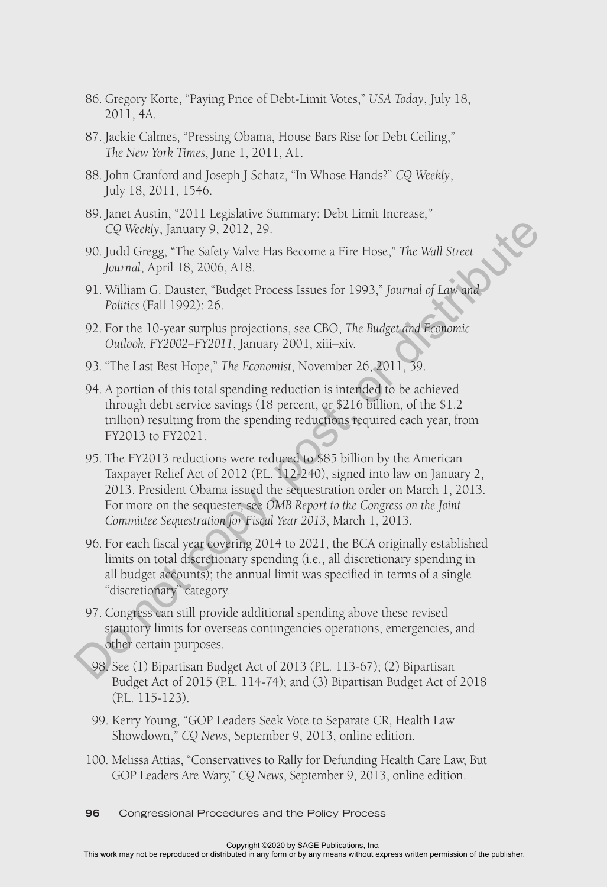86. Gregory Korte, "Paying Price of Debt-Limit Votes," *USA Today*, July 18, 2011, 4A.

87. Jackie Calmes, "Pressing Obama, House Bars Rise for Debt Ceiling," *The New York Times*, June 1, 2011, A1.

88. John Cranford and Joseph J Schatz, "In Whose Hands?" *CQ Weekly*, July 18, 2011, 1546.

89. Janet Austin, "2011 Legislative Summary: Debt Limit Increase," *CQ Weekly*, January 9, 2012, 29.

90. Judd Gregg, "The Safety Valve Has Become a Fire Hose," *The Wall Street Journal*, April 18, 2006, A18.

91. William G. Dauster, "Budget Process Issues for 1993," *Journal of Law and Politics* (Fall 1992): 26.

92. For the 10-year surplus projections, see CBO, *The Budget and Economic Outlook, FY2002–FY2011*, January 2001, xiii–xiv.

93. "The Last Best Hope," *The Economist*, November 26, 2011, 39.

94. A portion of this total spending reduction is intended to be achieved through debt service savings (18 percent, or $216 billion, of the $1.2 trillion) resulting from the spending reductions required each year, from FY2013 to FY2021.

95. The FY2013 reductions were reduced to $85 billion by the American Taxpayer Relief Act of 2012 (P.L. 112-240), signed into law on January 2, 2013. President Obama issued the sequestration order on March 1, 2013. For more on the sequester, see *OMB Report to the Congress on the Joint Committee Sequestration for Fiscal Year 2013*, March 1, 2013.

96. For each fiscal year covering 2014 to 2021, the BCA originally established limits on total discretionary spending (i.e., all discretionary spending in all budget accounts); the annual limit was specified in terms of a single "discretionary" category.

97. Congress can still provide additional spending above these revised statutory limits for overseas contingencies operations, emergencies, and other certain purposes.

98. See (1) Bipartisan Budget Act of 2013 (P.L. 113-67); (2) Bipartisan Budget Act of 2015 (P.L. 114-74); and (3) Bipartisan Budget Act of 2018 (P.L. 115-123).

99. Kerry Young, "GOP Leaders Seek Vote to Separate CR, Health Law Showdown," *CQ News*, September 9, 2013, online edition.

100. Melissa Attias, "Conservatives to Rally for Defunding Health Care Law, But GOP Leaders Are Wary," *CQ News*, September 9, 2013, online edition.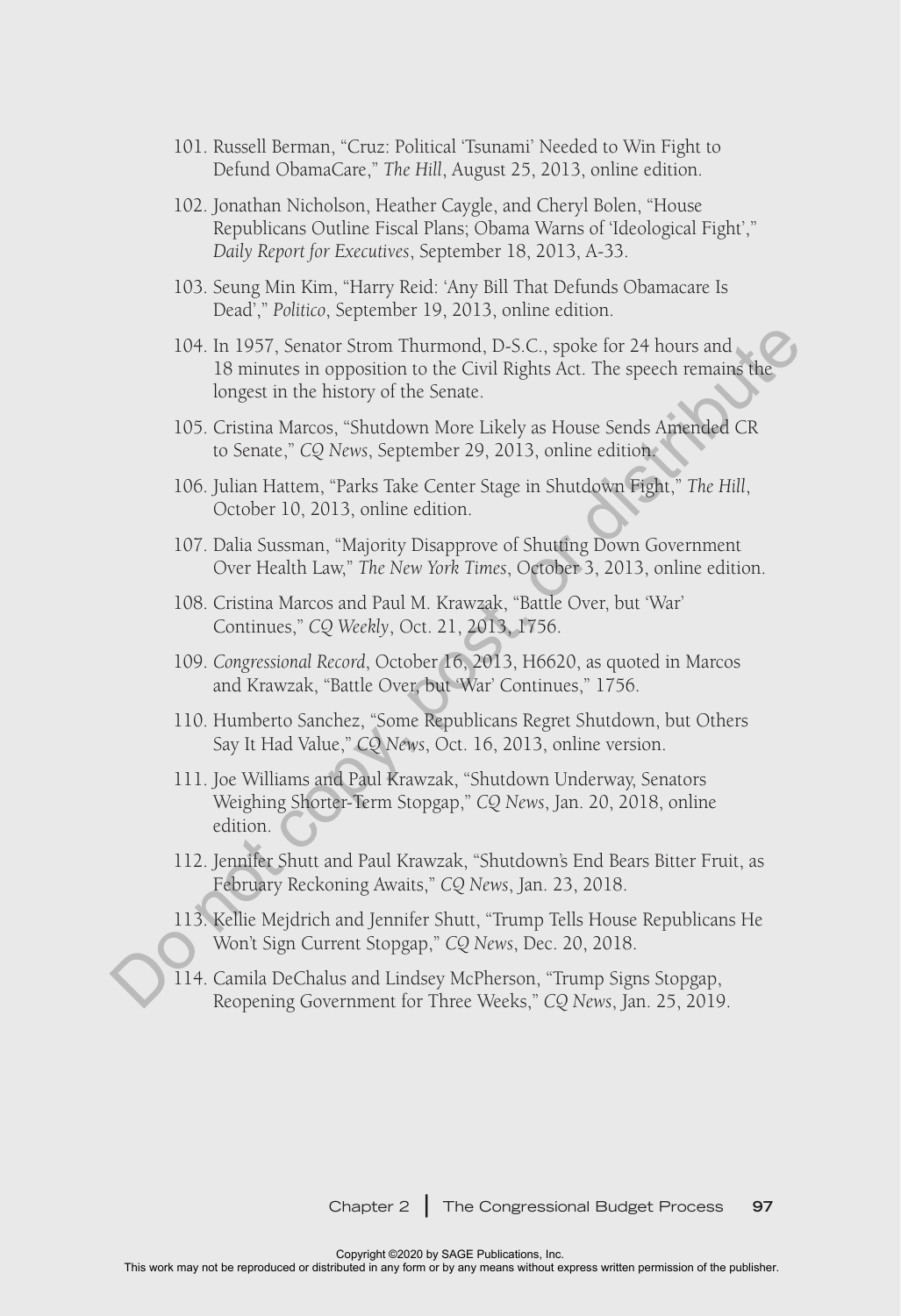101. Russell Berman, "Cruz: Political 'Tsunami' Needed to Win Fight to Defund ObamaCare," *The Hill*, August 25, 2013, online edition.

102. Jonathan Nicholson, Heather Caygle, and Cheryl Bolen, "House Republicans Outline Fiscal Plans; Obama Warns of 'Ideological Fight'," *Daily Report for Executives*, September 18, 2013, A-33.

103. Seung Min Kim, "Harry Reid: 'Any Bill That Defunds Obamacare Is Dead'," *Politico*, September 19, 2013, online edition.

104. In 1957, Senator Strom Thurmond, D-S.C., spoke for 24 hours and 18 minutes in opposition to the Civil Rights Act. The speech remains the longest in the history of the Senate.

105. Cristina Marcos, "Shutdown More Likely as House Sends Amended CR to Senate," *CQ News*, September 29, 2013, online edition.

106. Julian Hattem, "Parks Take Center Stage in Shutdown Fight," *The Hill*, October 10, 2013, online edition.

107. Dalia Sussman, "Majority Disapprove of Shutting Down Government Over Health Law," *The New York Times*, October 3, 2013, online edition.

108. Cristina Marcos and Paul M. Krawzak, "Battle Over, but 'War' Continues," *CQ Weekly*, Oct. 21, 2013, 1756.

109. *Congressional Record*, October 16, 2013, H6620, as quoted in Marcos and Krawzak, "Battle Over, but 'War' Continues," 1756.

110. Humberto Sanchez, "Some Republicans Regret Shutdown, but Others Say It Had Value," *CQ News*, Oct. 16, 2013, online version.

111. Joe Williams and Paul Krawzak, "Shutdown Underway, Senators Weighing Shorter-Term Stopgap," *CQ News*, Jan. 20, 2018, online edition.

112. Jennifer Shutt and Paul Krawzak, "Shutdown's End Bears Bitter Fruit, as February Reckoning Awaits," *CQ News*, Jan. 23, 2018.

113. Kellie Mejdrich and Jennifer Shutt, "Trump Tells House Republicans He Won't Sign Current Stopgap," *CQ News*, Dec. 20, 2018.

114. Camila DeChalus and Lindsey McPherson, "Trump Signs Stopgap, Reopening Government for Three Weeks," *CQ News*, Jan. 25, 2019.